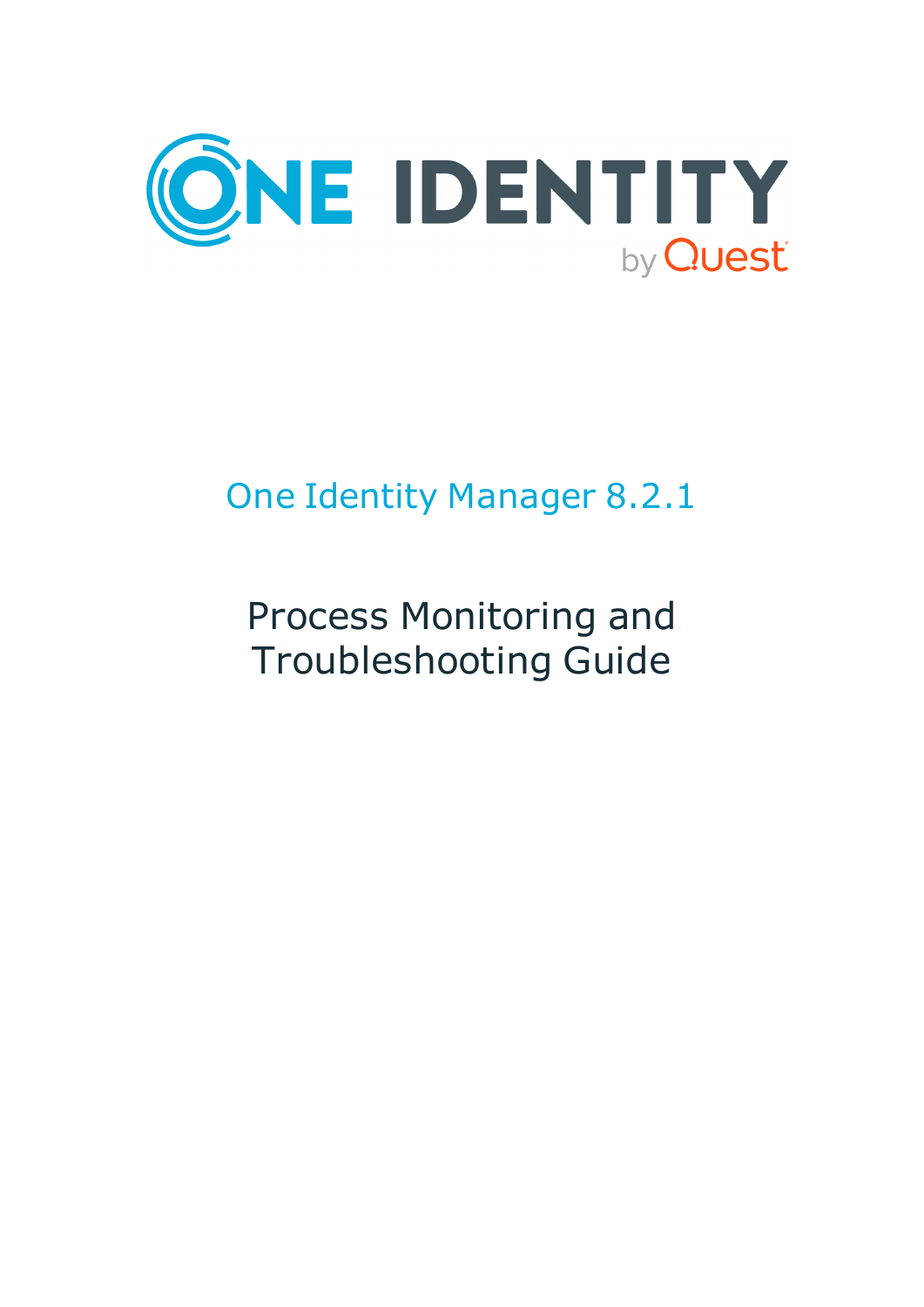ONE IDENTITY by Quest

One Identity Manager 8.2.1

# Process Monitoring and Troubleshooting Guide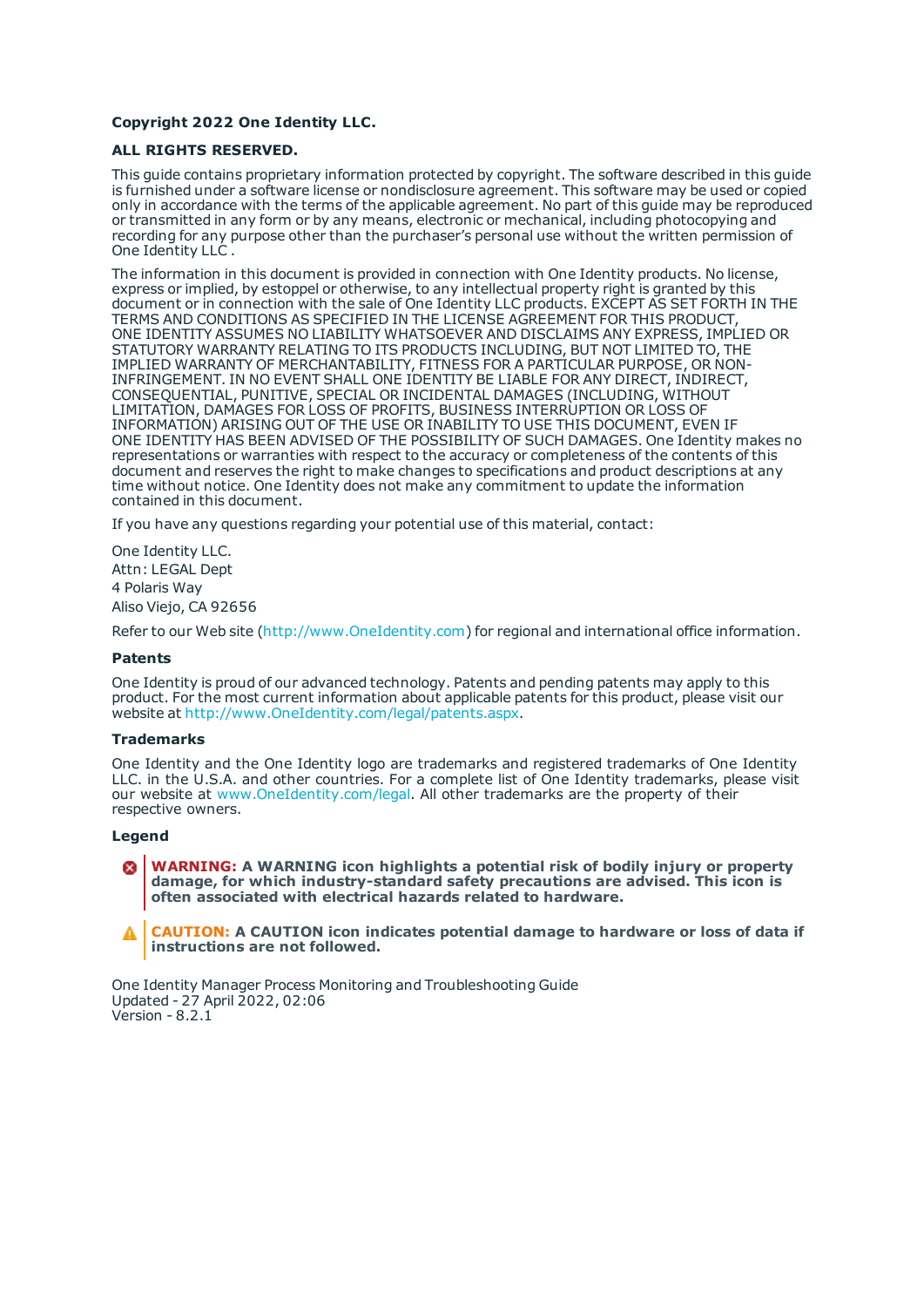**Copyright 2022 One Identity LLC.**

**ALL RIGHTS RESERVED.**

This guide contains proprietary information protected by copyright. The software described in this guide is furnished under a software license or nondisclosure agreement. This software may be used or copied only in accordance with the terms of the applicable agreement. No part of this guide may be reproduced or transmitted in any form or by any means, electronic or mechanical, including photocopying and recording for any purpose other than the purchaser's personal use without the written permission of One Identity LLC .

The information in this document is provided in connection with One Identity products. No license, express or implied, by estoppel or otherwise, to any intellectual property right is granted by this document or in connection with the sale of One Identity LLC products. EXCEPT AS SET FORTH IN THE TERMS AND CONDITIONS AS SPECIFIED IN THE LICENSE AGREEMENT FOR THIS PRODUCT, ONE IDENTITY ASSUMES NO LIABILITY WHATSOEVER AND DISCLAIMS ANY EXPRESS, IMPLIED OR STATUTORY WARRANTY RELATING TO ITS PRODUCTS INCLUDING, BUT NOT LIMITED TO, THE IMPLIED WARRANTY OF MERCHANTABILITY, FITNESS FOR A PARTICULAR PURPOSE, OR NON-INFRINGEMENT. IN NO EVENT SHALL ONE IDENTITY BE LIABLE FOR ANY DIRECT, INDIRECT, CONSEQUENTIAL, PUNITIVE, SPECIAL OR INCIDENTAL DAMAGES (INCLUDING, WITHOUT LIMITATION, DAMAGES FOR LOSS OF PROFITS, BUSINESS INTERRUPTION OR LOSS OF INFORMATION) ARISING OUT OF THE USE OR INABILITY TO USE THIS DOCUMENT, EVEN IF ONE IDENTITY HAS BEEN ADVISED OF THE POSSIBILITY OF SUCH DAMAGES. One Identity makes no representations or warranties with respect to the accuracy or completeness of the contents of this document and reserves the right to make changes to specifications and product descriptions at any time without notice. One Identity does not make any commitment to update the information contained in this document.

If you have any questions regarding your potential use of this material, contact:

One Identity LLC.
Attn: LEGAL Dept
4 Polaris Way
Aliso Viejo, CA 92656

Refer to our Web site (http://www.OneIdentity.com) for regional and international office information.

**Patents**

One Identity is proud of our advanced technology. Patents and pending patents may apply to this product. For the most current information about applicable patents for this product, please visit our website at http://www.OneIdentity.com/legal/patents.aspx.

**Trademarks**

One Identity and the One Identity logo are trademarks and registered trademarks of One Identity LLC. in the U.S.A. and other countries. For a complete list of One Identity trademarks, please visit our website at www.OneIdentity.com/legal. All other trademarks are the property of their respective owners.

**Legend**

**WARNING: A WARNING icon highlights a potential risk of bodily injury or property damage, for which industry-standard safety precautions are advised. This icon is often associated with electrical hazards related to hardware.**

**CAUTION: A CAUTION icon indicates potential damage to hardware or loss of data if instructions are not followed.**

One Identity Manager Process Monitoring and Troubleshooting Guide
Updated - 27 April 2022, 02:06
Version - 8.2.1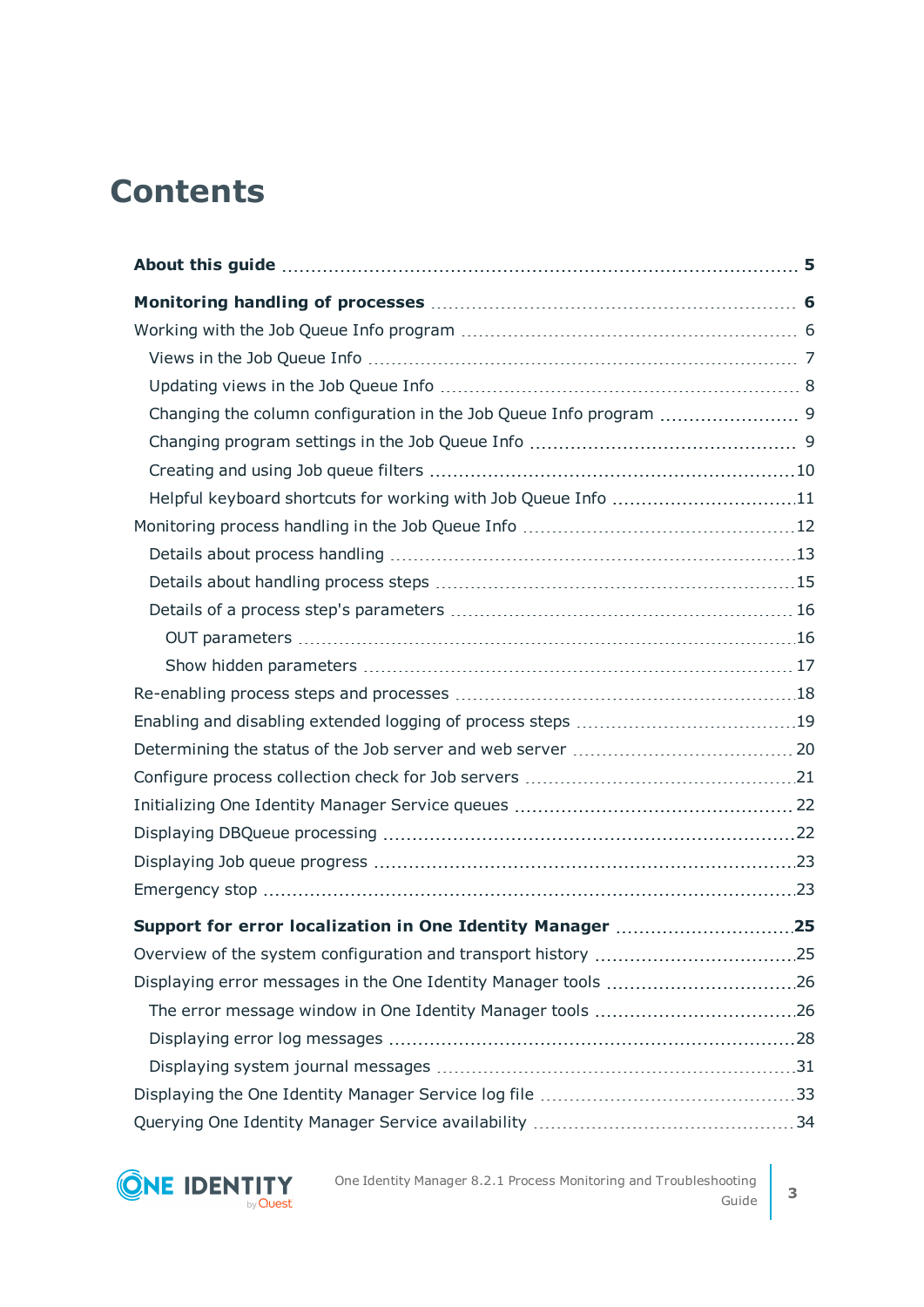# Contents

**About this guide** 5

**Monitoring handling of processes** 6

- Working with the Job Queue Info program 6
  - Views in the Job Queue Info 7
  - Updating views in the Job Queue Info 8
  - Changing the column configuration in the Job Queue Info program 9
  - Changing program settings in the Job Queue Info 9
  - Creating and using Job queue filters 10
  - Helpful keyboard shortcuts for working with Job Queue Info 11
- Monitoring process handling in the Job Queue Info 12
  - Details about process handling 13
  - Details about handling process steps 15
  - Details of a process step's parameters 16
    - OUT parameters 16
    - Show hidden parameters 17
- Re-enabling process steps and processes 18
- Enabling and disabling extended logging of process steps 19
- Determining the status of the Job server and web server 20
- Configure process collection check for Job servers 21
- Initializing One Identity Manager Service queues 22
- Displaying DBQueue processing 22
- Displaying Job queue progress 23
- Emergency stop 23

**Support for error localization in One Identity Manager** 25

- Overview of the system configuration and transport history 25
- Displaying error messages in the One Identity Manager tools 26
  - The error message window in One Identity Manager tools 26
  - Displaying error log messages 28
  - Displaying system journal messages 31
- Displaying the One Identity Manager Service log file 33
- Querying One Identity Manager Service availability 34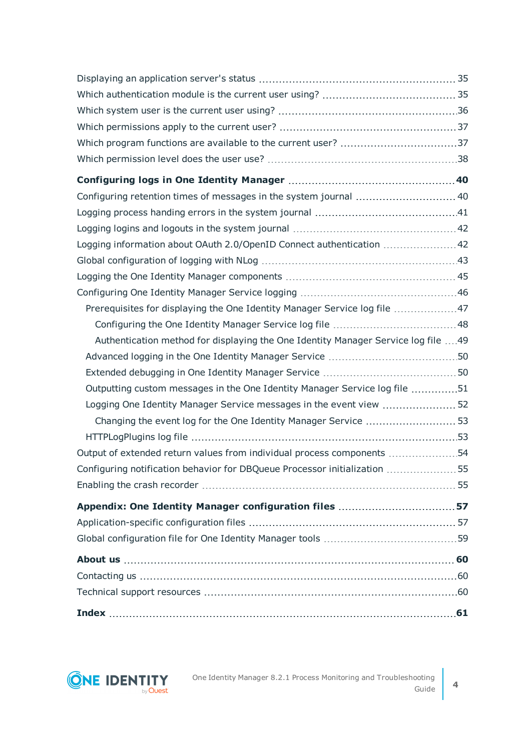Displaying an application server's status 35

Which authentication module is the current user using? 35

Which system user is the current user using? 36

Which permissions apply to the current user? 37

Which program functions are available to the current user? 37

Which permission level does the user use? 38

**Configuring logs in One Identity Manager 40**

Configuring retention times of messages in the system journal 40

Logging process handing errors in the system journal 41

Logging logins and logouts in the system journal 42

Logging information about OAuth 2.0/OpenID Connect authentication 42

Global configuration of logging with NLog 43

Logging the One Identity Manager components 45

Configuring One Identity Manager Service logging 46

- Prerequisites for displaying the One Identity Manager Service log file 47
  - Configuring the One Identity Manager Service log file 48
  - Authentication method for displaying the One Identity Manager Service log file 49
- Advanced logging in the One Identity Manager Service 50
- Extended debugging in One Identity Manager Service 50
- Outputting custom messages in the One Identity Manager Service log file 51
- Logging One Identity Manager Service messages in the event view 52
  - Changing the event log for the One Identity Manager Service 53
- HTTPLogPlugins log file 53

Output of extended return values from individual process components 54

Configuring notification behavior for DBQueue Processor initialization 55

Enabling the crash recorder 55

**Appendix: One Identity Manager configuration files 57**

Application-specific configuration files 57

Global configuration file for One Identity Manager tools 59

**About us 60**

Contacting us 60

Technical support resources 60

**Index 61**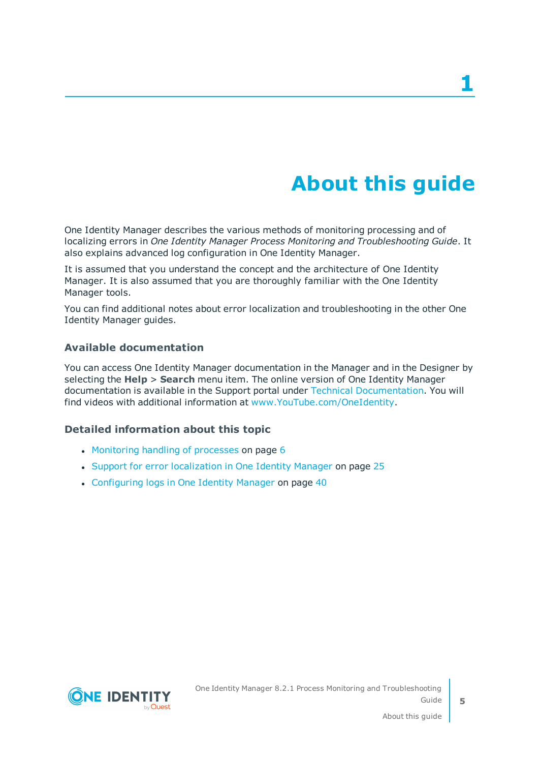# 1 About this guide

One Identity Manager describes the various methods of monitoring processing and of localizing errors in *One Identity Manager Process Monitoring and Troubleshooting Guide*. It also explains advanced log configuration in One Identity Manager.

It is assumed that you understand the concept and the architecture of One Identity Manager. It is also assumed that you are thoroughly familiar with the One Identity Manager tools.

You can find additional notes about error localization and troubleshooting in the other One Identity Manager guides.

### Available documentation

You can access One Identity Manager documentation in the Manager and in the Designer by selecting the **Help** > **Search** menu item. The online version of One Identity Manager documentation is available in the Support portal under Technical Documentation. You will find videos with additional information at www.YouTube.com/OneIdentity.

### Detailed information about this topic

- Monitoring handling of processes on page 6
- Support for error localization in One Identity Manager on page 25
- Configuring logs in One Identity Manager on page 40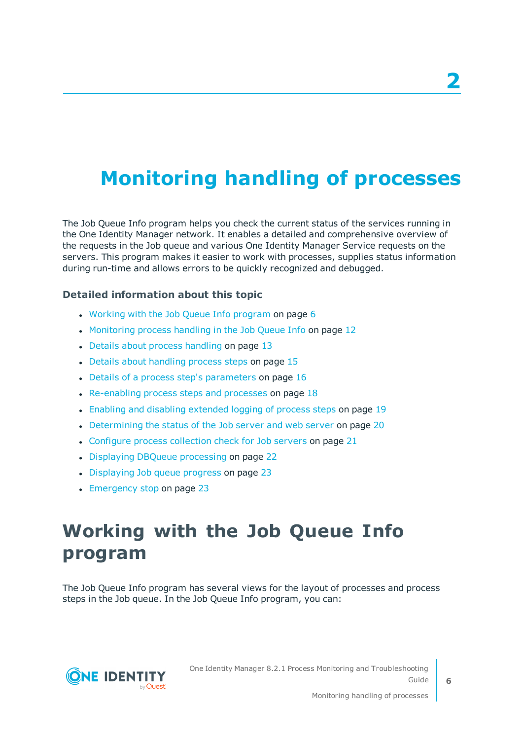# 2

# Monitoring handling of processes

The Job Queue Info program helps you check the current status of the services running in the One Identity Manager network. It enables a detailed and comprehensive overview of the requests in the Job queue and various One Identity Manager Service requests on the servers. This program makes it easier to work with processes, supplies status information during run-time and allows errors to be quickly recognized and debugged.

### Detailed information about this topic

- Working with the Job Queue Info program on page 6
- Monitoring process handling in the Job Queue Info on page 12
- Details about process handling on page 13
- Details about handling process steps on page 15
- Details of a process step's parameters on page 16
- Re-enabling process steps and processes on page 18
- Enabling and disabling extended logging of process steps on page 19
- Determining the status of the Job server and web server on page 20
- Configure process collection check for Job servers on page 21
- Displaying DBQueue processing on page 22
- Displaying Job queue progress on page 23
- Emergency stop on page 23

## Working with the Job Queue Info program

The Job Queue Info program has several views for the layout of processes and process steps in the Job queue. In the Job Queue Info program, you can: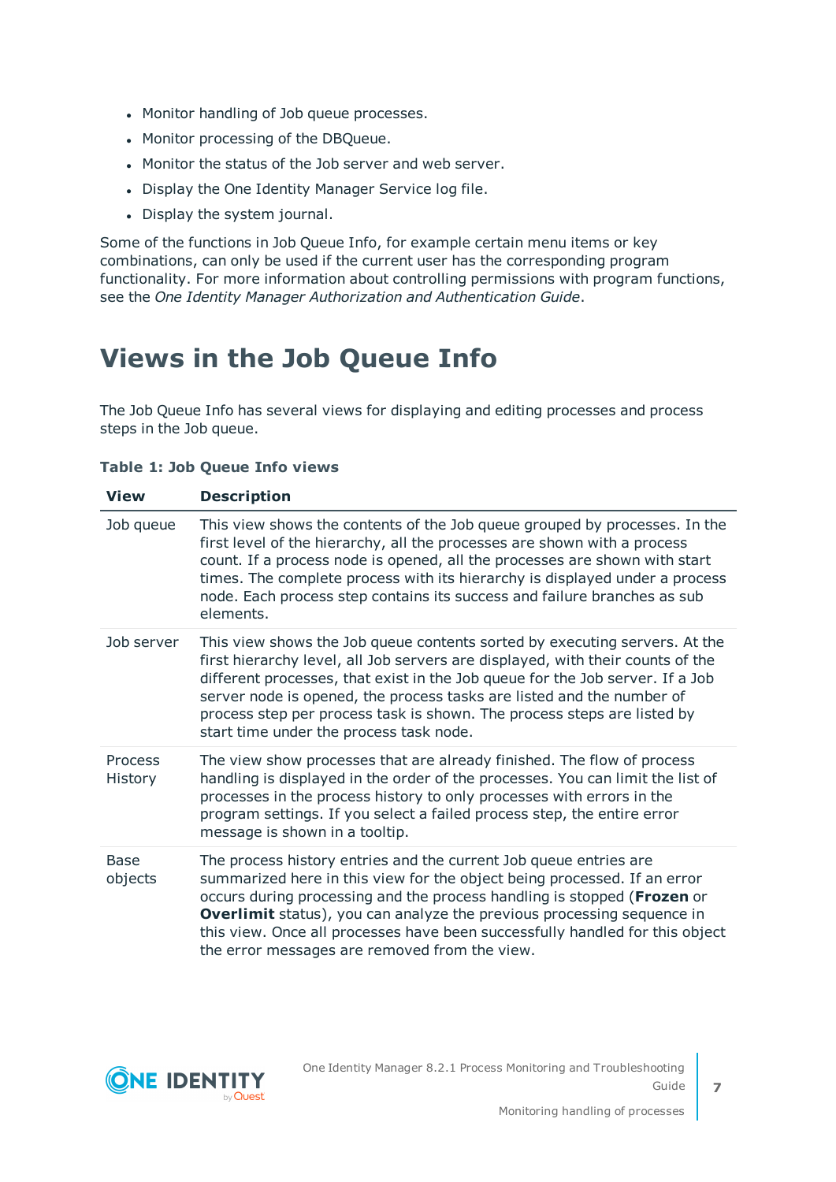- Monitor handling of Job queue processes.
- Monitor processing of the DBQueue.
- Monitor the status of the Job server and web server.
- Display the One Identity Manager Service log file.
- Display the system journal.

Some of the functions in Job Queue Info, for example certain menu items or key combinations, can only be used if the current user has the corresponding program functionality. For more information about controlling permissions with program functions, see the *One Identity Manager Authorization and Authentication Guide*.

# Views in the Job Queue Info

The Job Queue Info has several views for displaying and editing processes and process steps in the Job queue.

**Table 1: Job Queue Info views**

| View | Description |
|---|---|
| Job queue | This view shows the contents of the Job queue grouped by processes. In the first level of the hierarchy, all the processes are shown with a process count. If a process node is opened, all the processes are shown with start times. The complete process with its hierarchy is displayed under a process node. Each process step contains its success and failure branches as sub elements. |
| Job server | This view shows the Job queue contents sorted by executing servers. At the first hierarchy level, all Job servers are displayed, with their counts of the different processes, that exist in the Job queue for the Job server. If a Job server node is opened, the process tasks are listed and the number of process step per process task is shown. The process steps are listed by start time under the process task node. |
| Process History | The view show processes that are already finished. The flow of process handling is displayed in the order of the processes. You can limit the list of processes in the process history to only processes with errors in the program settings. If you select a failed process step, the entire error message is shown in a tooltip. |
| Base objects | The process history entries and the current Job queue entries are summarized here in this view for the object being processed. If an error occurs during processing and the process handling is stopped (**Frozen** or **Overlimit** status), you can analyze the previous processing sequence in this view. Once all processes have been successfully handled for this object the error messages are removed from the view. |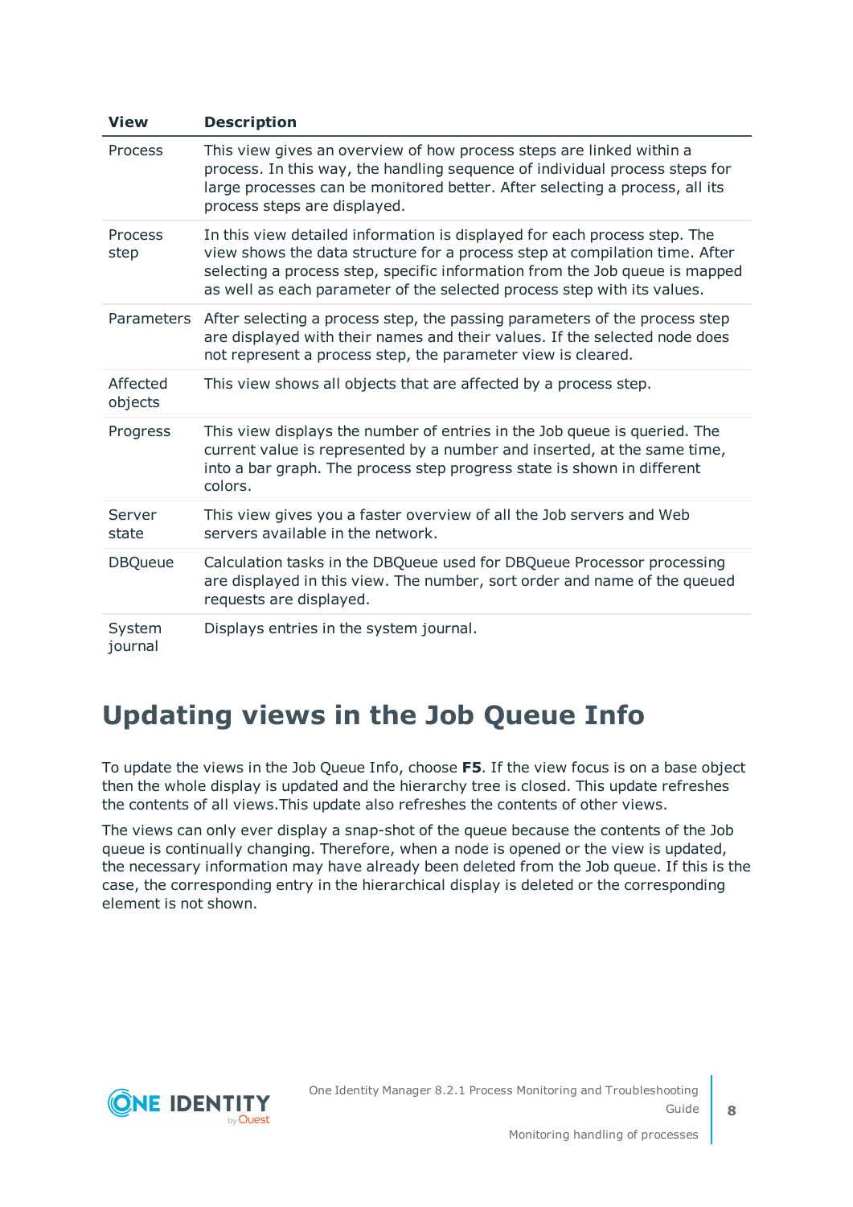| View | Description |
| --- | --- |
| Process | This view gives an overview of how process steps are linked within a process. In this way, the handling sequence of individual process steps for large processes can be monitored better. After selecting a process, all its process steps are displayed. |
| Process step | In this view detailed information is displayed for each process step. The view shows the data structure for a process step at compilation time. After selecting a process step, specific information from the Job queue is mapped as well as each parameter of the selected process step with its values. |
| Parameters | After selecting a process step, the passing parameters of the process step are displayed with their names and their values. If the selected node does not represent a process step, the parameter view is cleared. |
| Affected objects | This view shows all objects that are affected by a process step. |
| Progress | This view displays the number of entries in the Job queue is queried. The current value is represented by a number and inserted, at the same time, into a bar graph. The process step progress state is shown in different colors. |
| Server state | This view gives you a faster overview of all the Job servers and Web servers available in the network. |
| DBQueue | Calculation tasks in the DBQueue used for DBQueue Processor processing are displayed in this view. The number, sort order and name of the queued requests are displayed. |
| System journal | Displays entries in the system journal. |

# Updating views in the Job Queue Info

To update the views in the Job Queue Info, choose **F5**. If the view focus is on a base object then the whole display is updated and the hierarchy tree is closed. This update refreshes the contents of all views.This update also refreshes the contents of other views.

The views can only ever display a snap-shot of the queue because the contents of the Job queue is continually changing. Therefore, when a node is opened or the view is updated, the necessary information may have already been deleted from the Job queue. If this is the case, the corresponding entry in the hierarchical display is deleted or the corresponding element is not shown.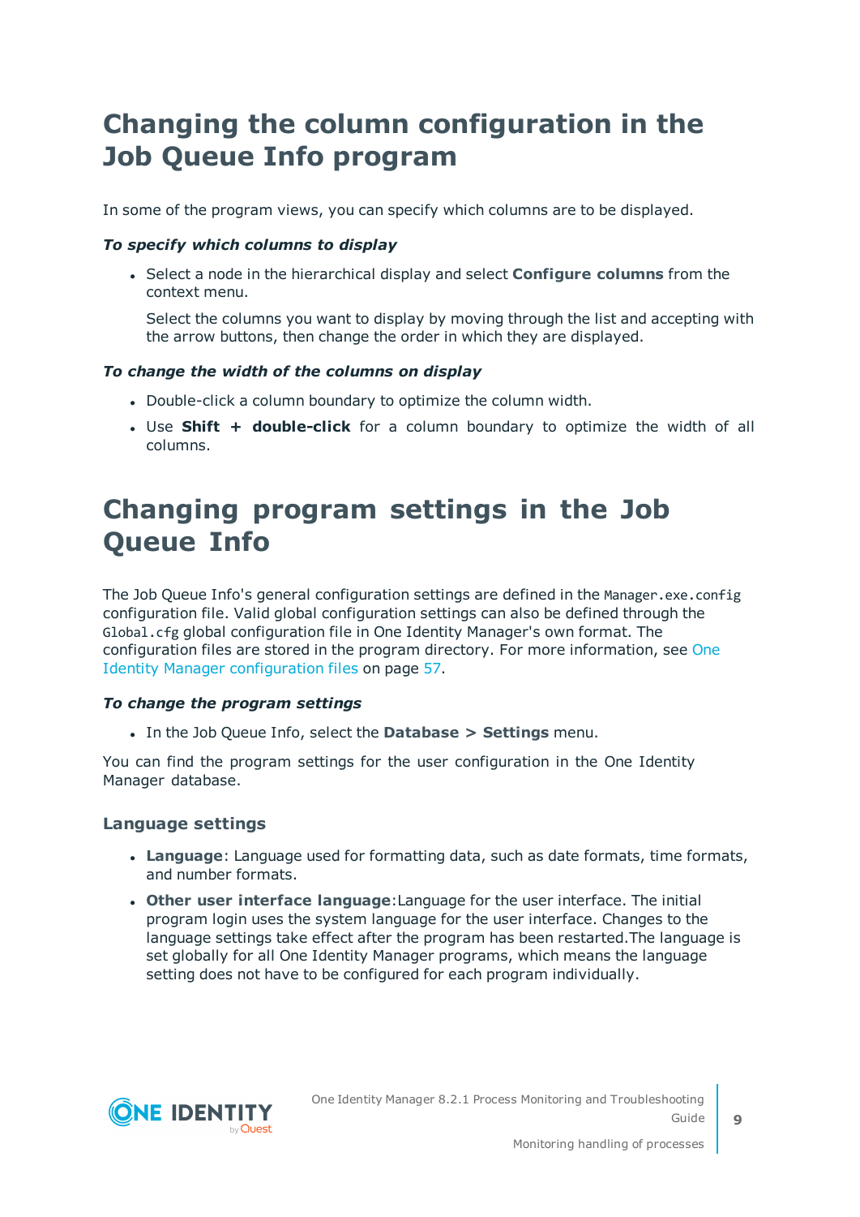# Changing the column configuration in the Job Queue Info program

In some of the program views, you can specify which columns are to be displayed.

***To specify which columns to display***

- Select a node in the hierarchical display and select **Configure columns** from the context menu.

  Select the columns you want to display by moving through the list and accepting with the arrow buttons, then change the order in which they are displayed.

***To change the width of the columns on display***

- Double-click a column boundary to optimize the column width.
- Use **Shift + double-click** for a column boundary to optimize the width of all columns.

# Changing program settings in the Job Queue Info

The Job Queue Info's general configuration settings are defined in the `Manager.exe.config` configuration file. Valid global configuration settings can also be defined through the `Global.cfg` global configuration file in One Identity Manager's own format. The configuration files are stored in the program directory. For more information, see One Identity Manager configuration files on page 57.

***To change the program settings***

- In the Job Queue Info, select the **Database > Settings** menu.

You can find the program settings for the user configuration in the One Identity Manager database.

### Language settings

- **Language**: Language used for formatting data, such as date formats, time formats, and number formats.
- **Other user interface language**:Language for the user interface. The initial program login uses the system language for the user interface. Changes to the language settings take effect after the program has been restarted.The language is set globally for all One Identity Manager programs, which means the language setting does not have to be configured for each program individually.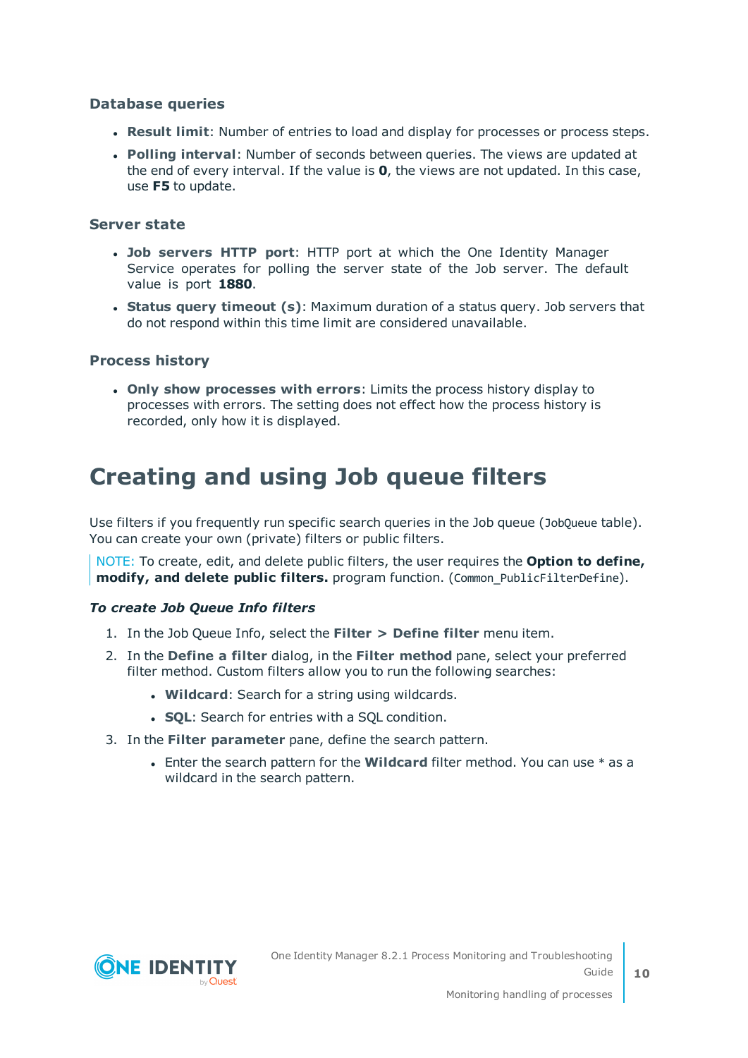### Database queries

- **Result limit**: Number of entries to load and display for processes or process steps.
- **Polling interval**: Number of seconds between queries. The views are updated at the end of every interval. If the value is **0**, the views are not updated. In this case, use **F5** to update.

### Server state

- **Job servers HTTP port**: HTTP port at which the One Identity Manager Service operates for polling the server state of the Job server. The default value is port **1880**.
- **Status query timeout (s)**: Maximum duration of a status query. Job servers that do not respond within this time limit are considered unavailable.

### Process history

- **Only show processes with errors**: Limits the process history display to processes with errors. The setting does not effect how the process history is recorded, only how it is displayed.

## Creating and using Job queue filters

Use filters if you frequently run specific search queries in the Job queue (`JobQueue` table). You can create your own (private) filters or public filters.

NOTE: To create, edit, and delete public filters, the user requires the **Option to define, modify, and delete public filters.** program function. (`Common_PublicFilterDefine`).

***To create Job Queue Info filters***

1. In the Job Queue Info, select the **Filter > Define filter** menu item.
2. In the **Define a filter** dialog, in the **Filter method** pane, select your preferred filter method. Custom filters allow you to run the following searches:
   - **Wildcard**: Search for a string using wildcards.
   - **SQL**: Search for entries with a SQL condition.
3. In the **Filter parameter** pane, define the search pattern.
   - Enter the search pattern for the **Wildcard** filter method. You can use * as a wildcard in the search pattern.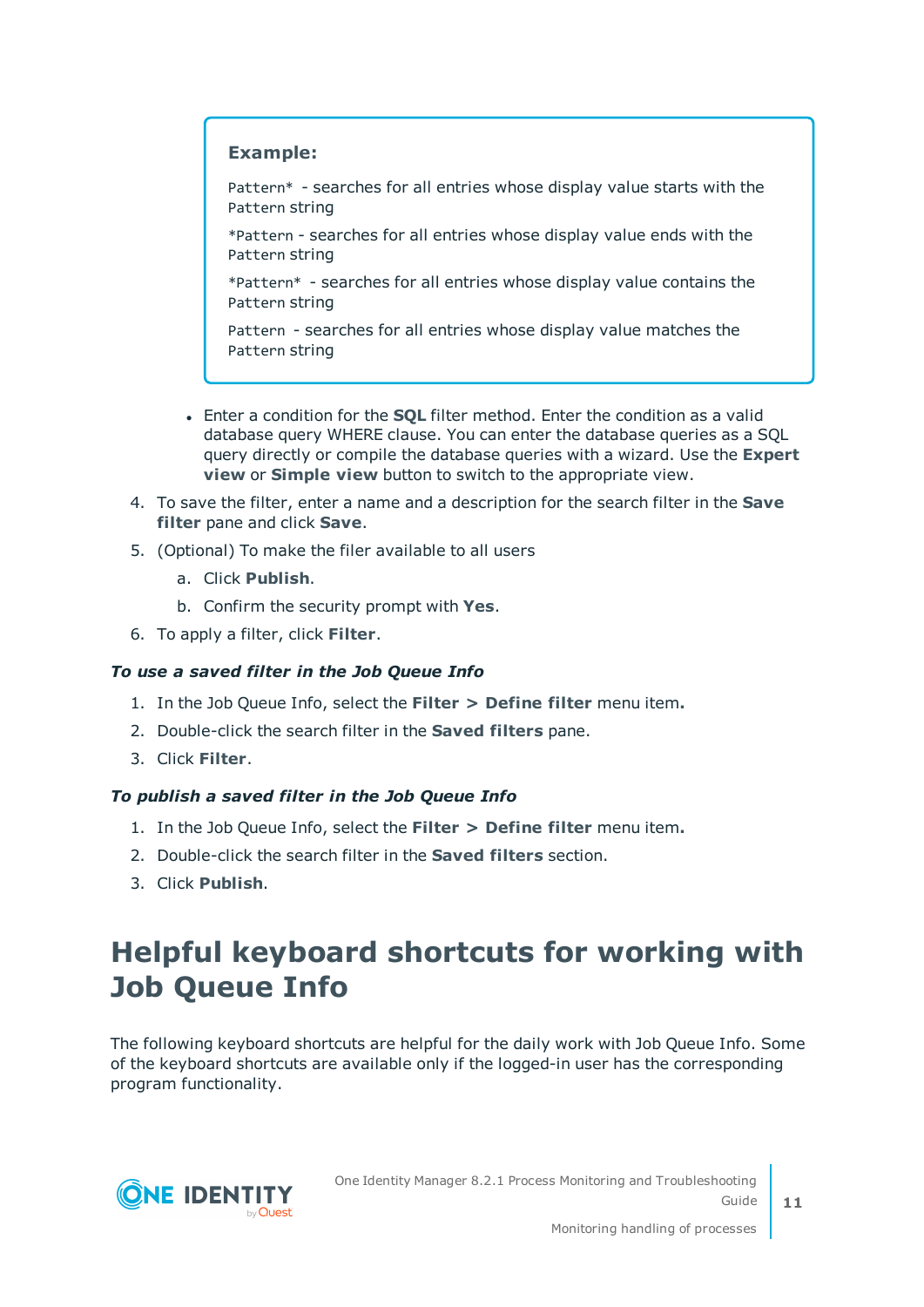> **Example:**
>
> `Pattern*` - searches for all entries whose display value starts with the `Pattern` string
>
> `*Pattern` - searches for all entries whose display value ends with the `Pattern` string
>
> `*Pattern*` - searches for all entries whose display value contains the `Pattern` string
>
> `Pattern` - searches for all entries whose display value matches the `Pattern` string

- Enter a condition for the **SQL** filter method. Enter the condition as a valid database query WHERE clause. You can enter the database queries as a SQL query directly or compile the database queries with a wizard. Use the **Expert view** or **Simple view** button to switch to the appropriate view.

4. To save the filter, enter a name and a description for the search filter in the **Save filter** pane and click **Save**.
5. (Optional) To make the filer available to all users
   a. Click **Publish**.
   b. Confirm the security prompt with **Yes**.
6. To apply a filter, click **Filter**.

***To use a saved filter in the Job Queue Info***

1. In the Job Queue Info, select the **Filter > Define filter** menu item**.**
2. Double-click the search filter in the **Saved filters** pane.
3. Click **Filter**.

***To publish a saved filter in the Job Queue Info***

1. In the Job Queue Info, select the **Filter > Define filter** menu item**.**
2. Double-click the search filter in the **Saved filters** section.
3. Click **Publish**.

# Helpful keyboard shortcuts for working with Job Queue Info

The following keyboard shortcuts are helpful for the daily work with Job Queue Info. Some of the keyboard shortcuts are available only if the logged-in user has the corresponding program functionality.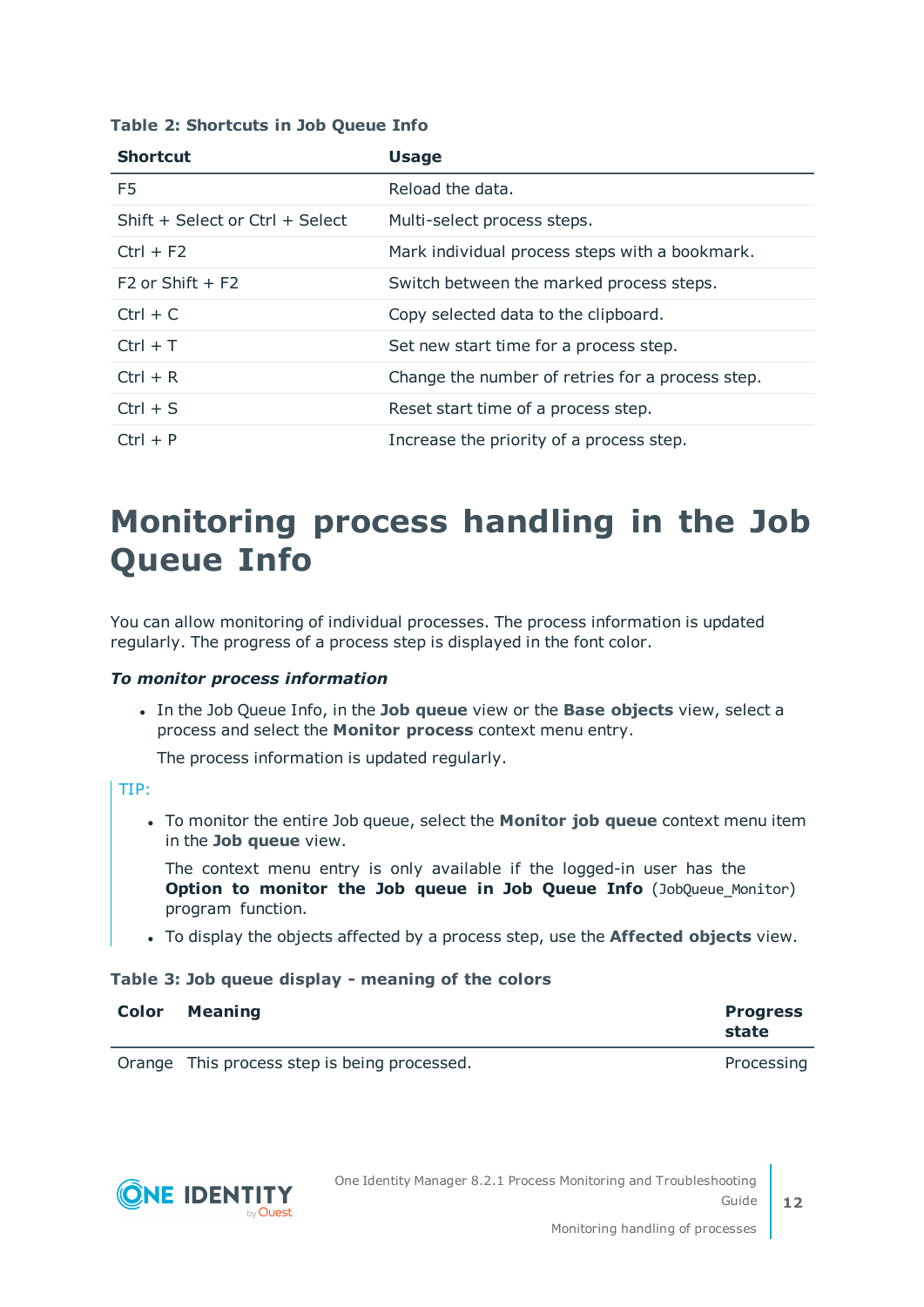**Table 2: Shortcuts in Job Queue Info**

| Shortcut | Usage |
|---|---|
| F5 | Reload the data. |
| Shift + Select or Ctrl + Select | Multi-select process steps. |
| Ctrl + F2 | Mark individual process steps with a bookmark. |
| F2 or Shift + F2 | Switch between the marked process steps. |
| Ctrl + C | Copy selected data to the clipboard. |
| Ctrl + T | Set new start time for a process step. |
| Ctrl + R | Change the number of retries for a process step. |
| Ctrl + S | Reset start time of a process step. |
| Ctrl + P | Increase the priority of a process step. |

# Monitoring process handling in the Job Queue Info

You can allow monitoring of individual processes. The process information is updated regularly. The progress of a process step is displayed in the font color.

***To monitor process information***

- In the Job Queue Info, in the **Job queue** view or the **Base objects** view, select a process and select the **Monitor process** context menu entry.

  The process information is updated regularly.

TIP:

- To monitor the entire Job queue, select the **Monitor job queue** context menu item in the **Job queue** view.

  The context menu entry is only available if the logged-in user has the **Option to monitor the Job queue in Job Queue Info** (JobQueue_Monitor) program function.

- To display the objects affected by a process step, use the **Affected objects** view.

**Table 3: Job queue display - meaning of the colors**

| Color | Meaning | Progress state |
|---|---|---|
| Orange | This process step is being processed. | Processing |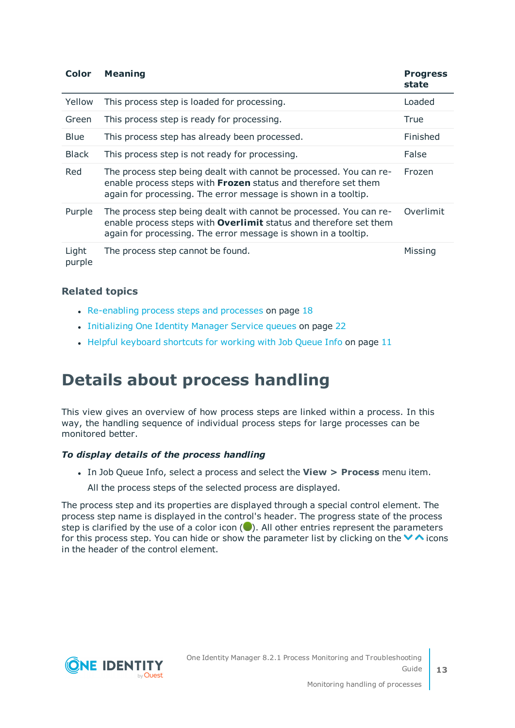| Color | Meaning | Progress state |
|---|---|---|
| Yellow | This process step is loaded for processing. | Loaded |
| Green | This process step is ready for processing. | True |
| Blue | This process step has already been processed. | Finished |
| Black | This process step is not ready for processing. | False |
| Red | The process step being dealt with cannot be processed. You can re-enable process steps with **Frozen** status and therefore set them again for processing. The error message is shown in a tooltip. | Frozen |
| Purple | The process step being dealt with cannot be processed. You can re-enable process steps with **Overlimit** status and therefore set them again for processing. The error message is shown in a tooltip. | Overlimit |
| Light purple | The process step cannot be found. | Missing |

### Related topics

- Re-enabling process steps and processes on page 18
- Initializing One Identity Manager Service queues on page 22
- Helpful keyboard shortcuts for working with Job Queue Info on page 11

# Details about process handling

This view gives an overview of how process steps are linked within a process. In this way, the handling sequence of individual process steps for large processes can be monitored better.

#### *To display details of the process handling*

- In Job Queue Info, select a process and select the **View > Process** menu item.

  All the process steps of the selected process are displayed.

The process step and its properties are displayed through a special control element. The process step name is displayed in the control's header. The progress state of the process step is clarified by the use of a color icon (●). All other entries represent the parameters for this process step. You can hide or show the parameter list by clicking on the ∨ ∧ icons in the header of the control element.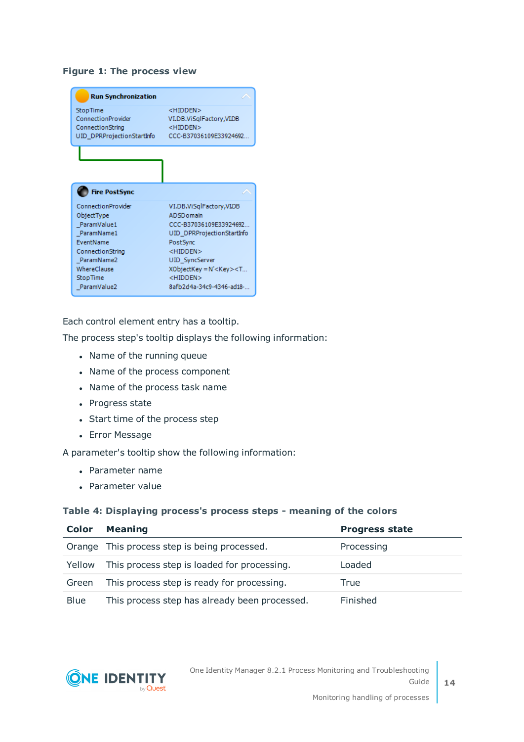**Figure 1: The process view**

Each control element entry has a tooltip.

The process step's tooltip displays the following information:

- Name of the running queue
- Name of the process component
- Name of the process task name
- Progress state
- Start time of the process step
- Error Message

A parameter's tooltip show the following information:

- Parameter name
- Parameter value

**Table 4: Displaying process's process steps - meaning of the colors**

| Color | Meaning | Progress state |
|---|---|---|
| Orange | This process step is being processed. | Processing |
| Yellow | This process step is loaded for processing. | Loaded |
| Green | This process step is ready for processing. | True |
| Blue | This process step has already been processed. | Finished |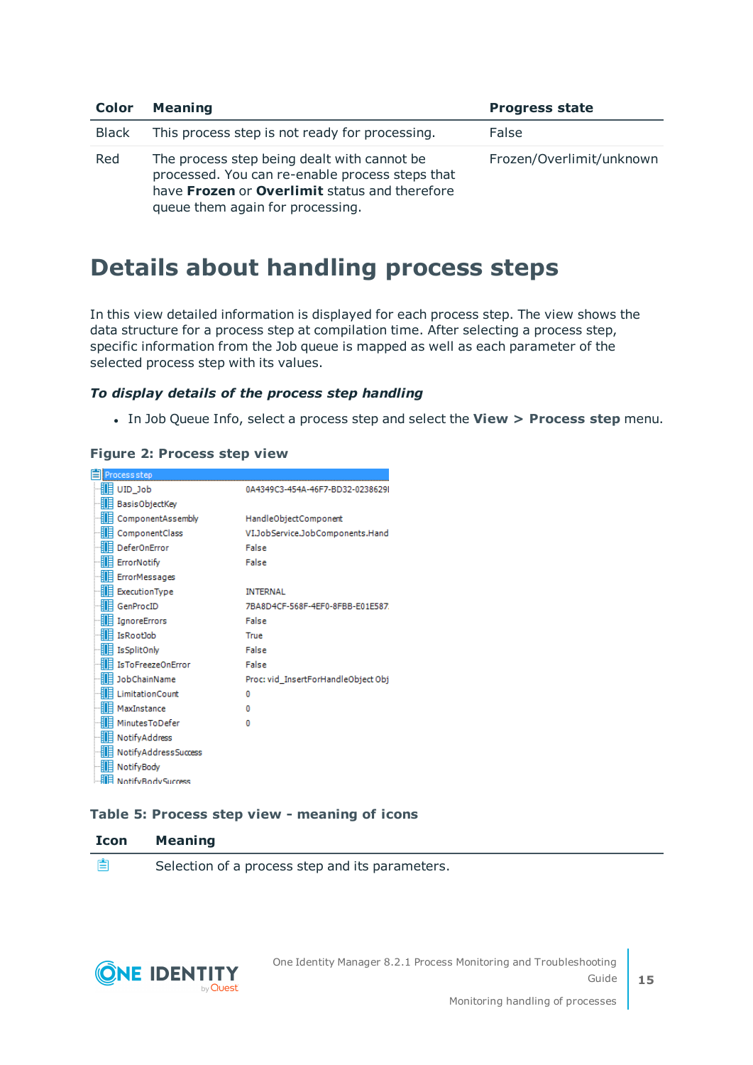| Color | Meaning | Progress state |
|---|---|---|
| Black | This process step is not ready for processing. | False |
| Red | The process step being dealt with cannot be processed. You can re-enable process steps that have **Frozen** or **Overlimit** status and therefore queue them again for processing. | Frozen/Overlimit/unknown |

# Details about handling process steps

In this view detailed information is displayed for each process step. The view shows the data structure for a process step at compilation time. After selecting a process step, specific information from the Job queue is mapped as well as each parameter of the selected process step with its values.

### *To display details of the process step handling*

- In Job Queue Info, select a process step and select the **View > Process step** menu.

**Figure 2: Process step view**

**Table 5: Process step view - meaning of icons**

| Icon | Meaning |
|---|---|
| | Selection of a process step and its parameters. |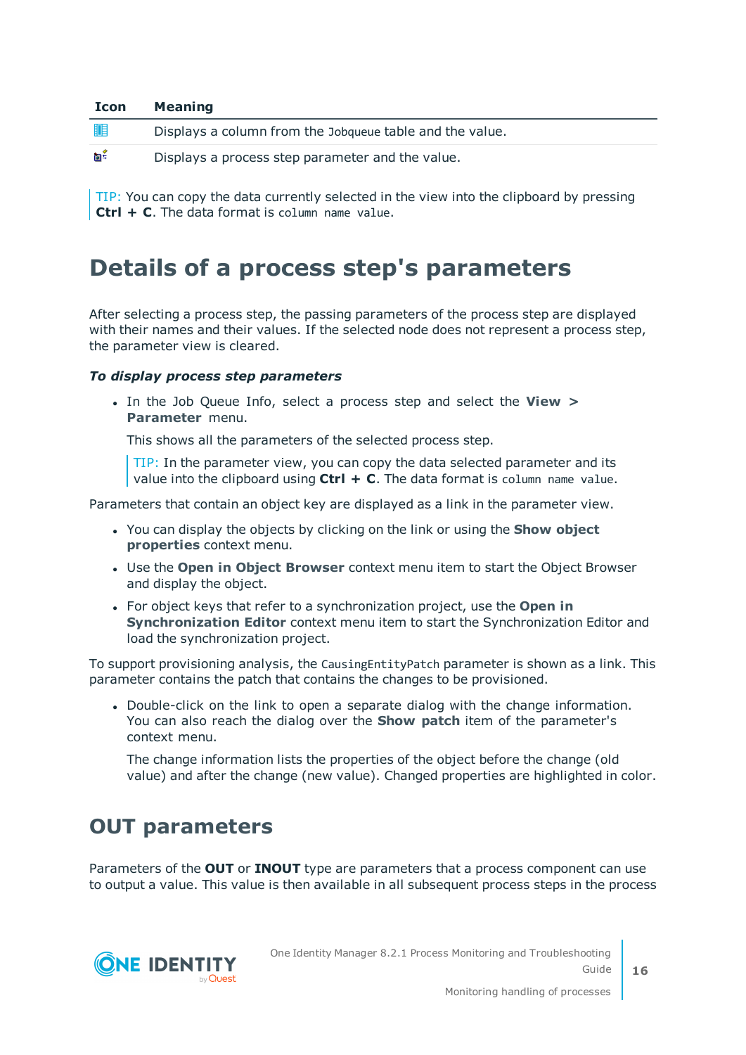| Icon | Meaning |
| --- | --- |
|  | Displays a column from the `Jobqueue` table and the value. |
|  | Displays a process step parameter and the value. |

TIP: You can copy the data currently selected in the view into the clipboard by pressing **Ctrl + C**. The data format is `column name value`.

# Details of a process step's parameters

After selecting a process step, the passing parameters of the process step are displayed with their names and their values. If the selected node does not represent a process step, the parameter view is cleared.

***To display process step parameters***

- In the Job Queue Info, select a process step and select the **View > Parameter** menu.

  This shows all the parameters of the selected process step.

  TIP: In the parameter view, you can copy the data selected parameter and its value into the clipboard using **Ctrl + C**. The data format is `column name value`.

Parameters that contain an object key are displayed as a link in the parameter view.

- You can display the objects by clicking on the link or using the **Show object properties** context menu.
- Use the **Open in Object Browser** context menu item to start the Object Browser and display the object.
- For object keys that refer to a synchronization project, use the **Open in Synchronization Editor** context menu item to start the Synchronization Editor and load the synchronization project.

To support provisioning analysis, the `CausingEntityPatch` parameter is shown as a link. This parameter contains the patch that contains the changes to be provisioned.

- Double-click on the link to open a separate dialog with the change information. You can also reach the dialog over the **Show patch** item of the parameter's context menu.

  The change information lists the properties of the object before the change (old value) and after the change (new value). Changed properties are highlighted in color.

## OUT parameters

Parameters of the **OUT** or **INOUT** type are parameters that a process component can use to output a value. This value is then available in all subsequent process steps in the process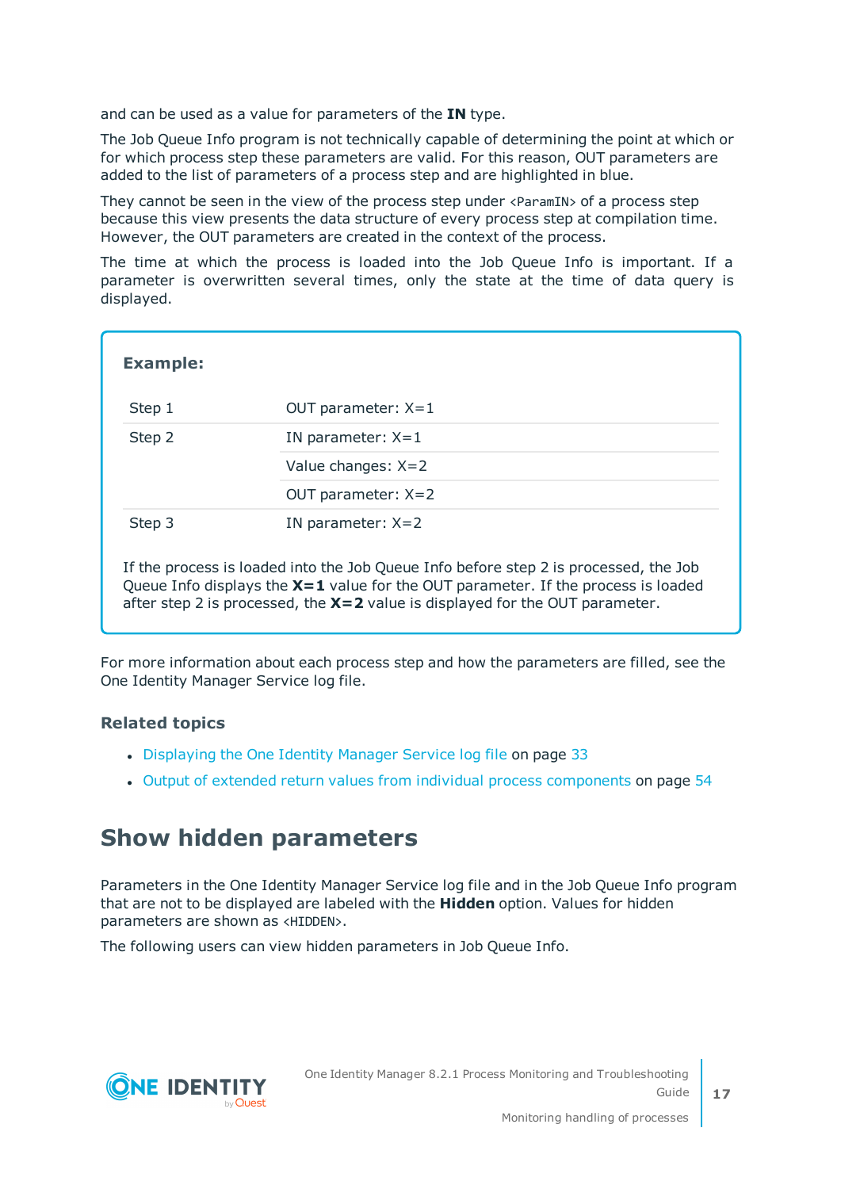and can be used as a value for parameters of the **IN** type.

The Job Queue Info program is not technically capable of determining the point at which or for which process step these parameters are valid. For this reason, OUT parameters are added to the list of parameters of a process step and are highlighted in blue.

They cannot be seen in the view of the process step under `<ParamIN>` of a process step because this view presents the data structure of every process step at compilation time. However, the OUT parameters are created in the context of the process.

The time at which the process is loaded into the Job Queue Info is important. If a parameter is overwritten several times, only the state at the time of data query is displayed.

**Example:**

| | |
|---|---|
| Step 1 | OUT parameter: X=1 |
| Step 2 | IN parameter: X=1 |
| | Value changes: X=2 |
| | OUT parameter: X=2 |
| Step 3 | IN parameter: X=2 |

If the process is loaded into the Job Queue Info before step 2 is processed, the Job Queue Info displays the **X=1** value for the OUT parameter. If the process is loaded after step 2 is processed, the **X=2** value is displayed for the OUT parameter.

For more information about each process step and how the parameters are filled, see the One Identity Manager Service log file.

### Related topics

- Displaying the One Identity Manager Service log file on page 33
- Output of extended return values from individual process components on page 54

## Show hidden parameters

Parameters in the One Identity Manager Service log file and in the Job Queue Info program that are not to be displayed are labeled with the **Hidden** option. Values for hidden parameters are shown as `<HIDDEN>`.

The following users can view hidden parameters in Job Queue Info.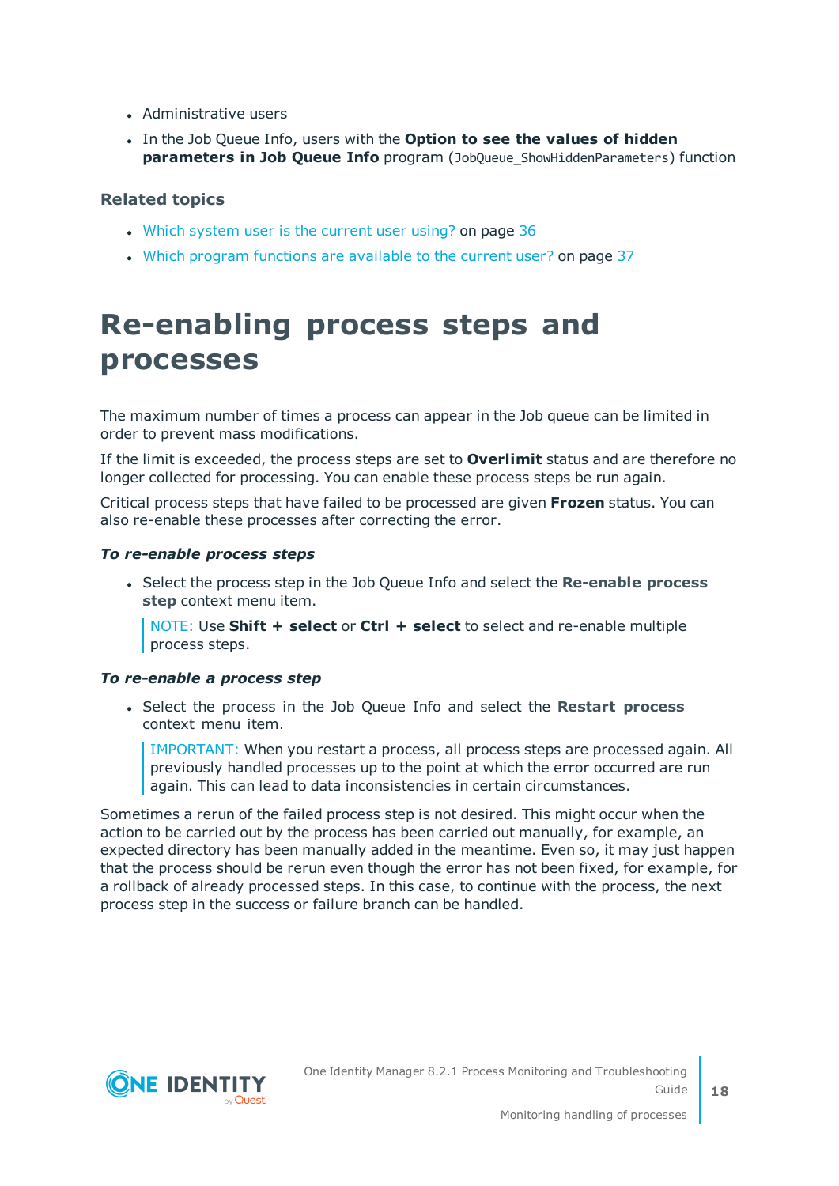- Administrative users
- In the Job Queue Info, users with the **Option to see the values of hidden parameters in Job Queue Info** program (`JobQueue_ShowHiddenParameters`) function

### Related topics

- Which system user is the current user using? on page 36
- Which program functions are available to the current user? on page 37

# Re-enabling process steps and processes

The maximum number of times a process can appear in the Job queue can be limited in order to prevent mass modifications.

If the limit is exceeded, the process steps are set to **Overlimit** status and are therefore no longer collected for processing. You can enable these process steps be run again.

Critical process steps that have failed to be processed are given **Frozen** status. You can also re-enable these processes after correcting the error.

***To re-enable process steps***

- Select the process step in the Job Queue Info and select the **Re-enable process step** context menu item.

  > NOTE: Use **Shift + select** or **Ctrl + select** to select and re-enable multiple process steps.

***To re-enable a process step***

- Select the process in the Job Queue Info and select the **Restart process** context menu item.

  > IMPORTANT: When you restart a process, all process steps are processed again. All previously handled processes up to the point at which the error occurred are run again. This can lead to data inconsistencies in certain circumstances.

Sometimes a rerun of the failed process step is not desired. This might occur when the action to be carried out by the process has been carried out manually, for example, an expected directory has been manually added in the meantime. Even so, it may just happen that the process should be rerun even though the error has not been fixed, for example, for a rollback of already processed steps. In this case, to continue with the process, the next process step in the success or failure branch can be handled.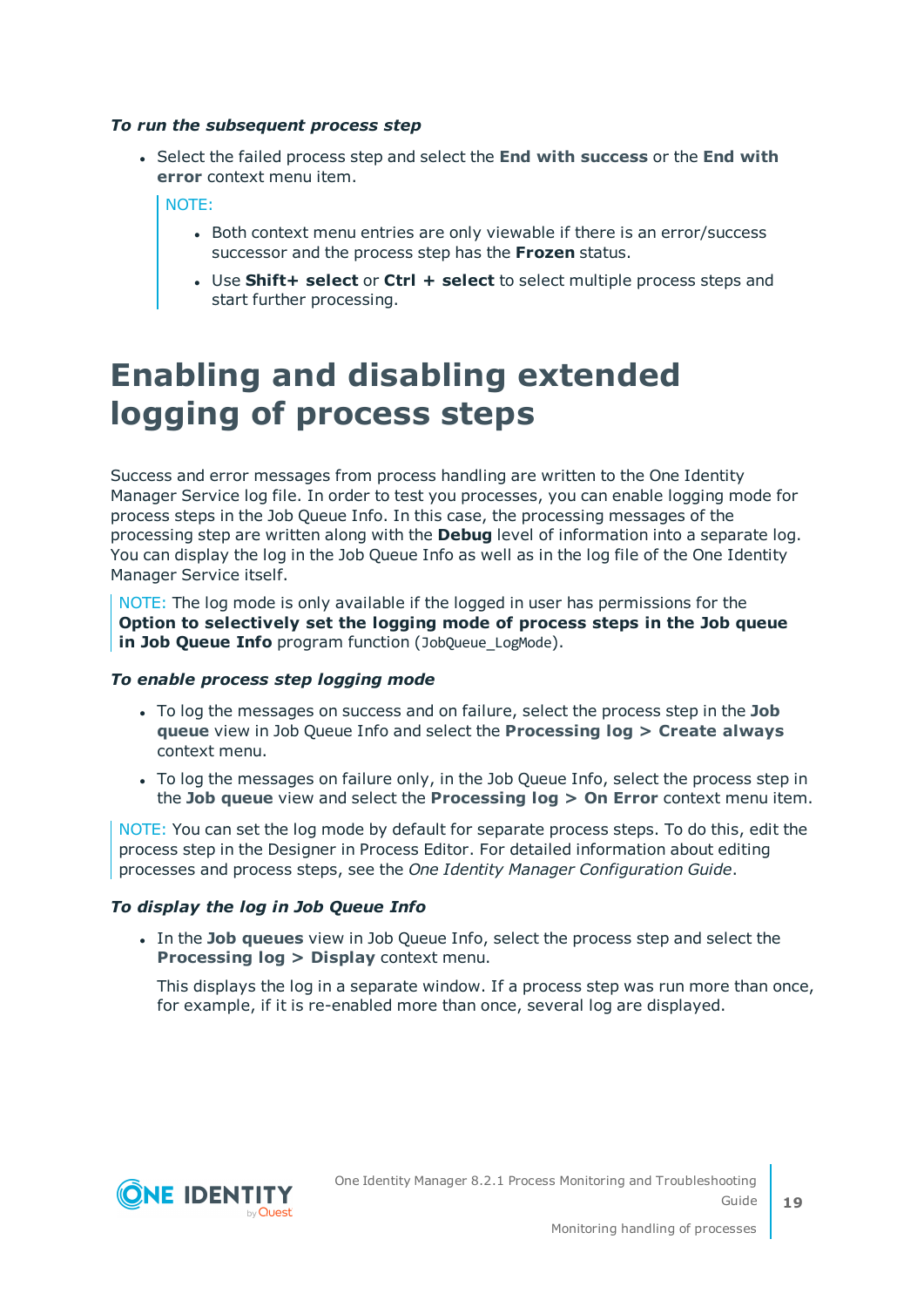***To run the subsequent process step***

- Select the failed process step and select the **End with success** or the **End with error** context menu item.

  NOTE:

  - Both context menu entries are only viewable if there is an error/success successor and the process step has the **Frozen** status.
  - Use **Shift+ select** or **Ctrl + select** to select multiple process steps and start further processing.

# Enabling and disabling extended logging of process steps

Success and error messages from process handling are written to the One Identity Manager Service log file. In order to test you processes, you can enable logging mode for process steps in the Job Queue Info. In this case, the processing messages of the processing step are written along with the **Debug** level of information into a separate log. You can display the log in the Job Queue Info as well as in the log file of the One Identity Manager Service itself.

NOTE: The log mode is only available if the logged in user has permissions for the **Option to selectively set the logging mode of process steps in the Job queue in Job Queue Info** program function (JobQueue_LogMode).

***To enable process step logging mode***

- To log the messages on success and on failure, select the process step in the **Job queue** view in Job Queue Info and select the **Processing log > Create always** context menu.
- To log the messages on failure only, in the Job Queue Info, select the process step in the **Job queue** view and select the **Processing log > On Error** context menu item.

NOTE: You can set the log mode by default for separate process steps. To do this, edit the process step in the Designer in Process Editor. For detailed information about editing processes and process steps, see the *One Identity Manager Configuration Guide*.

***To display the log in Job Queue Info***

- In the **Job queues** view in Job Queue Info, select the process step and select the **Processing log > Display** context menu.

  This displays the log in a separate window. If a process step was run more than once, for example, if it is re-enabled more than once, several log are displayed.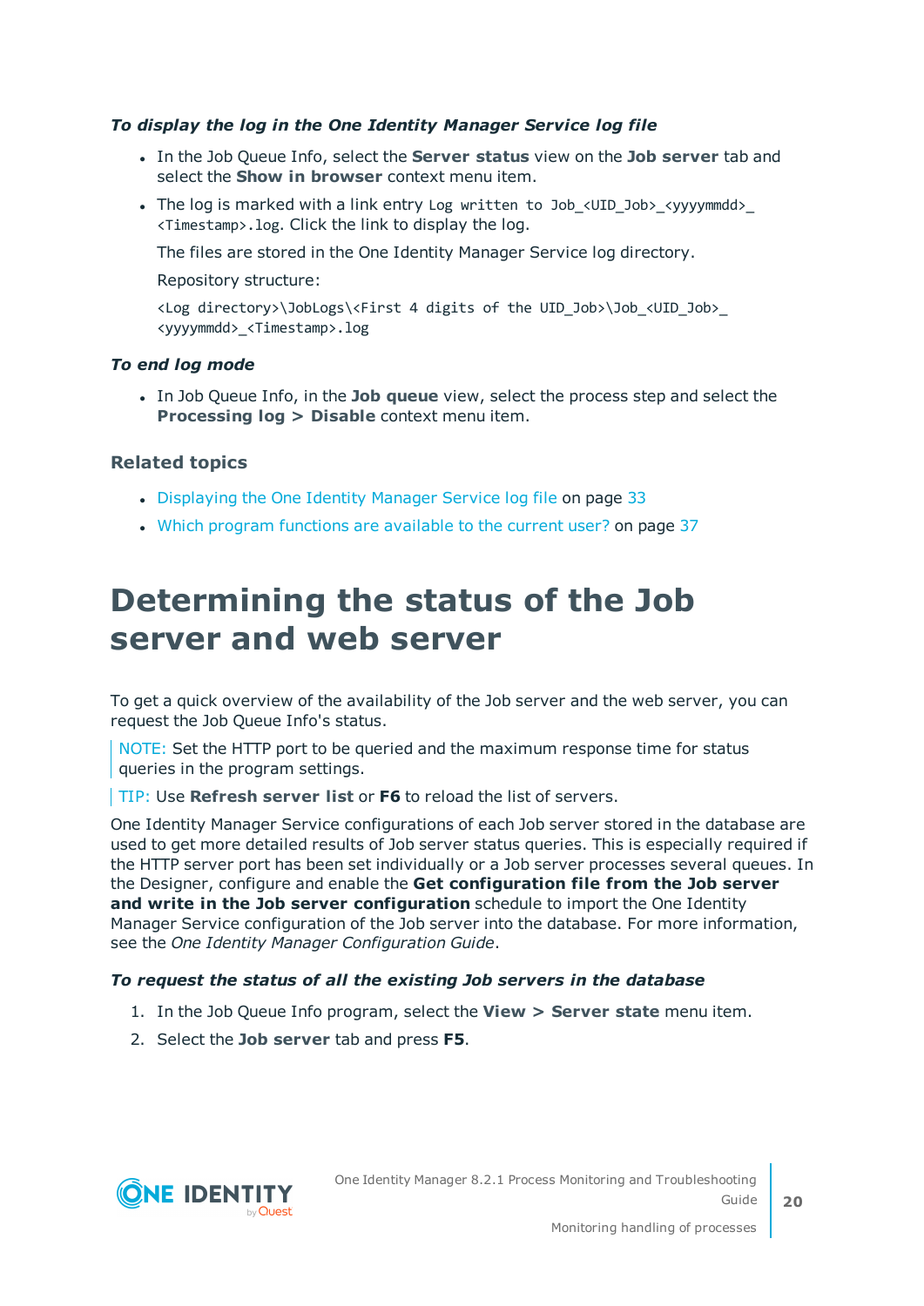*__To display the log in the One Identity Manager Service log file__*

- In the Job Queue Info, select the **Server status** view on the **Job server** tab and select the **Show in browser** context menu item.
- The log is marked with a link entry `Log written to Job_<UID_Job>_<yyyymmdd>_<Timestamp>.log`. Click the link to display the log.

  The files are stored in the One Identity Manager Service log directory.

  Repository structure:

  `<Log directory>\JobLogs\<First 4 digits of the UID_Job>\Job_<UID_Job>_<yyyymmdd>_<Timestamp>.log`

*__To end log mode__*

- In Job Queue Info, in the **Job queue** view, select the process step and select the **Processing log > Disable** context menu item.

### Related topics

- Displaying the One Identity Manager Service log file on page 33
- Which program functions are available to the current user? on page 37

# Determining the status of the Job server and web server

To get a quick overview of the availability of the Job server and the web server, you can request the Job Queue Info's status.

NOTE: Set the HTTP port to be queried and the maximum response time for status queries in the program settings.

TIP: Use **Refresh server list** or **F6** to reload the list of servers.

One Identity Manager Service configurations of each Job server stored in the database are used to get more detailed results of Job server status queries. This is especially required if the HTTP server port has been set individually or a Job server processes several queues. In the Designer, configure and enable the **Get configuration file from the Job server and write in the Job server configuration** schedule to import the One Identity Manager Service configuration of the Job server into the database. For more information, see the *One Identity Manager Configuration Guide*.

*__To request the status of all the existing Job servers in the database__*

1. In the Job Queue Info program, select the **View > Server state** menu item.
2. Select the **Job server** tab and press **F5**.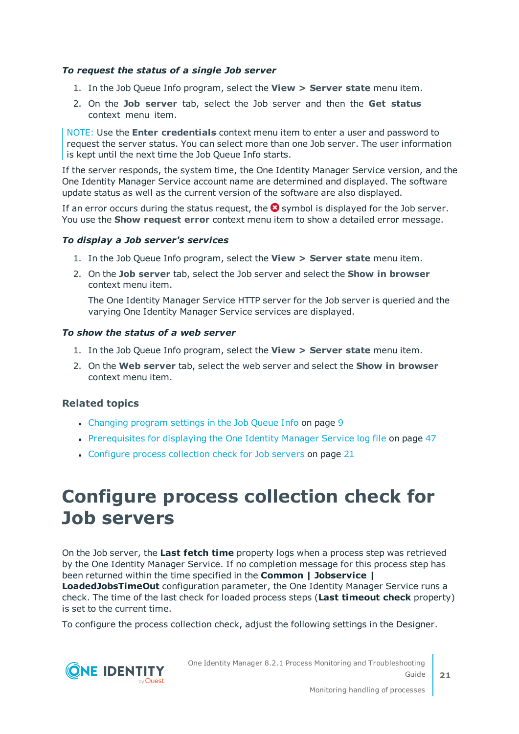*To request the status of a single Job server*

1. In the Job Queue Info program, select the **View > Server state** menu item.
2. On the **Job server** tab, select the Job server and then the **Get status** context menu item.

NOTE: Use the **Enter credentials** context menu item to enter a user and password to request the server status. You can select more than one Job server. The user information is kept until the next time the Job Queue Info starts.

If the server responds, the system time, the One Identity Manager Service version, and the One Identity Manager Service account name are determined and displayed. The software update status as well as the current version of the software are also displayed.

If an error occurs during the status request, the ❌ symbol is displayed for the Job server. You use the **Show request error** context menu item to show a detailed error message.

*To display a Job server's services*

1. In the Job Queue Info program, select the **View > Server state** menu item.
2. On the **Job server** tab, select the Job server and select the **Show in browser** context menu item.

   The One Identity Manager Service HTTP server for the Job server is queried and the varying One Identity Manager Service services are displayed.

*To show the status of a web server*

1. In the Job Queue Info program, select the **View > Server state** menu item.
2. On the **Web server** tab, select the web server and select the **Show in browser** context menu item.

### Related topics

- Changing program settings in the Job Queue Info on page 9
- Prerequisites for displaying the One Identity Manager Service log file on page 47
- Configure process collection check for Job servers on page 21

# Configure process collection check for Job servers

On the Job server, the **Last fetch time** property logs when a process step was retrieved by the One Identity Manager Service. If no completion message for this process step has been returned within the time specified in the **Common | Jobservice | LoadedJobsTimeOut** configuration parameter, the One Identity Manager Service runs a check. The time of the last check for loaded process steps (**Last timeout check** property) is set to the current time.

To configure the process collection check, adjust the following settings in the Designer.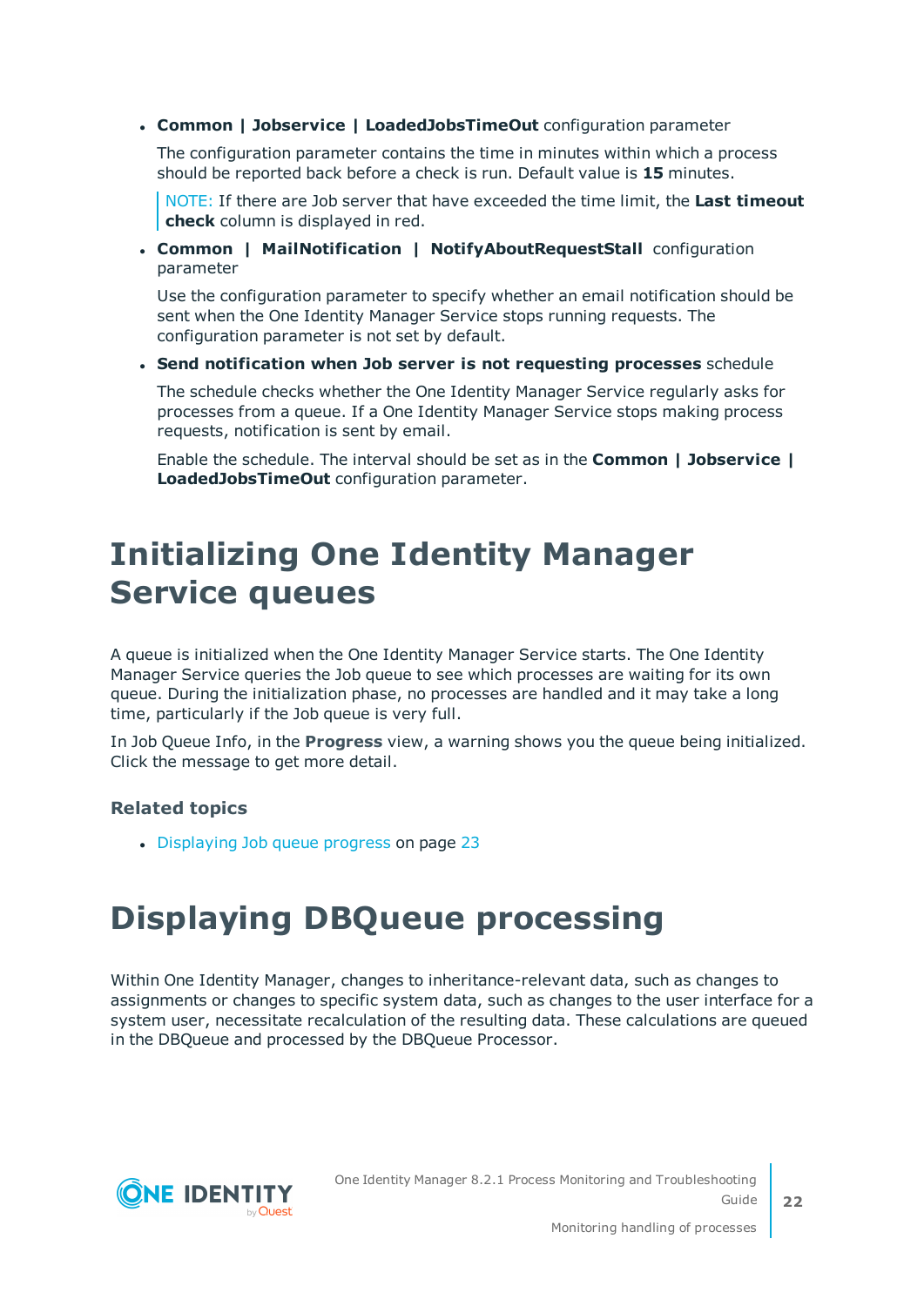- **Common | Jobservice | LoadedJobsTimeOut** configuration parameter

  The configuration parameter contains the time in minutes within which a process should be reported back before a check is run. Default value is **15** minutes.

  NOTE: If there are Job server that have exceeded the time limit, the **Last timeout check** column is displayed in red.

- **Common | MailNotification | NotifyAboutRequestStall** configuration parameter

  Use the configuration parameter to specify whether an email notification should be sent when the One Identity Manager Service stops running requests. The configuration parameter is not set by default.

- **Send notification when Job server is not requesting processes** schedule

  The schedule checks whether the One Identity Manager Service regularly asks for processes from a queue. If a One Identity Manager Service stops making process requests, notification is sent by email.

  Enable the schedule. The interval should be set as in the **Common | Jobservice | LoadedJobsTimeOut** configuration parameter.

# Initializing One Identity Manager Service queues

A queue is initialized when the One Identity Manager Service starts. The One Identity Manager Service queries the Job queue to see which processes are waiting for its own queue. During the initialization phase, no processes are handled and it may take a long time, particularly if the Job queue is very full.

In Job Queue Info, in the **Progress** view, a warning shows you the queue being initialized. Click the message to get more detail.

### Related topics

- Displaying Job queue progress on page 23

# Displaying DBQueue processing

Within One Identity Manager, changes to inheritance-relevant data, such as changes to assignments or changes to specific system data, such as changes to the user interface for a system user, necessitate recalculation of the resulting data. These calculations are queued in the DBQueue and processed by the DBQueue Processor.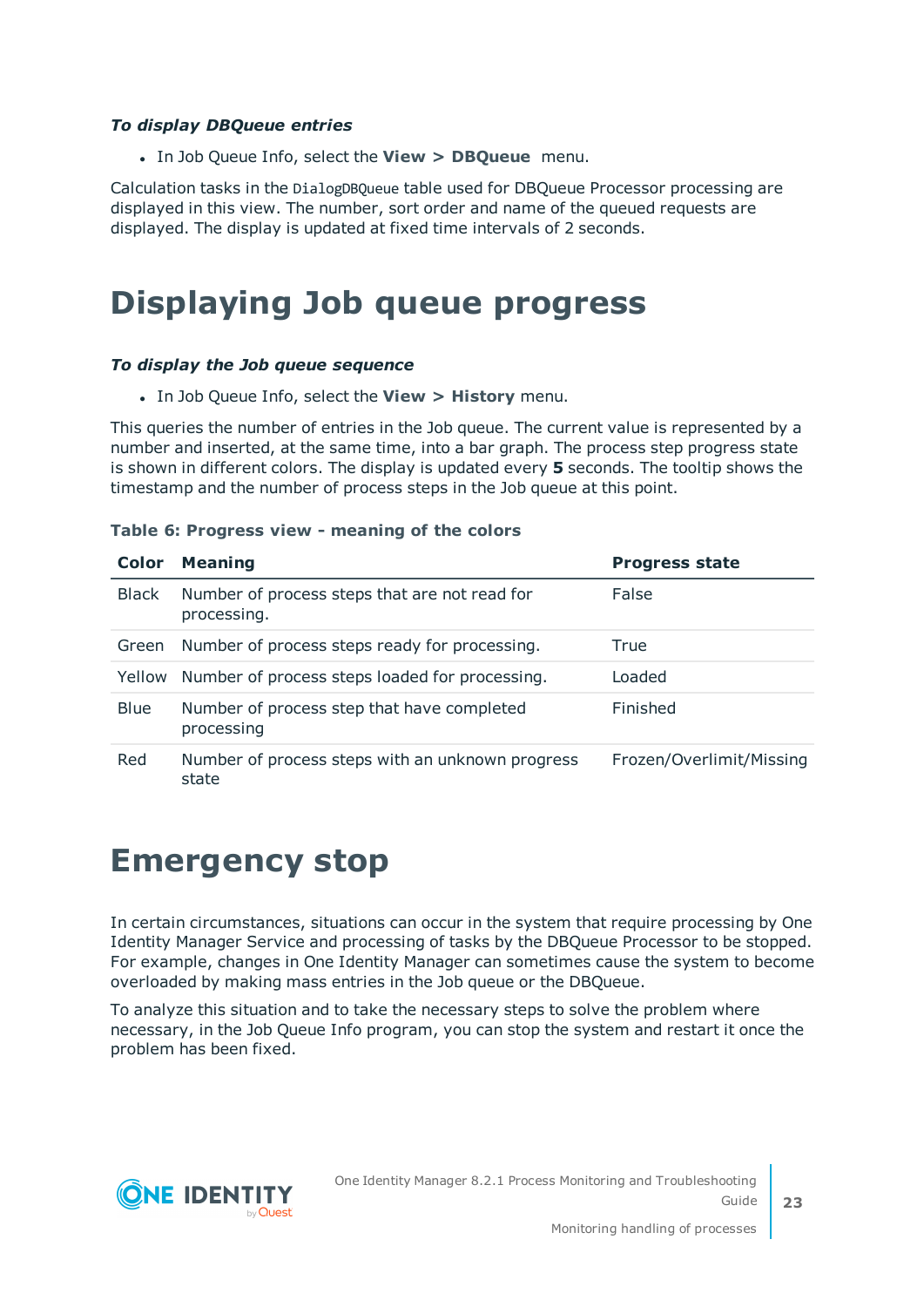***To display DBQueue entries***

- In Job Queue Info, select the **View > DBQueue** menu.

Calculation tasks in the `DialogDBQueue` table used for DBQueue Processor processing are displayed in this view. The number, sort order and name of the queued requests are displayed. The display is updated at fixed time intervals of 2 seconds.

# Displaying Job queue progress

***To display the Job queue sequence***

- In Job Queue Info, select the **View > History** menu.

This queries the number of entries in the Job queue. The current value is represented by a number and inserted, at the same time, into a bar graph. The process step progress state is shown in different colors. The display is updated every **5** seconds. The tooltip shows the timestamp and the number of process steps in the Job queue at this point.

**Table 6: Progress view - meaning of the colors**

| Color | Meaning | Progress state |
|---|---|---|
| Black | Number of process steps that are not read for processing. | False |
| Green | Number of process steps ready for processing. | True |
| Yellow | Number of process steps loaded for processing. | Loaded |
| Blue | Number of process step that have completed processing | Finished |
| Red | Number of process steps with an unknown progress state | Frozen/Overlimit/Missing |

# Emergency stop

In certain circumstances, situations can occur in the system that require processing by One Identity Manager Service and processing of tasks by the DBQueue Processor to be stopped. For example, changes in One Identity Manager can sometimes cause the system to become overloaded by making mass entries in the Job queue or the DBQueue.

To analyze this situation and to take the necessary steps to solve the problem where necessary, in the Job Queue Info program, you can stop the system and restart it once the problem has been fixed.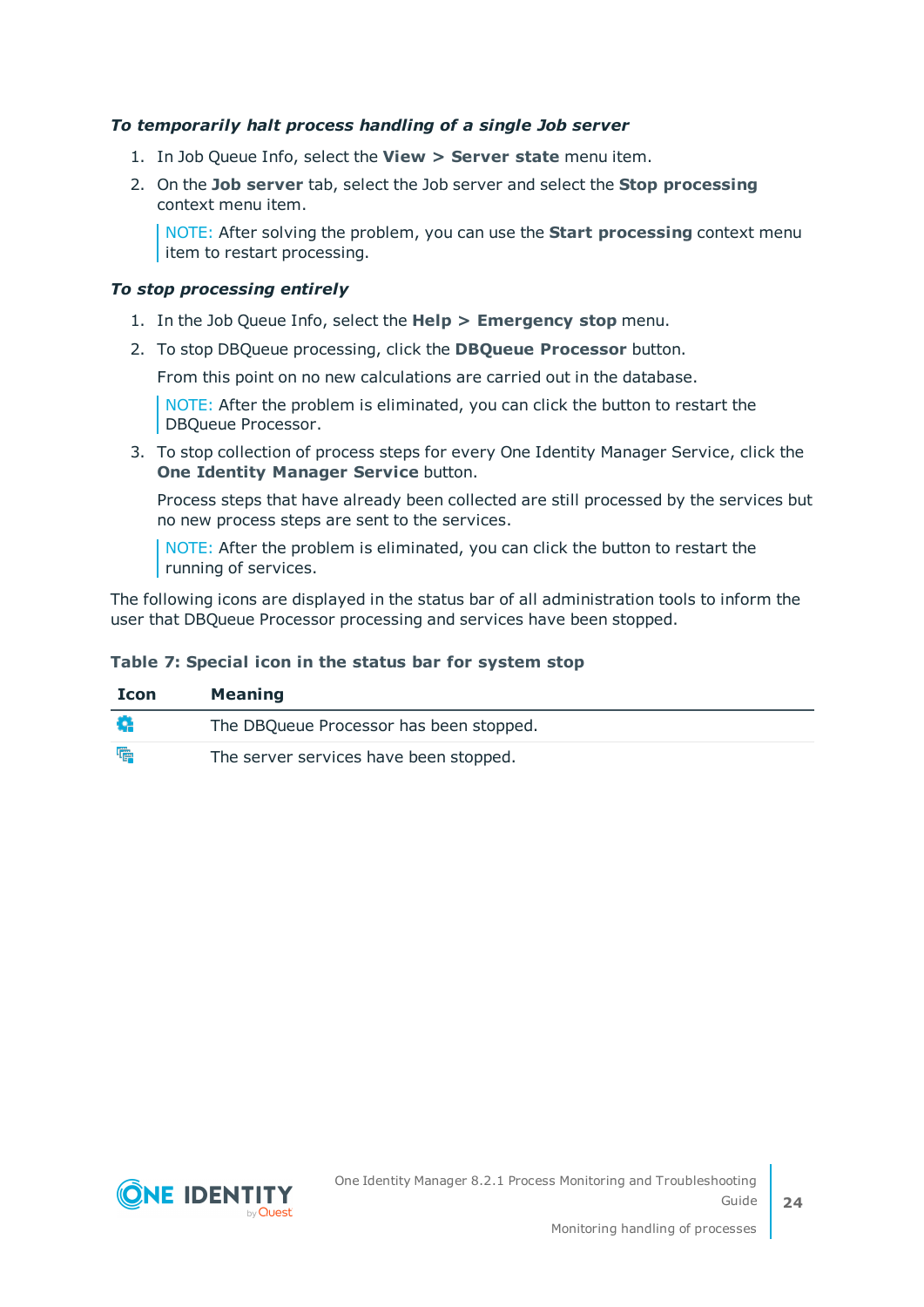***To temporarily halt process handling of a single Job server***

1. In Job Queue Info, select the **View > Server state** menu item.
2. On the **Job server** tab, select the Job server and select the **Stop processing** context menu item.

   NOTE: After solving the problem, you can use the **Start processing** context menu item to restart processing.

***To stop processing entirely***

1. In the Job Queue Info, select the **Help > Emergency stop** menu.
2. To stop DBQueue processing, click the **DBQueue Processor** button.

   From this point on no new calculations are carried out in the database.

   NOTE: After the problem is eliminated, you can click the button to restart the DBQueue Processor.
3. To stop collection of process steps for every One Identity Manager Service, click the **One Identity Manager Service** button.

   Process steps that have already been collected are still processed by the services but no new process steps are sent to the services.

   NOTE: After the problem is eliminated, you can click the button to restart the running of services.

The following icons are displayed in the status bar of all administration tools to inform the user that DBQueue Processor processing and services have been stopped.

**Table 7: Special icon in the status bar for system stop**

| Icon | Meaning |
|---|---|
| | The DBQueue Processor has been stopped. |
| | The server services have been stopped. |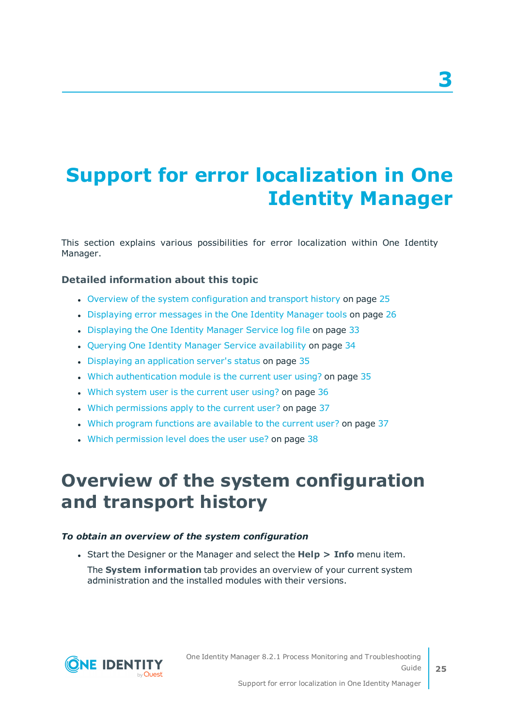# Support for error localization in One Identity Manager

This section explains various possibilities for error localization within One Identity Manager.

### Detailed information about this topic

- Overview of the system configuration and transport history on page 25
- Displaying error messages in the One Identity Manager tools on page 26
- Displaying the One Identity Manager Service log file on page 33
- Querying One Identity Manager Service availability on page 34
- Displaying an application server's status on page 35
- Which authentication module is the current user using? on page 35
- Which system user is the current user using? on page 36
- Which permissions apply to the current user? on page 37
- Which program functions are available to the current user? on page 37
- Which permission level does the user use? on page 38

## Overview of the system configuration and transport history

***To obtain an overview of the system configuration***

- Start the Designer or the Manager and select the **Help > Info** menu item.

  The **System information** tab provides an overview of your current system administration and the installed modules with their versions.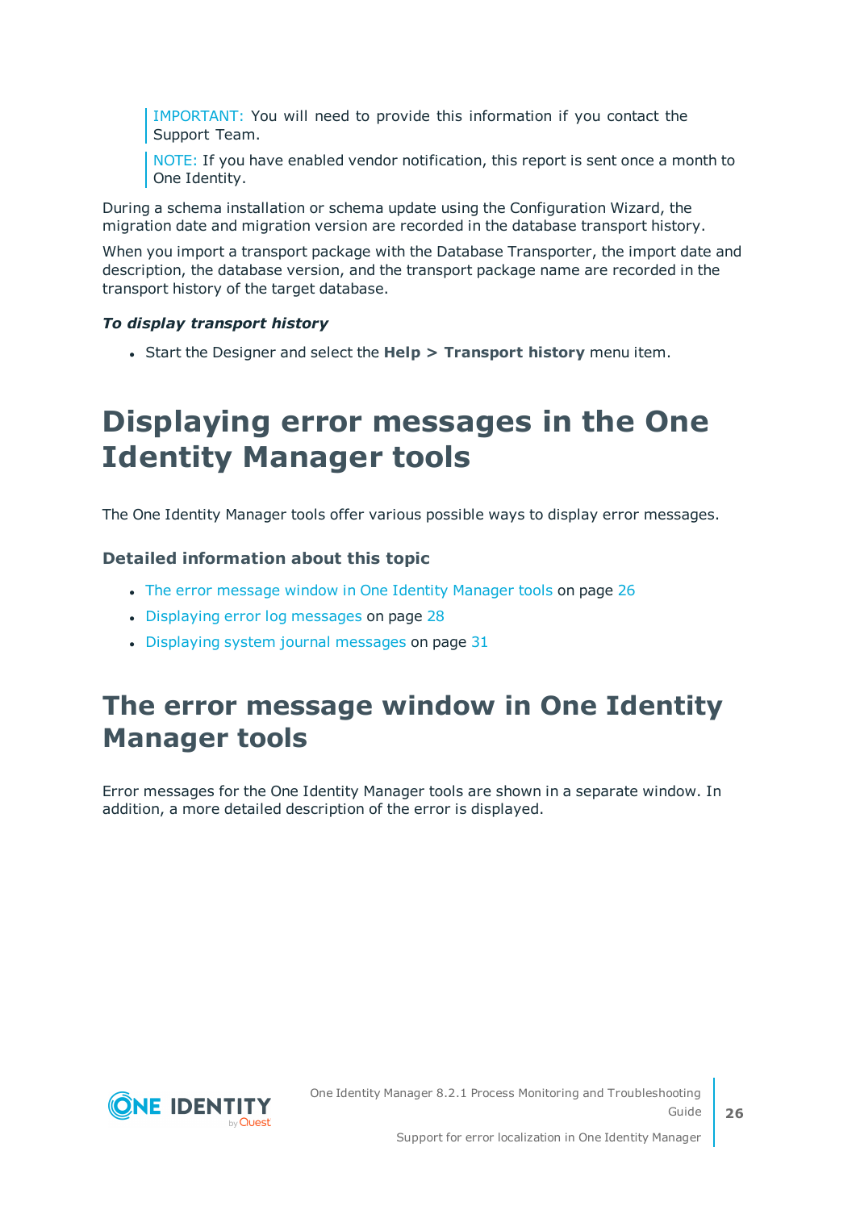IMPORTANT: You will need to provide this information if you contact the Support Team.

NOTE: If you have enabled vendor notification, this report is sent once a month to One Identity.

During a schema installation or schema update using the Configuration Wizard, the migration date and migration version are recorded in the database transport history.

When you import a transport package with the Database Transporter, the import date and description, the database version, and the transport package name are recorded in the transport history of the target database.

***To display transport history***

- Start the Designer and select the **Help > Transport history** menu item.

# Displaying error messages in the One Identity Manager tools

The One Identity Manager tools offer various possible ways to display error messages.

### Detailed information about this topic

- The error message window in One Identity Manager tools on page 26
- Displaying error log messages on page 28
- Displaying system journal messages on page 31

# The error message window in One Identity Manager tools

Error messages for the One Identity Manager tools are shown in a separate window. In addition, a more detailed description of the error is displayed.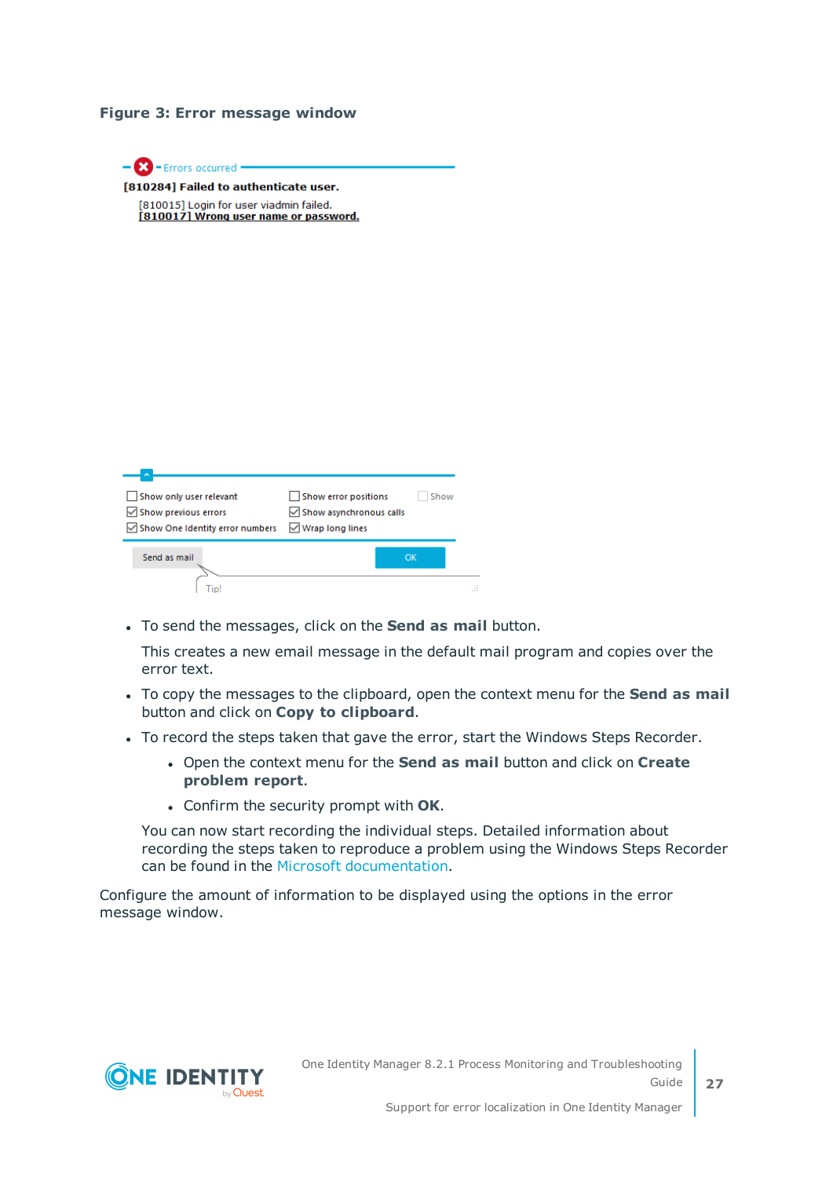**Figure 3: Error message window**

- To send the messages, click on the **Send as mail** button.

  This creates a new email message in the default mail program and copies over the error text.

- To copy the messages to the clipboard, open the context menu for the **Send as mail** button and click on **Copy to clipboard**.
- To record the steps taken that gave the error, start the Windows Steps Recorder.
  - Open the context menu for the **Send as mail** button and click on **Create problem report**.
  - Confirm the security prompt with **OK**.

  You can now start recording the individual steps. Detailed information about recording the steps taken to reproduce a problem using the Windows Steps Recorder can be found in the Microsoft documentation.

Configure the amount of information to be displayed using the options in the error message window.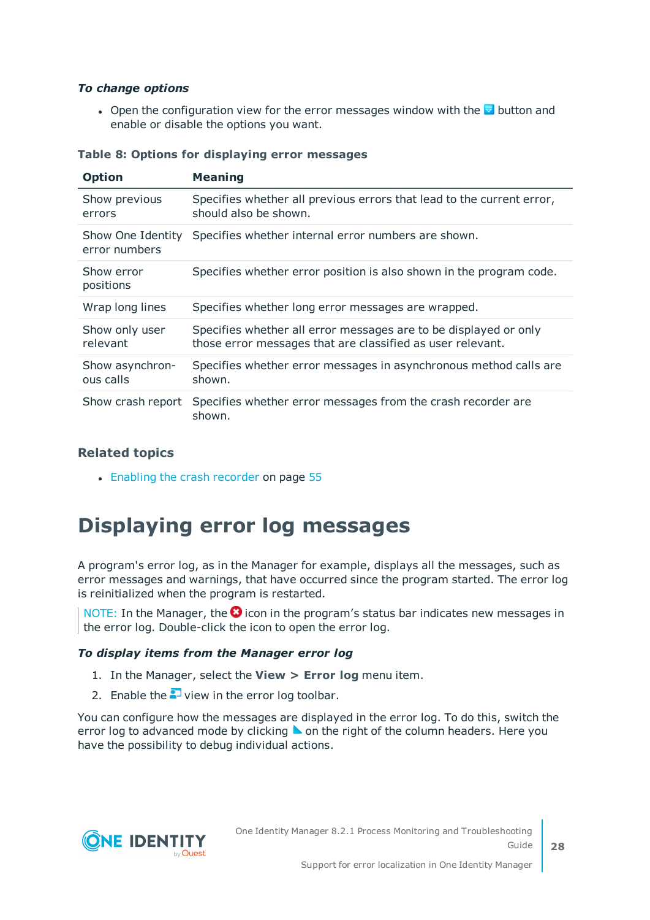***To change options***

- Open the configuration view for the error messages window with the button and enable or disable the options you want.

**Table 8: Options for displaying error messages**

| Option | Meaning |
|---|---|
| Show previous errors | Specifies whether all previous errors that lead to the current error, should also be shown. |
| Show One Identity error numbers | Specifies whether internal error numbers are shown. |
| Show error positions | Specifies whether error position is also shown in the program code. |
| Wrap long lines | Specifies whether long error messages are wrapped. |
| Show only user relevant | Specifies whether all error messages are to be displayed or only those error messages that are classified as user relevant. |
| Show asynchronous calls | Specifies whether error messages in asynchronous method calls are shown. |
| Show crash report | Specifies whether error messages from the crash recorder are shown. |

### Related topics

- Enabling the crash recorder on page 55

# Displaying error log messages

A program's error log, as in the Manager for example, displays all the messages, such as error messages and warnings, that have occurred since the program started. The error log is reinitialized when the program is restarted.

NOTE: In the Manager, the icon in the program's status bar indicates new messages in the error log. Double-click the icon to open the error log.

***To display items from the Manager error log***

1. In the Manager, select the **View > Error log** menu item.
2. Enable the view in the error log toolbar.

You can configure how the messages are displayed in the error log. To do this, switch the error log to advanced mode by clicking on the right of the column headers. Here you have the possibility to debug individual actions.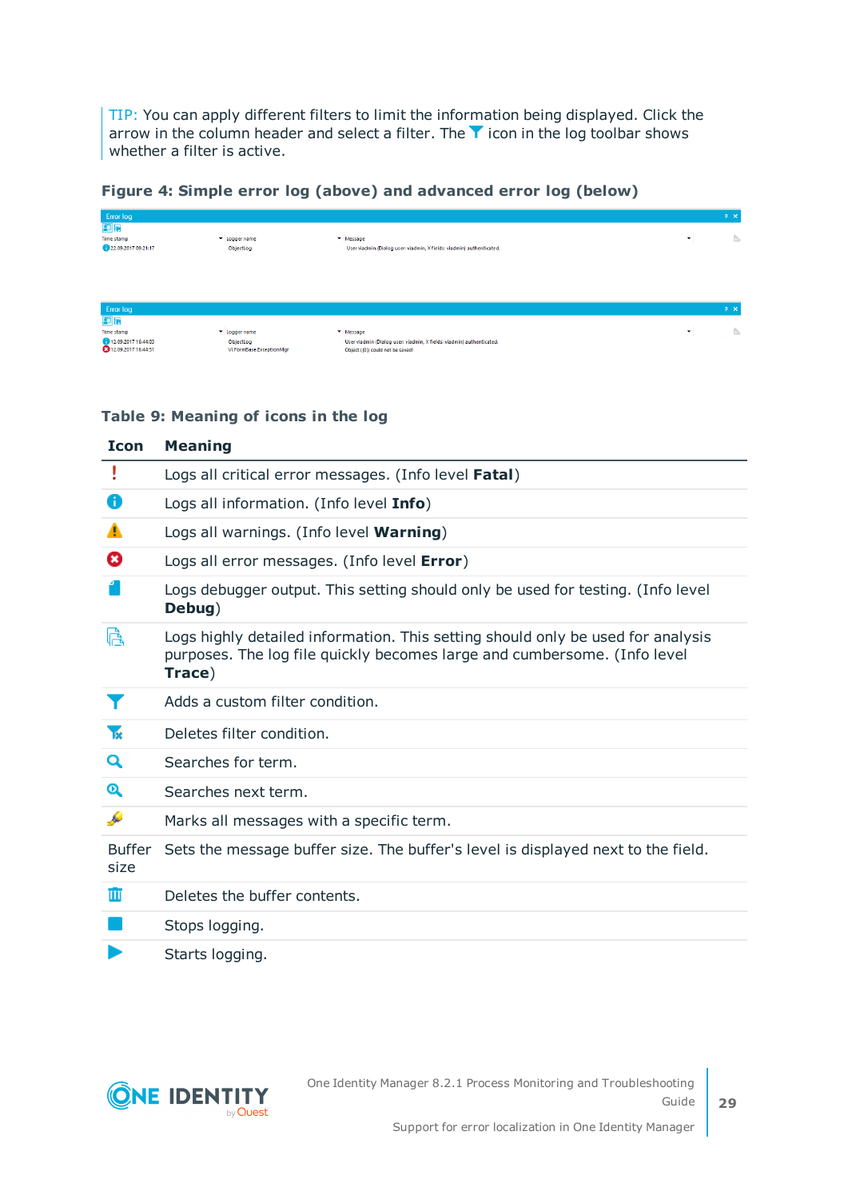TIP: You can apply different filters to limit the information being displayed. Click the arrow in the column header and select a filter. The icon in the log toolbar shows whether a filter is active.

**Figure 4: Simple error log (above) and advanced error log (below)**

**Table 9: Meaning of icons in the log**

| Icon | Meaning |
|---|---|
| | Logs all critical error messages. (Info level **Fatal**) |
| | Logs all information. (Info level **Info**) |
| | Logs all warnings. (Info level **Warning**) |
| | Logs all error messages. (Info level **Error**) |
| | Logs debugger output. This setting should only be used for testing. (Info level **Debug**) |
| | Logs highly detailed information. This setting should only be used for analysis purposes. The log file quickly becomes large and cumbersome. (Info level **Trace**) |
| | Adds a custom filter condition. |
| | Deletes filter condition. |
| | Searches for term. |
| | Searches next term. |
| | Marks all messages with a specific term. |
| Buffer size | Sets the message buffer size. The buffer's level is displayed next to the field. |
| | Deletes the buffer contents. |
| | Stops logging. |
| | Starts logging. |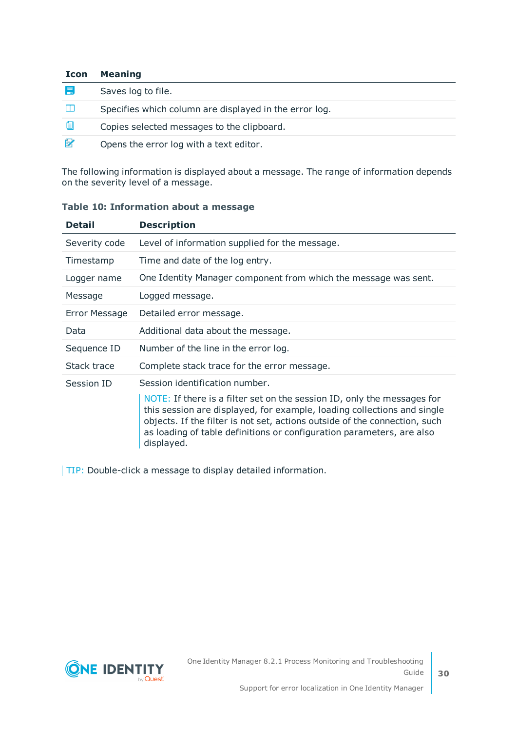| Icon | Meaning |
|---|---|
| | Saves log to file. |
| | Specifies which column are displayed in the error log. |
| | Copies selected messages to the clipboard. |
| | Opens the error log with a text editor. |

The following information is displayed about a message. The range of information depends on the severity level of a message.

**Table 10: Information about a message**

| Detail | Description |
|---|---|
| Severity code | Level of information supplied for the message. |
| Timestamp | Time and date of the log entry. |
| Logger name | One Identity Manager component from which the message was sent. |
| Message | Logged message. |
| Error Message | Detailed error message. |
| Data | Additional data about the message. |
| Sequence ID | Number of the line in the error log. |
| Stack trace | Complete stack trace for the error message. |
| Session ID | Session identification number.<br><br>NOTE: If there is a filter set on the session ID, only the messages for this session are displayed, for example, loading collections and single objects. If the filter is not set, actions outside of the connection, such as loading of table definitions or configuration parameters, are also displayed. |

TIP: Double-click a message to display detailed information.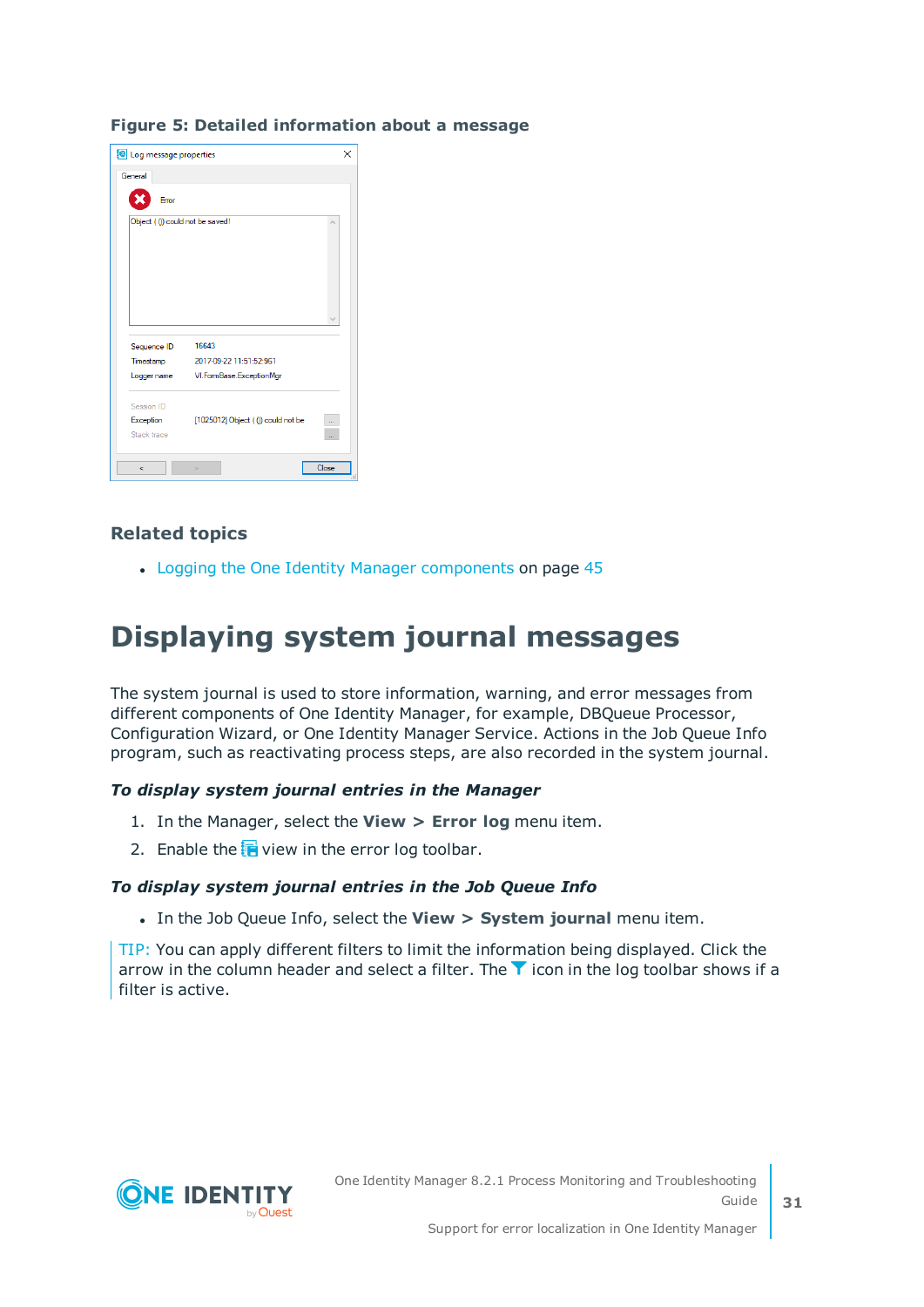**Figure 5: Detailed information about a message**

### Related topics

- Logging the One Identity Manager components on page 45

# Displaying system journal messages

The system journal is used to store information, warning, and error messages from different components of One Identity Manager, for example, DBQueue Processor, Configuration Wizard, or One Identity Manager Service. Actions in the Job Queue Info program, such as reactivating process steps, are also recorded in the system journal.

***To display system journal entries in the Manager***

1. In the Manager, select the **View > Error log** menu item.
2. Enable the view in the error log toolbar.

***To display system journal entries in the Job Queue Info***

- In the Job Queue Info, select the **View > System journal** menu item.

TIP: You can apply different filters to limit the information being displayed. Click the arrow in the column header and select a filter. The icon in the log toolbar shows if a filter is active.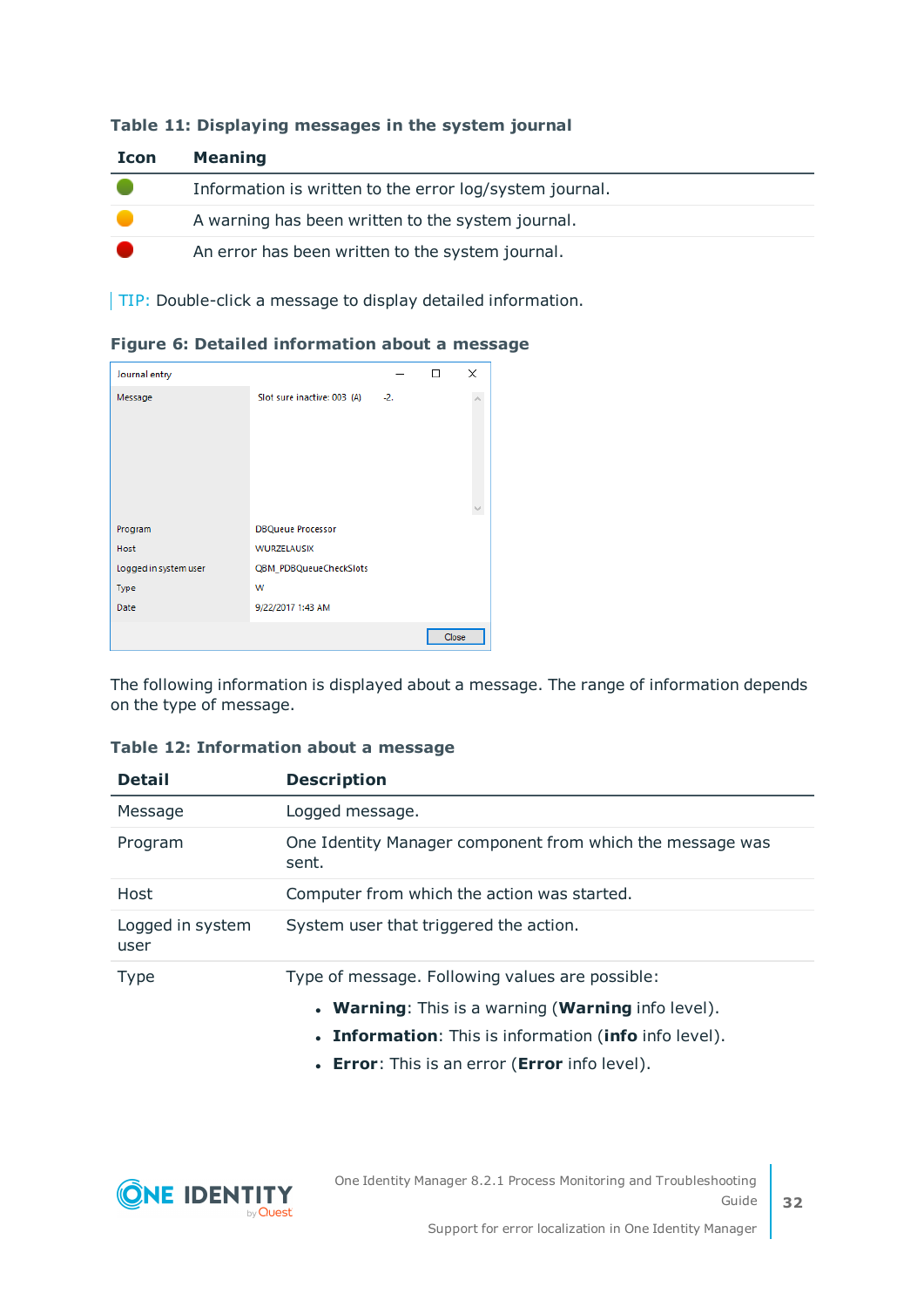**Table 11: Displaying messages in the system journal**

| Icon | Meaning |
|---|---|
| 🟢 | Information is written to the error log/system journal. |
| 🟡 | A warning has been written to the system journal. |
| 🔴 | An error has been written to the system journal. |

TIP: Double-click a message to display detailed information.

**Figure 6: Detailed information about a message**

The following information is displayed about a message. The range of information depends on the type of message.

**Table 12: Information about a message**

| Detail | Description |
|---|---|
| Message | Logged message. |
| Program | One Identity Manager component from which the message was sent. |
| Host | Computer from which the action was started. |
| Logged in system user | System user that triggered the action. |
| Type | Type of message. Following values are possible:<br>• **Warning**: This is a warning (**Warning** info level).<br>• **Information**: This is information (**info** info level).<br>• **Error**: This is an error (**Error** info level). |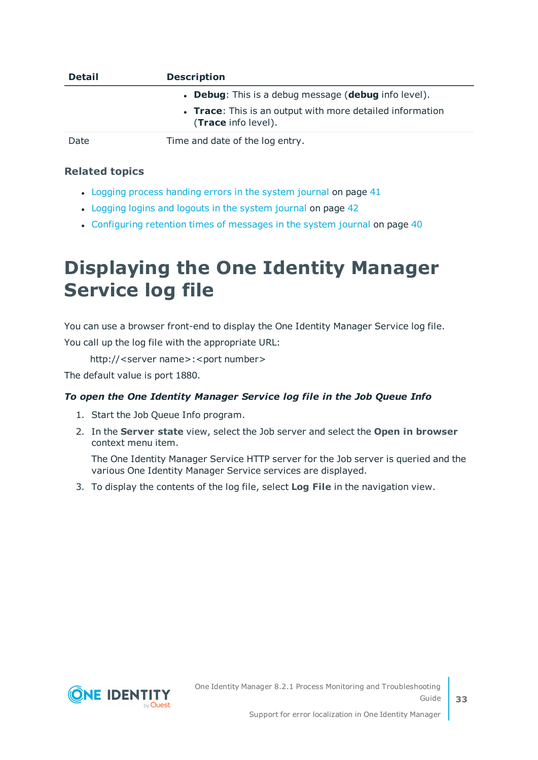| Detail | Description |
| --- | --- |
| | • **Debug**: This is a debug message (**debug** info level).<br>• **Trace**: This is an output with more detailed information (**Trace** info level). |
| Date | Time and date of the log entry. |

### Related topics

- Logging process handing errors in the system journal on page 41
- Logging logins and logouts in the system journal on page 42
- Configuring retention times of messages in the system journal on page 40

# Displaying the One Identity Manager Service log file

You can use a browser front-end to display the One Identity Manager Service log file.

You call up the log file with the appropriate URL:

http://<server name>:<port number>

The default value is port 1880.

***To open the One Identity Manager Service log file in the Job Queue Info***

1. Start the Job Queue Info program.
2. In the **Server state** view, select the Job server and select the **Open in browser** context menu item.

   The One Identity Manager Service HTTP server for the Job server is queried and the various One Identity Manager Service services are displayed.
3. To display the contents of the log file, select **Log File** in the navigation view.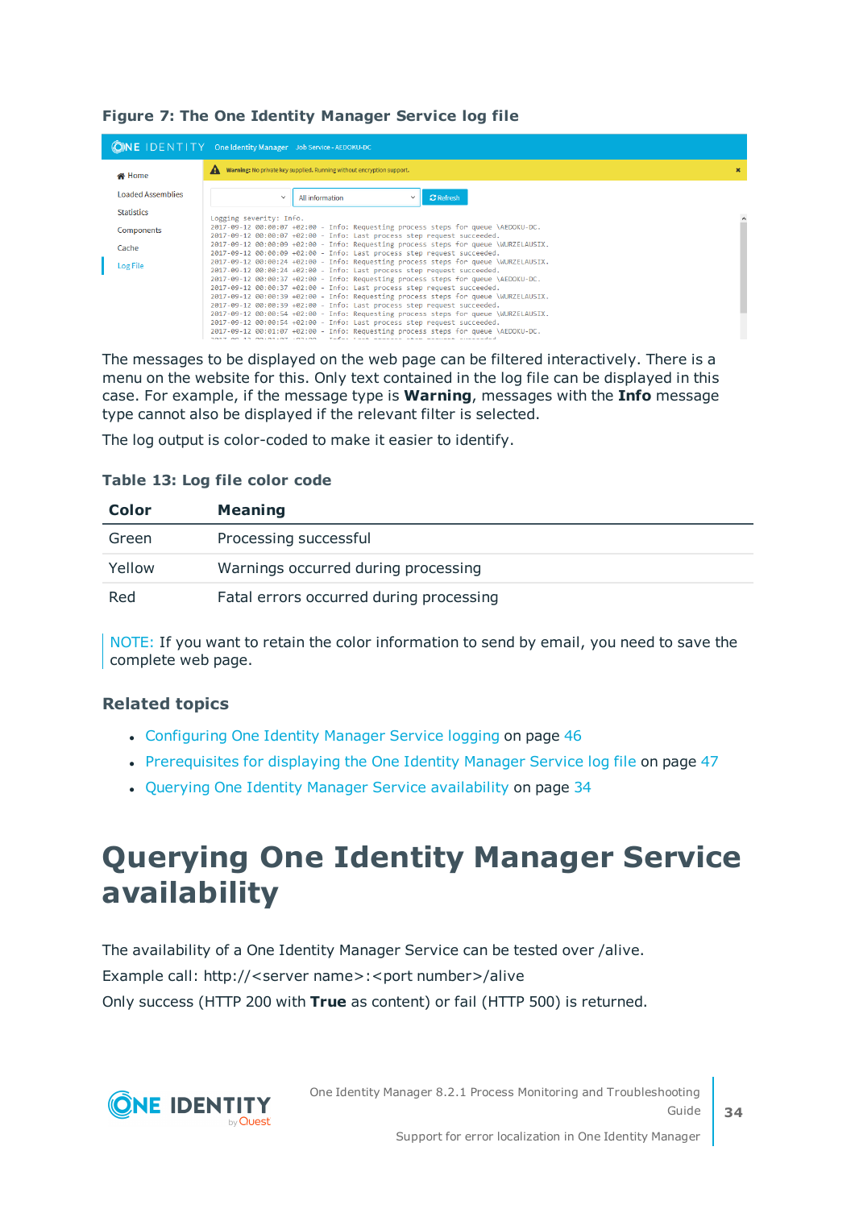**Figure 7: The One Identity Manager Service log file**

The messages to be displayed on the web page can be filtered interactively. There is a menu on the website for this. Only text contained in the log file can be displayed in this case. For example, if the message type is **Warning**, messages with the **Info** message type cannot also be displayed if the relevant filter is selected.

The log output is color-coded to make it easier to identify.

**Table 13: Log file color code**

| Color | Meaning |
| --- | --- |
| Green | Processing successful |
| Yellow | Warnings occurred during processing |
| Red | Fatal errors occurred during processing |

NOTE: If you want to retain the color information to send by email, you need to save the complete web page.

### Related topics

- Configuring One Identity Manager Service logging on page 46
- Prerequisites for displaying the One Identity Manager Service log file on page 47
- Querying One Identity Manager Service availability on page 34

# Querying One Identity Manager Service availability

The availability of a One Identity Manager Service can be tested over /alive.

Example call: http://<server name>:<port number>/alive

Only success (HTTP 200 with **True** as content) or fail (HTTP 500) is returned.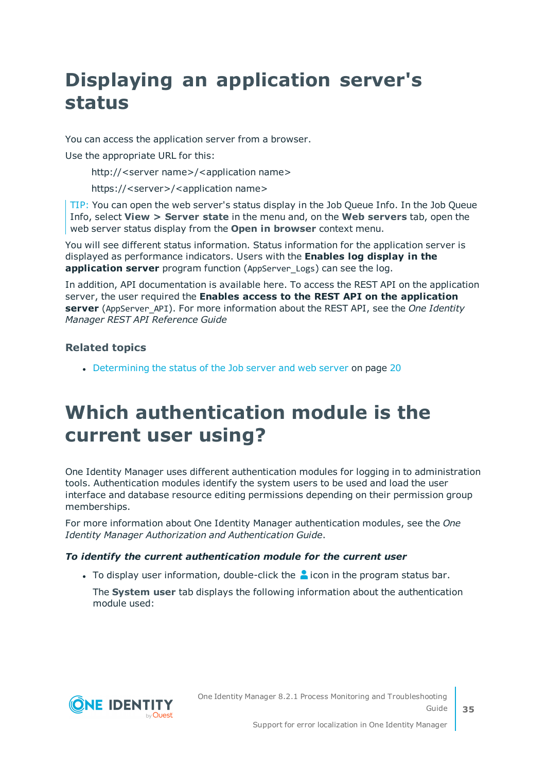# Displaying an application server's status

You can access the application server from a browser.

Use the appropriate URL for this:

http://<server name>/<application name>

https://<server>/<application name>

TIP: You can open the web server's status display in the Job Queue Info. In the Job Queue Info, select **View > Server state** in the menu and, on the **Web servers** tab, open the web server status display from the **Open in browser** context menu.

You will see different status information. Status information for the application server is displayed as performance indicators. Users with the **Enables log display in the application server** program function (`AppServer_Logs`) can see the log.

In addition, API documentation is available here. To access the REST API on the application server, the user required the **Enables access to the REST API on the application server** (`AppServer_API`). For more information about the REST API, see the *One Identity Manager REST API Reference Guide*

### Related topics

- Determining the status of the Job server and web server on page 20

# Which authentication module is the current user using?

One Identity Manager uses different authentication modules for logging in to administration tools. Authentication modules identify the system users to be used and load the user interface and database resource editing permissions depending on their permission group memberships.

For more information about One Identity Manager authentication modules, see the *One Identity Manager Authorization and Authentication Guide*.

***To identify the current authentication module for the current user***

- To display user information, double-click the icon in the program status bar.

  The **System user** tab displays the following information about the authentication module used: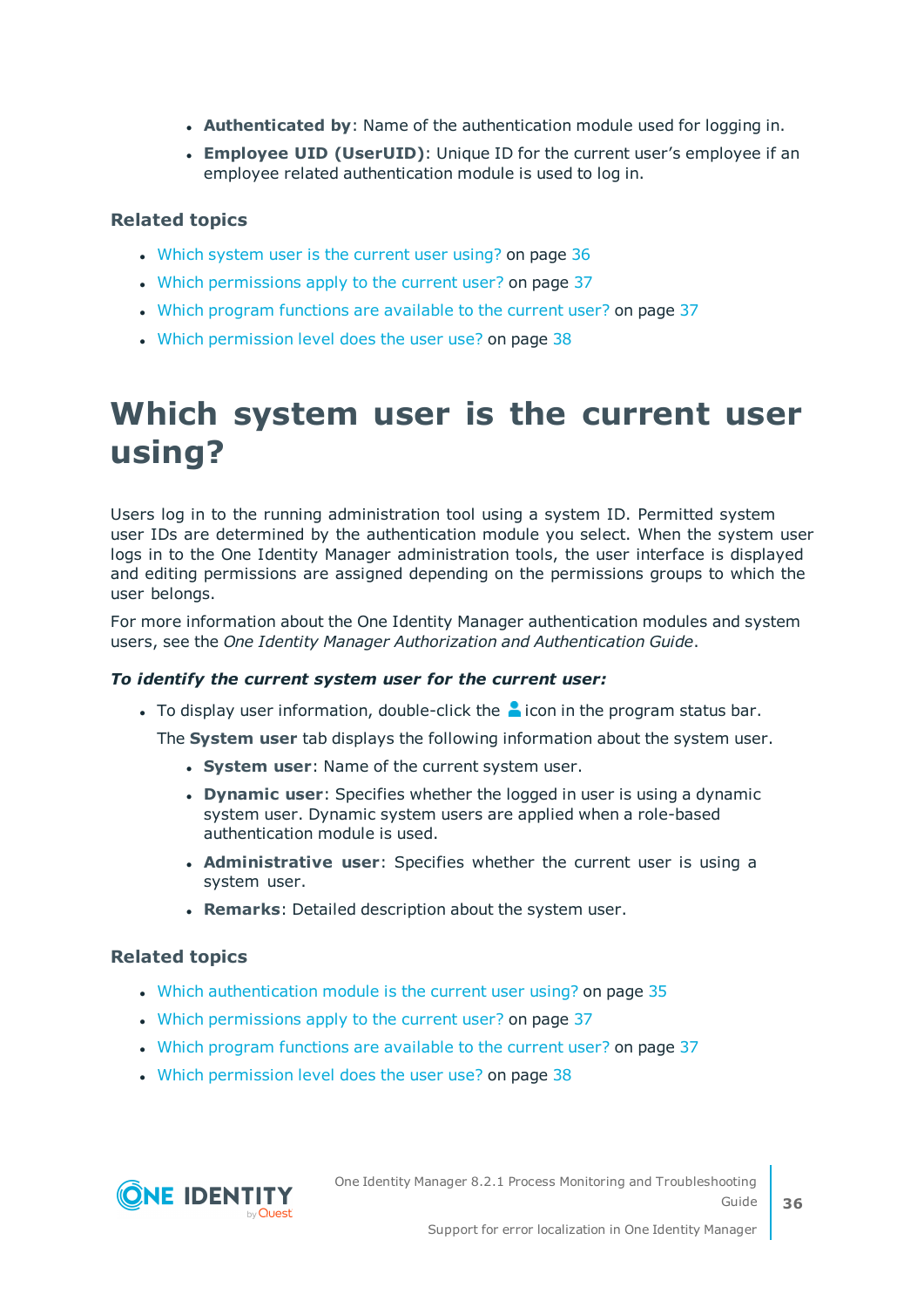- **Authenticated by**: Name of the authentication module used for logging in.
- **Employee UID (UserUID)**: Unique ID for the current user's employee if an employee related authentication module is used to log in.

### Related topics

- Which system user is the current user using? on page 36
- Which permissions apply to the current user? on page 37
- Which program functions are available to the current user? on page 37
- Which permission level does the user use? on page 38

# Which system user is the current user using?

Users log in to the running administration tool using a system ID. Permitted system user IDs are determined by the authentication module you select. When the system user logs in to the One Identity Manager administration tools, the user interface is displayed and editing permissions are assigned depending on the permissions groups to which the user belongs.

For more information about the One Identity Manager authentication modules and system users, see the *One Identity Manager Authorization and Authentication Guide*.

***To identify the current system user for the current user:***

- To display user information, double-click the icon in the program status bar.

  The **System user** tab displays the following information about the system user.

  - **System user**: Name of the current system user.
  - **Dynamic user**: Specifies whether the logged in user is using a dynamic system user. Dynamic system users are applied when a role-based authentication module is used.
  - **Administrative user**: Specifies whether the current user is using a system user.
  - **Remarks**: Detailed description about the system user.

### Related topics

- Which authentication module is the current user using? on page 35
- Which permissions apply to the current user? on page 37
- Which program functions are available to the current user? on page 37
- Which permission level does the user use? on page 38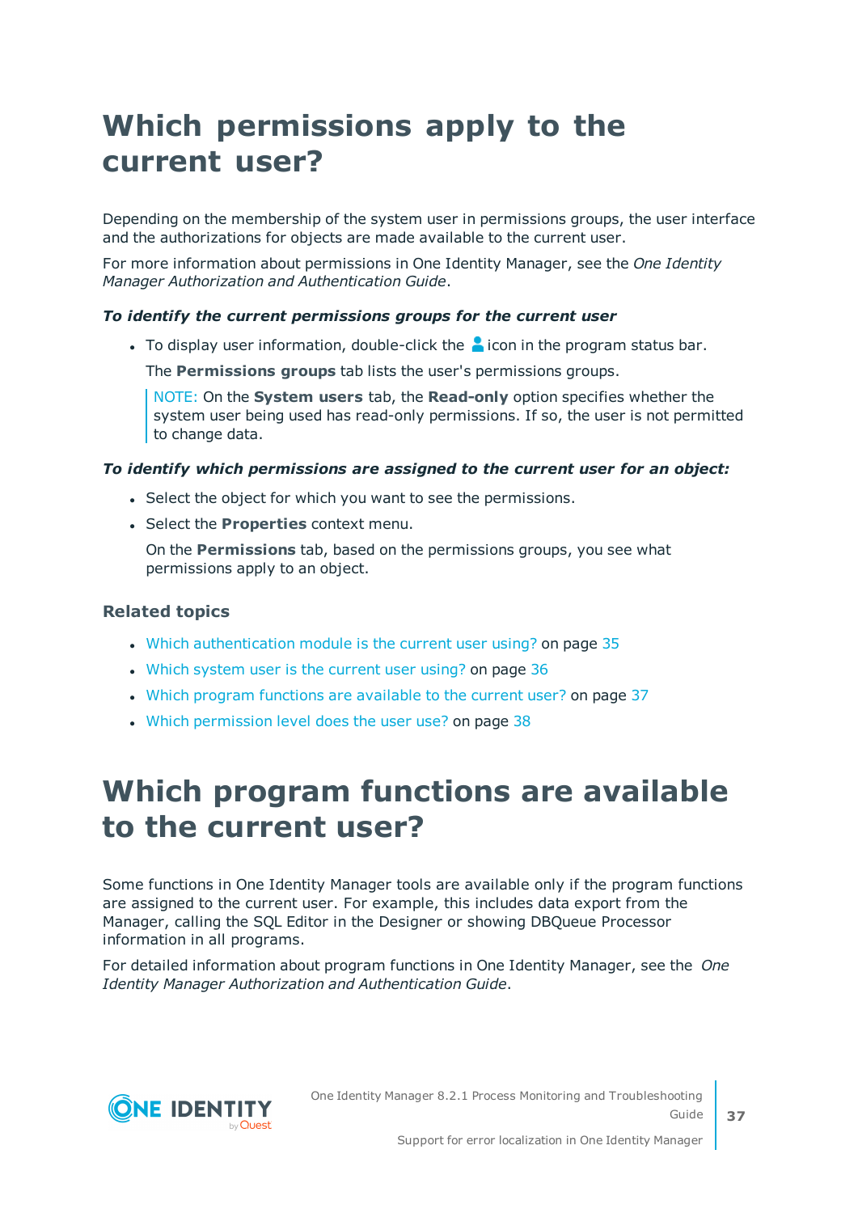# Which permissions apply to the current user?

Depending on the membership of the system user in permissions groups, the user interface and the authorizations for objects are made available to the current user.

For more information about permissions in One Identity Manager, see the *One Identity Manager Authorization and Authentication Guide*.

***To identify the current permissions groups for the current user***

- To display user information, double-click the icon in the program status bar.

  The **Permissions groups** tab lists the user's permissions groups.

  NOTE: On the **System users** tab, the **Read-only** option specifies whether the system user being used has read-only permissions. If so, the user is not permitted to change data.

***To identify which permissions are assigned to the current user for an object:***

- Select the object for which you want to see the permissions.
- Select the **Properties** context menu.

  On the **Permissions** tab, based on the permissions groups, you see what permissions apply to an object.

### Related topics

- Which authentication module is the current user using? on page 35
- Which system user is the current user using? on page 36
- Which program functions are available to the current user? on page 37
- Which permission level does the user use? on page 38

# Which program functions are available to the current user?

Some functions in One Identity Manager tools are available only if the program functions are assigned to the current user. For example, this includes data export from the Manager, calling the SQL Editor in the Designer or showing DBQueue Processor information in all programs.

For detailed information about program functions in One Identity Manager, see the *One Identity Manager Authorization and Authentication Guide*.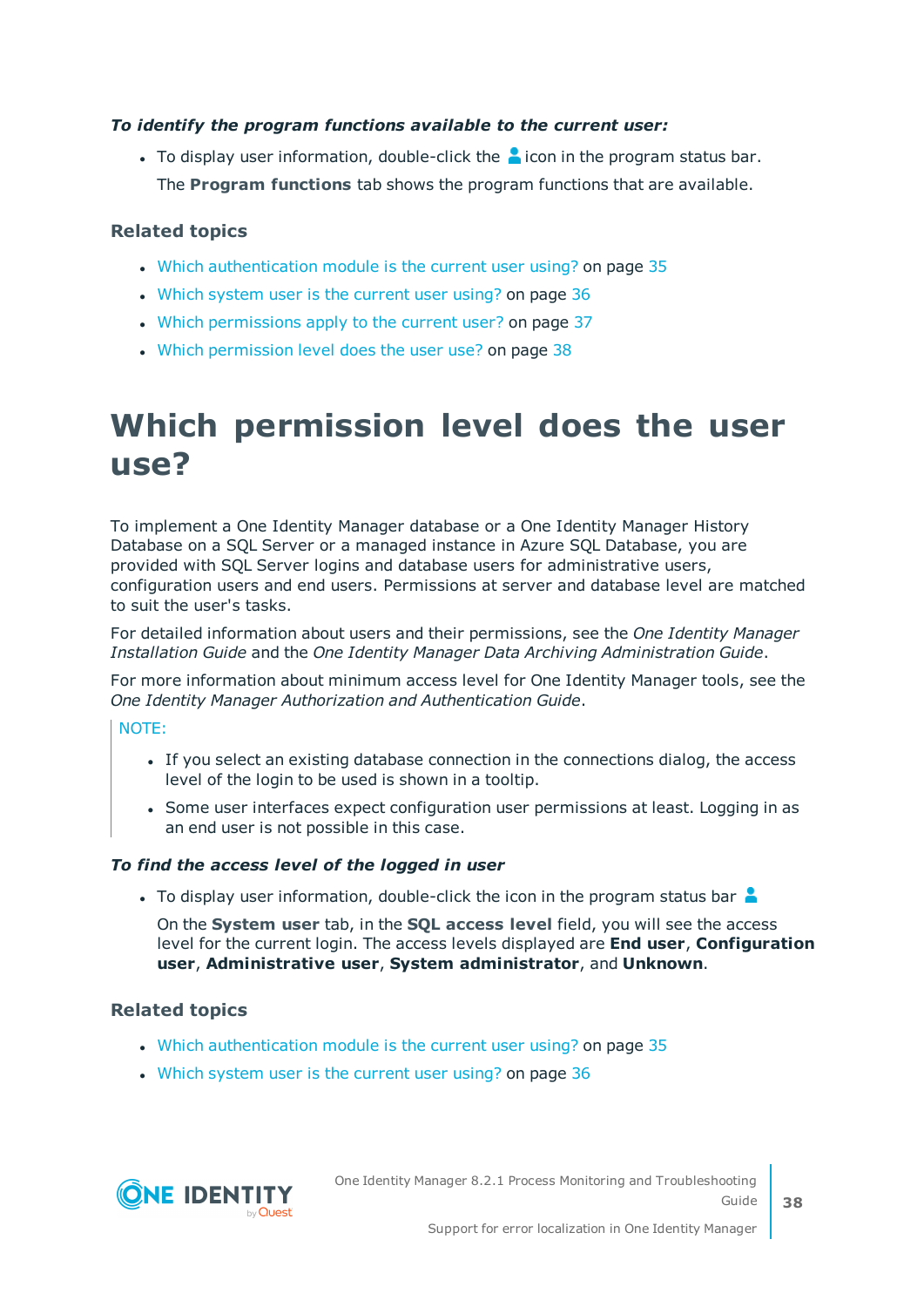***To identify the program functions available to the current user:***

- To display user information, double-click the icon in the program status bar.

  The **Program functions** tab shows the program functions that are available.

### Related topics

- Which authentication module is the current user using? on page 35
- Which system user is the current user using? on page 36
- Which permissions apply to the current user? on page 37
- Which permission level does the user use? on page 38

# Which permission level does the user use?

To implement a One Identity Manager database or a One Identity Manager History Database on a SQL Server or a managed instance in Azure SQL Database, you are provided with SQL Server logins and database users for administrative users, configuration users and end users. Permissions at server and database level are matched to suit the user's tasks.

For detailed information about users and their permissions, see the *One Identity Manager Installation Guide* and the *One Identity Manager Data Archiving Administration Guide*.

For more information about minimum access level for One Identity Manager tools, see the *One Identity Manager Authorization and Authentication Guide*.

NOTE:

- If you select an existing database connection in the connections dialog, the access level of the login to be used is shown in a tooltip.
- Some user interfaces expect configuration user permissions at least. Logging in as an end user is not possible in this case.

***To find the access level of the logged in user***

- To display user information, double-click the icon in the program status bar

  On the **System user** tab, in the **SQL access level** field, you will see the access level for the current login. The access levels displayed are **End user**, **Configuration user**, **Administrative user**, **System administrator**, and **Unknown**.

### Related topics

- Which authentication module is the current user using? on page 35
- Which system user is the current user using? on page 36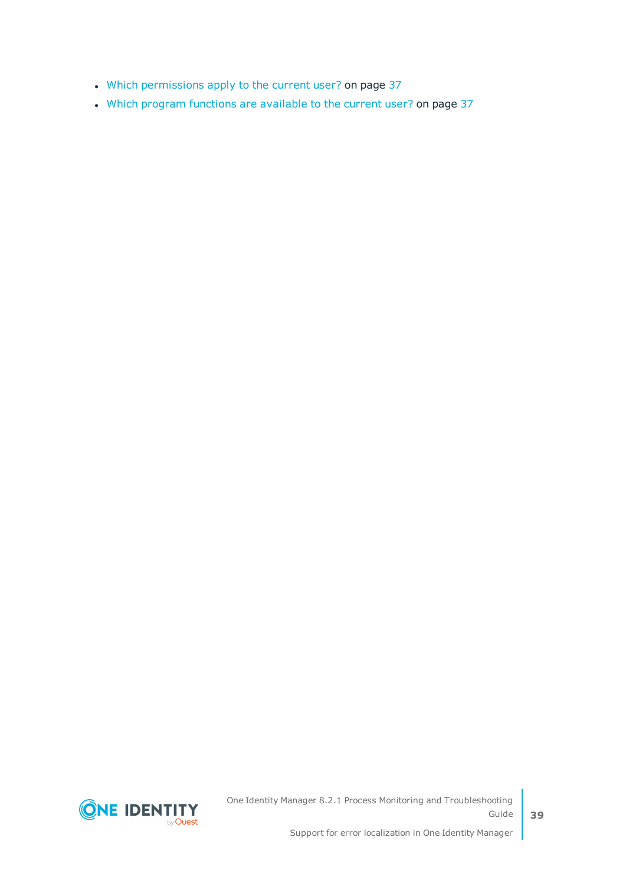- Which permissions apply to the current user? on page 37
- Which program functions are available to the current user? on page 37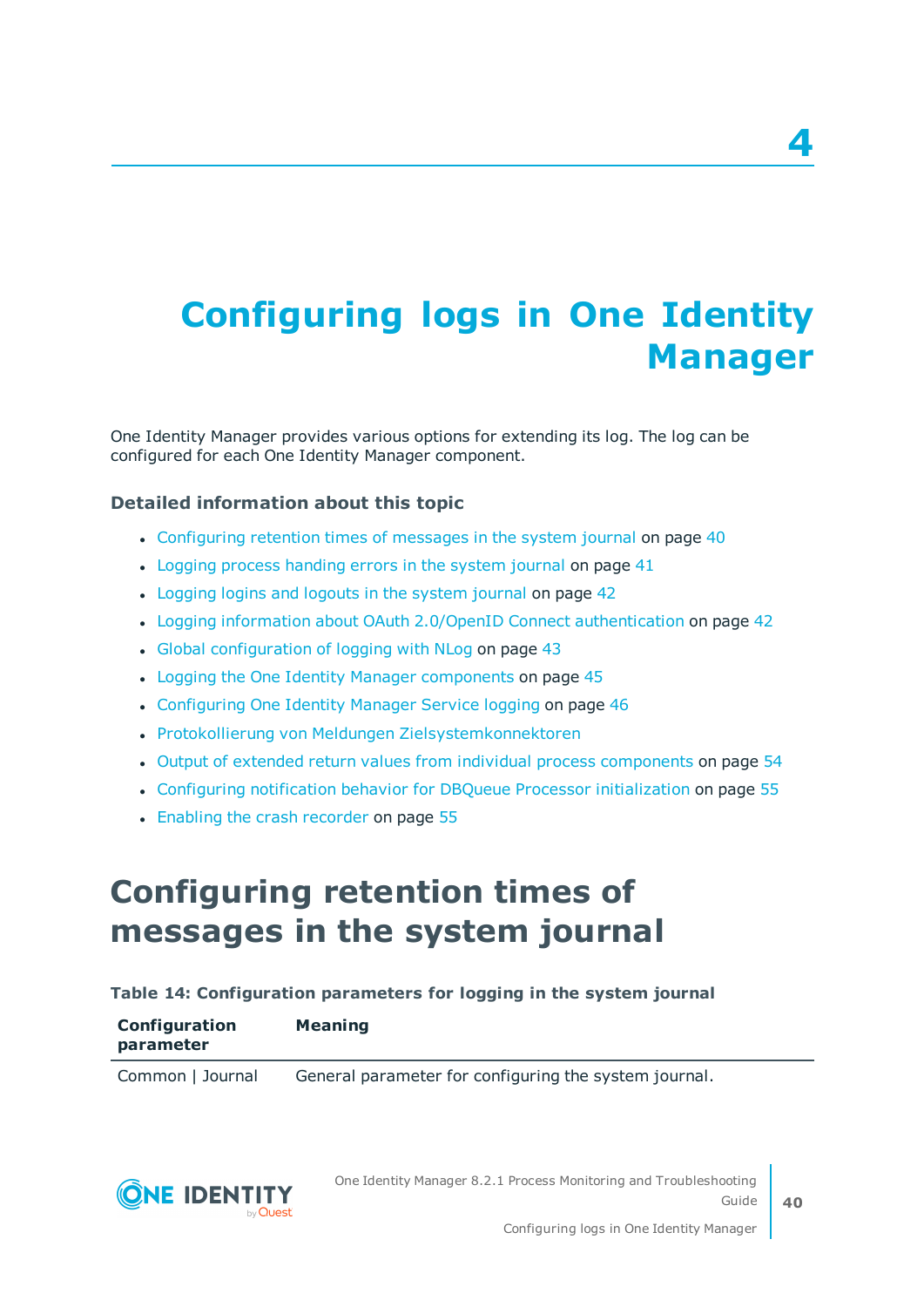# 4

# Configuring logs in One Identity Manager

One Identity Manager provides various options for extending its log. The log can be configured for each One Identity Manager component.

### Detailed information about this topic

- Configuring retention times of messages in the system journal on page 40
- Logging process handing errors in the system journal on page 41
- Logging logins and logouts in the system journal on page 42
- Logging information about OAuth 2.0/OpenID Connect authentication on page 42
- Global configuration of logging with NLog on page 43
- Logging the One Identity Manager components on page 45
- Configuring One Identity Manager Service logging on page 46
- Protokollierung von Meldungen Zielsystemkonnektoren
- Output of extended return values from individual process components on page 54
- Configuring notification behavior for DBQueue Processor initialization on page 55
- Enabling the crash recorder on page 55

## Configuring retention times of messages in the system journal

**Table 14: Configuration parameters for logging in the system journal**

| Configuration parameter | Meaning |
|---|---|
| Common \| Journal | General parameter for configuring the system journal. |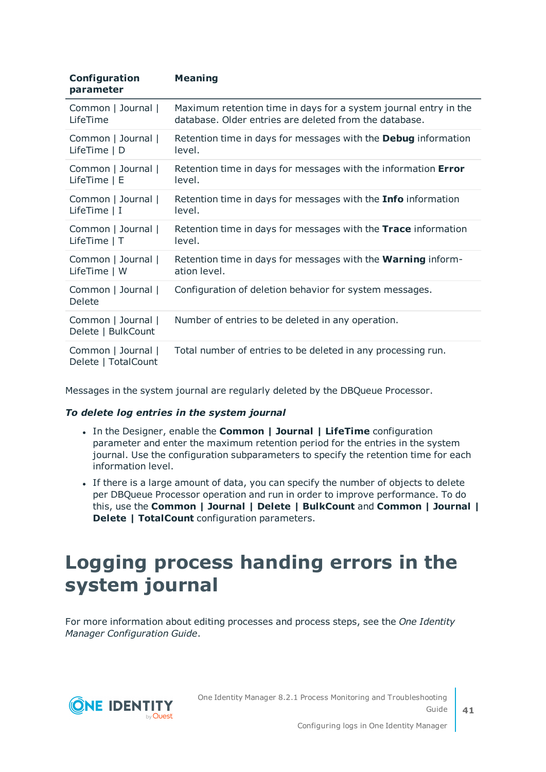| Configuration parameter | Meaning |
|---|---|
| Common \| Journal \| LifeTime | Maximum retention time in days for a system journal entry in the database. Older entries are deleted from the database. |
| Common \| Journal \| LifeTime \| D | Retention time in days for messages with the **Debug** information level. |
| Common \| Journal \| LifeTime \| E | Retention time in days for messages with the information **Error** level. |
| Common \| Journal \| LifeTime \| I | Retention time in days for messages with the **Info** information level. |
| Common \| Journal \| LifeTime \| T | Retention time in days for messages with the **Trace** information level. |
| Common \| Journal \| LifeTime \| W | Retention time in days for messages with the **Warning** information level. |
| Common \| Journal \| Delete | Configuration of deletion behavior for system messages. |
| Common \| Journal \| Delete \| BulkCount | Number of entries to be deleted in any operation. |
| Common \| Journal \| Delete \| TotalCount | Total number of entries to be deleted in any processing run. |

Messages in the system journal are regularly deleted by the DBQueue Processor.

***To delete log entries in the system journal***

- In the Designer, enable the **Common | Journal | LifeTime** configuration parameter and enter the maximum retention period for the entries in the system journal. Use the configuration subparameters to specify the retention time for each information level.
- If there is a large amount of data, you can specify the number of objects to delete per DBQueue Processor operation and run in order to improve performance. To do this, use the **Common | Journal | Delete | BulkCount** and **Common | Journal | Delete | TotalCount** configuration parameters.

# Logging process handing errors in the system journal

For more information about editing processes and process steps, see the *One Identity Manager Configuration Guide*.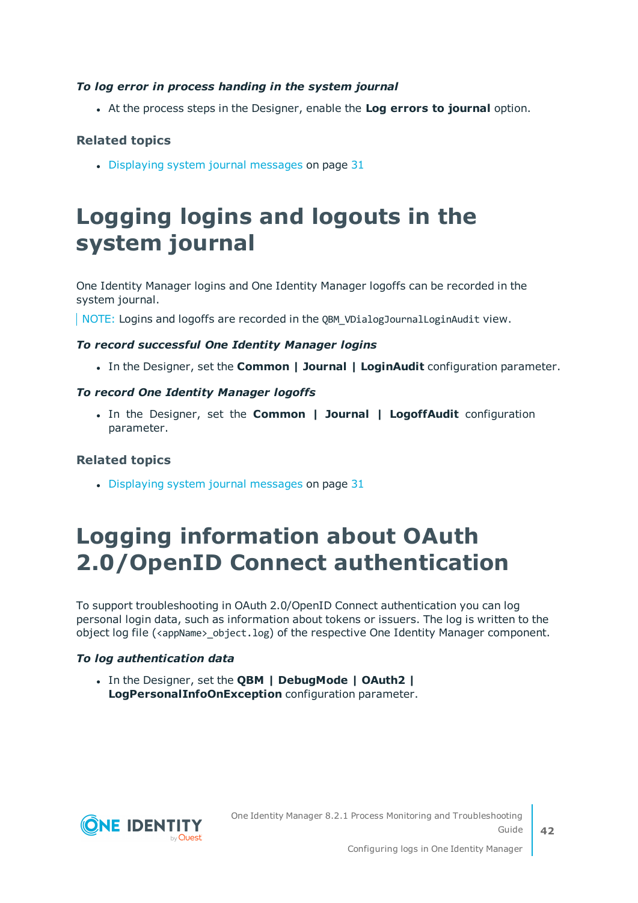*To log error in process handing in the system journal*

- At the process steps in the Designer, enable the **Log errors to journal** option.

### Related topics

- Displaying system journal messages on page 31

# Logging logins and logouts in the system journal

One Identity Manager logins and One Identity Manager logoffs can be recorded in the system journal.

NOTE: Logins and logoffs are recorded in the `QBM_VDialogJournalLoginAudit` view.

*To record successful One Identity Manager logins*

- In the Designer, set the **Common | Journal | LoginAudit** configuration parameter.

*To record One Identity Manager logoffs*

- In the Designer, set the **Common | Journal | LogoffAudit** configuration parameter.

### Related topics

- Displaying system journal messages on page 31

# Logging information about OAuth 2.0/OpenID Connect authentication

To support troubleshooting in OAuth 2.0/OpenID Connect authentication you can log personal login data, such as information about tokens or issuers. The log is written to the object log file (`<appName>_object.log`) of the respective One Identity Manager component.

*To log authentication data*

- In the Designer, set the **QBM | DebugMode | OAuth2 | LogPersonalInfoOnException** configuration parameter.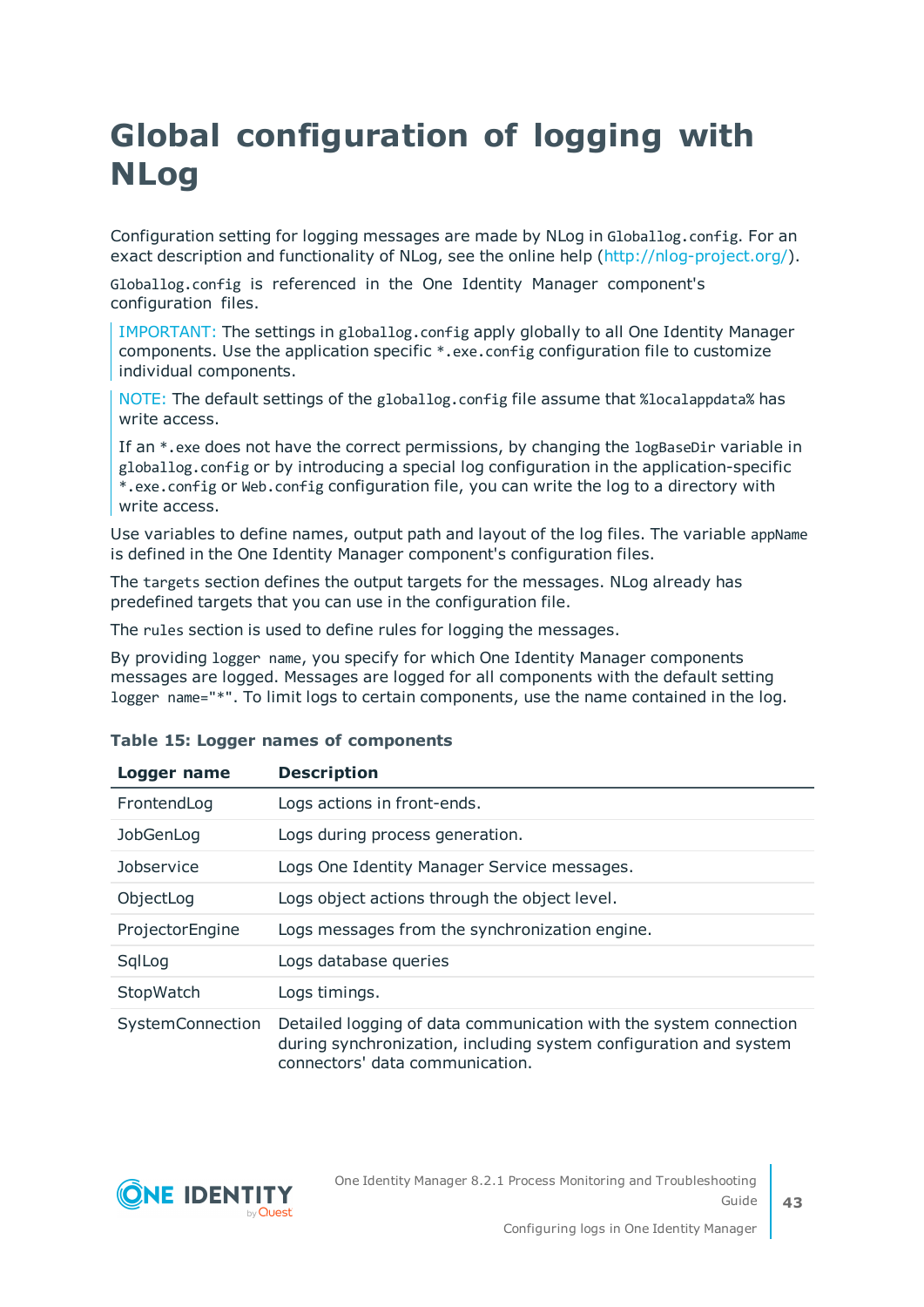# Global configuration of logging with NLog

Configuration setting for logging messages are made by NLog in `Globallog.config`. For an exact description and functionality of NLog, see the online help (http://nlog-project.org/).

`Globallog.config` is referenced in the One Identity Manager component's configuration files.

> IMPORTANT: The settings in `globallog.config` apply globally to all One Identity Manager components. Use the application specific `*.exe.config` configuration file to customize individual components.

> NOTE: The default settings of the `globallog.config` file assume that `%localappdata%` has write access.
>
> If an `*.exe` does not have the correct permissions, by changing the `logBaseDir` variable in `globallog.config` or by introducing a special log configuration in the application-specific `*.exe.config` or `Web.config` configuration file, you can write the log to a directory with write access.

Use variables to define names, output path and layout of the log files. The variable `appName` is defined in the One Identity Manager component's configuration files.

The `targets` section defines the output targets for the messages. NLog already has predefined targets that you can use in the configuration file.

The `rules` section is used to define rules for logging the messages.

By providing `logger name`, you specify for which One Identity Manager components messages are logged. Messages are logged for all components with the default setting `logger name="*"`. To limit logs to certain components, use the name contained in the log.

**Table 15: Logger names of components**

| Logger name | Description |
|---|---|
| FrontendLog | Logs actions in front-ends. |
| JobGenLog | Logs during process generation. |
| Jobservice | Logs One Identity Manager Service messages. |
| ObjectLog | Logs object actions through the object level. |
| ProjectorEngine | Logs messages from the synchronization engine. |
| SqlLog | Logs database queries |
| StopWatch | Logs timings. |
| SystemConnection | Detailed logging of data communication with the system connection during synchronization, including system configuration and system connectors' data communication. |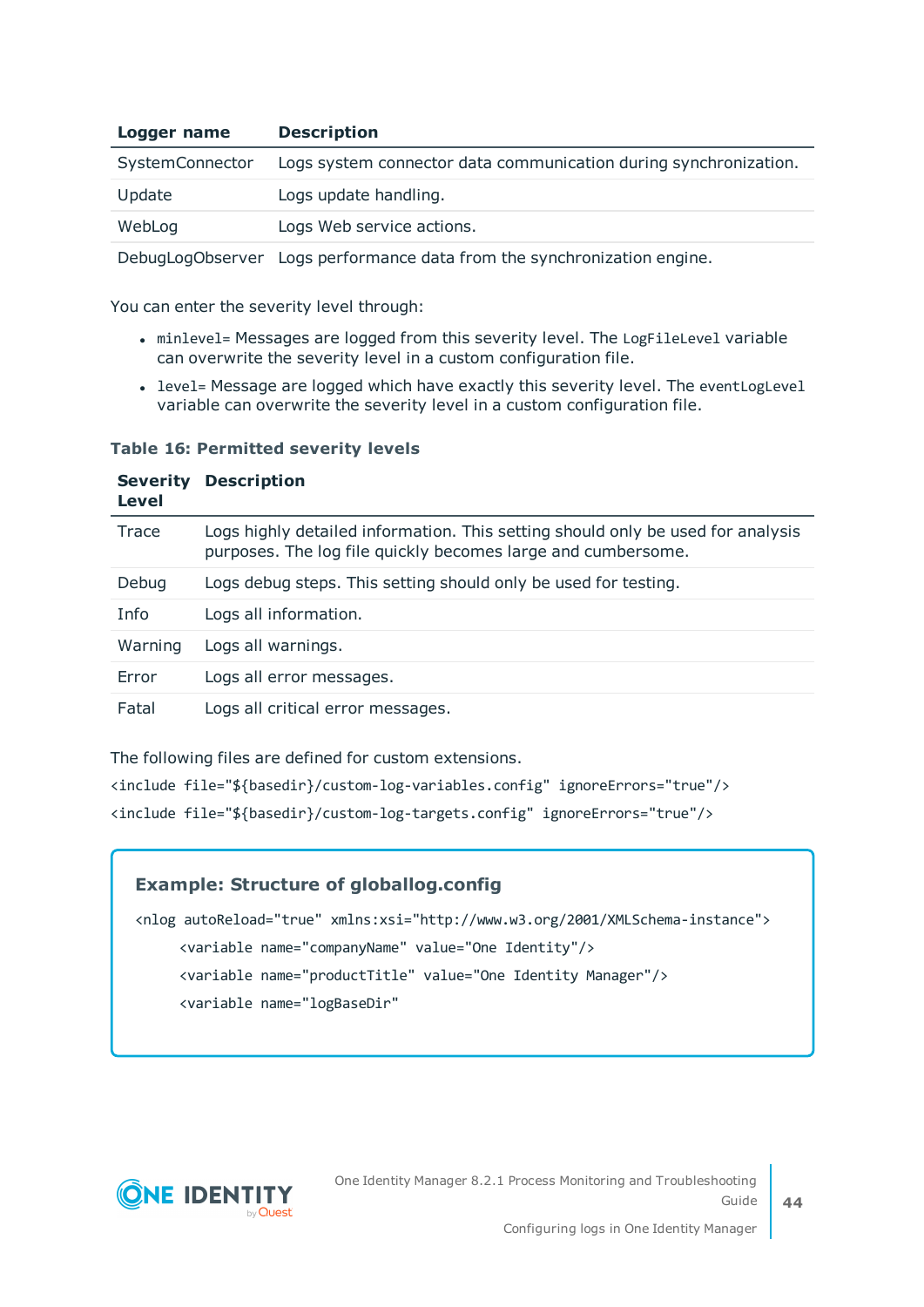| Logger name | Description |
|---|---|
| SystemConnector | Logs system connector data communication during synchronization. |
| Update | Logs update handling. |
| WebLog | Logs Web service actions. |
| DebugLogObserver | Logs performance data from the synchronization engine. |

You can enter the severity level through:

- `minlevel=` Messages are logged from this severity level. The `LogFileLevel` variable can overwrite the severity level in a custom configuration file.
- `level=` Message are logged which have exactly this severity level. The `eventLogLevel` variable can overwrite the severity level in a custom configuration file.

**Table 16: Permitted severity levels**

| Severity Level | Description |
|---|---|
| Trace | Logs highly detailed information. This setting should only be used for analysis purposes. The log file quickly becomes large and cumbersome. |
| Debug | Logs debug steps. This setting should only be used for testing. |
| Info | Logs all information. |
| Warning | Logs all warnings. |
| Error | Logs all error messages. |
| Fatal | Logs all critical error messages. |

The following files are defined for custom extensions.

```
<include file="${basedir}/custom-log-variables.config" ignoreErrors="true"/>
<include file="${basedir}/custom-log-targets.config" ignoreErrors="true"/>
```

**Example: Structure of globallog.config**

```
<nlog autoReload="true" xmlns:xsi="http://www.w3.org/2001/XMLSchema-instance">
    <variable name="companyName" value="One Identity"/>
    <variable name="productTitle" value="One Identity Manager"/>
    <variable name="logBaseDir"
```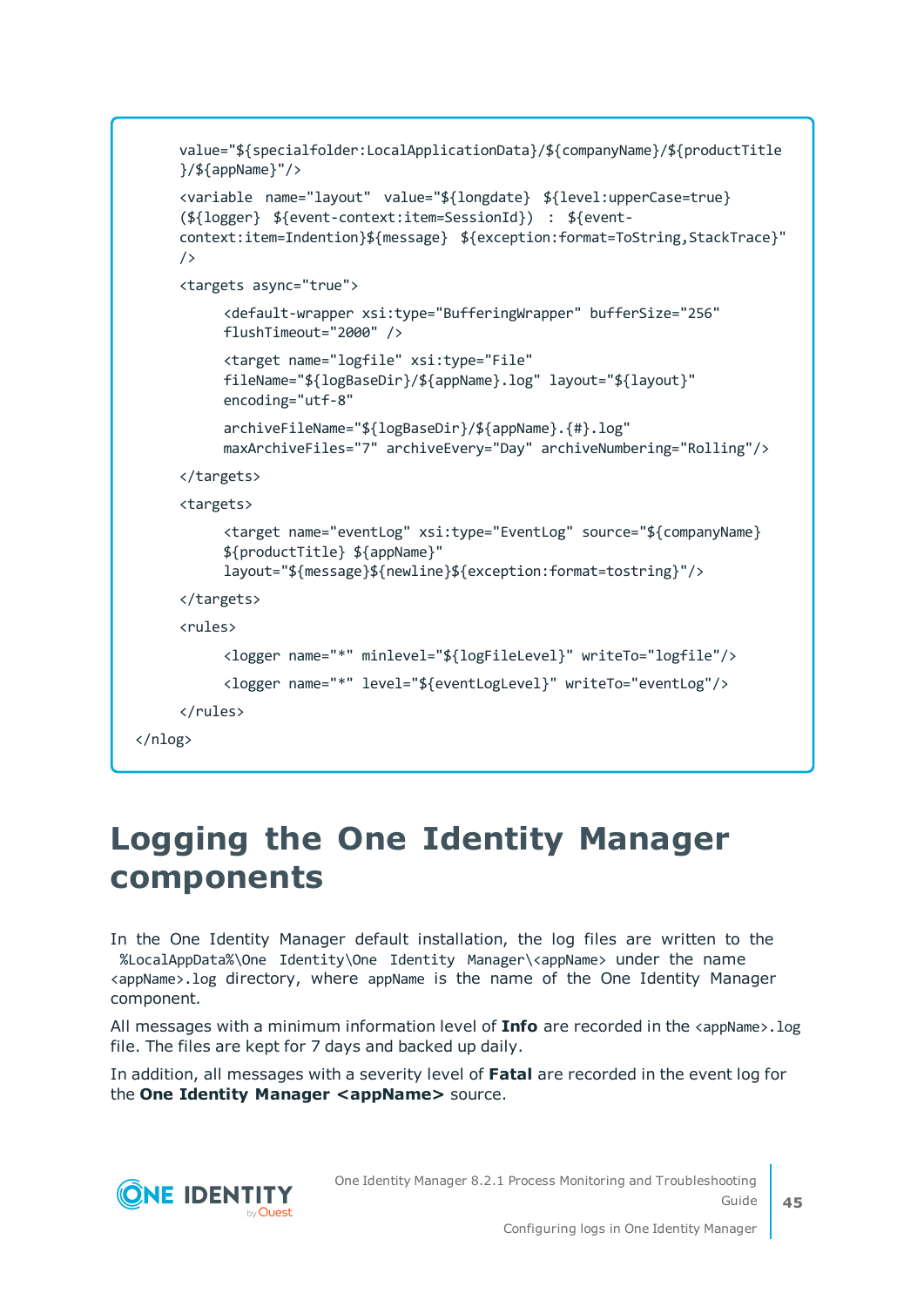```
    value="${specialfolder:LocalApplicationData}/${companyName}/${productTitle
    }/${appName}"/>

    <variable name="layout" value="${longdate} ${level:upperCase=true}
    (${logger} ${event-context:item=SessionId}) : ${event-
    context:item=Indention}${message} ${exception:format=ToString,StackTrace}"
    />

    <targets async="true">

        <default-wrapper xsi:type="BufferingWrapper" bufferSize="256"
        flushTimeout="2000" />

        <target name="logfile" xsi:type="File"
        fileName="${logBaseDir}/${appName}.log" layout="${layout}"
        encoding="utf-8"

        archiveFileName="${logBaseDir}/${appName}.{#}.log"
        maxArchiveFiles="7" archiveEvery="Day" archiveNumbering="Rolling"/>

    </targets>

    <targets>

        <target name="eventLog" xsi:type="EventLog" source="${companyName}
        ${productTitle} ${appName}"
        layout="${message}${newline}${exception:format=tostring}"/>

    </targets>

    <rules>

        <logger name="*" minlevel="${logFileLevel}" writeTo="logfile"/>

        <logger name="*" level="${eventLogLevel}" writeTo="eventLog"/>

    </rules>

</nlog>
```

# Logging the One Identity Manager components

In the One Identity Manager default installation, the log files are written to the `%LocalAppData%\One Identity\One Identity Manager\<appName>` under the name `<appName>.log` directory, where `appName` is the name of the One Identity Manager component.

All messages with a minimum information level of **Info** are recorded in the `<appName>.log` file. The files are kept for 7 days and backed up daily.

In addition, all messages with a severity level of **Fatal** are recorded in the event log for the **One Identity Manager <appName>** source.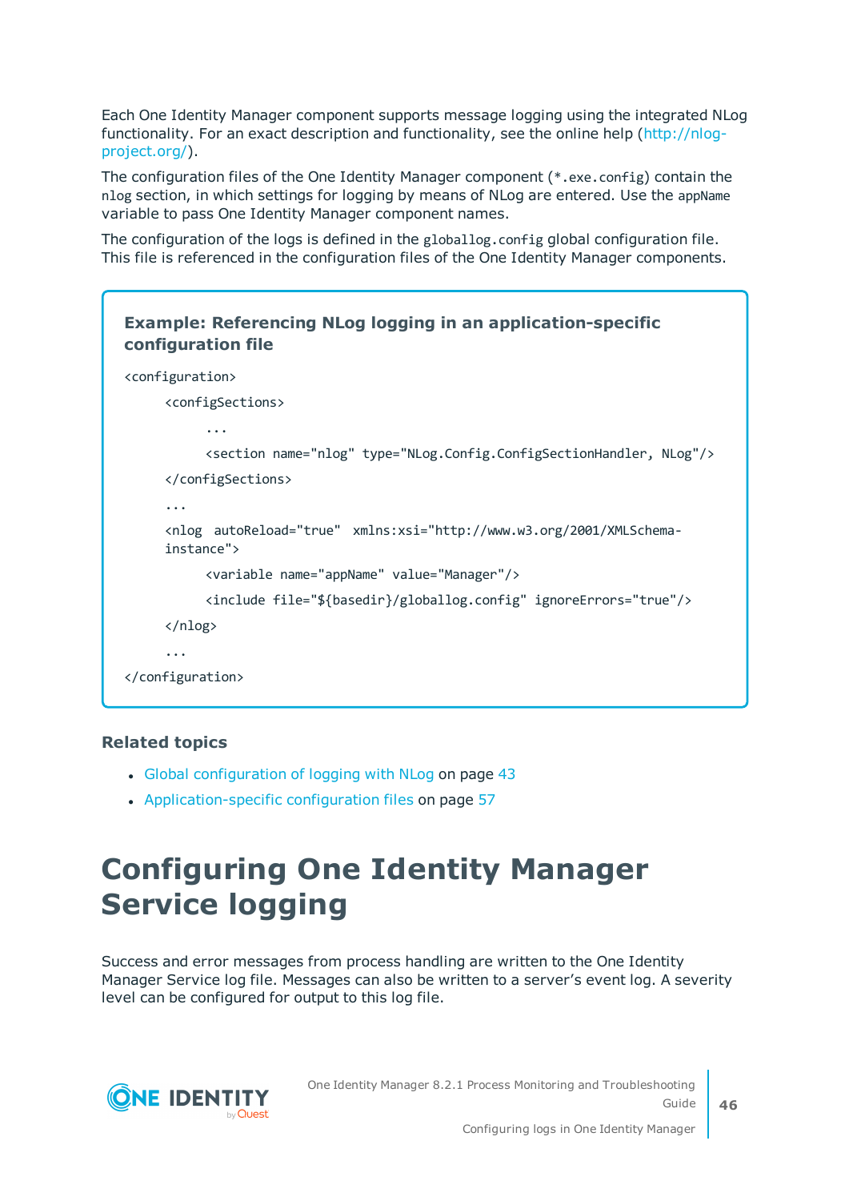Each One Identity Manager component supports message logging using the integrated NLog functionality. For an exact description and functionality, see the online help (http://nlog-project.org/).

The configuration files of the One Identity Manager component (`*.exe.config`) contain the `nlog` section, in which settings for logging by means of NLog are entered. Use the `appName` variable to pass One Identity Manager component names.

The configuration of the logs is defined in the `globallog.config` global configuration file. This file is referenced in the configuration files of the One Identity Manager components.

**Example: Referencing NLog logging in an application-specific configuration file**

```
<configuration>
    <configSections>
        ...
        <section name="nlog" type="NLog.Config.ConfigSectionHandler, NLog"/>
    </configSections>
    ...
    <nlog  autoReload="true"  xmlns:xsi="http://www.w3.org/2001/XMLSchema-instance">
        <variable name="appName" value="Manager"/>
        <include file="${basedir}/globallog.config" ignoreErrors="true"/>
    </nlog>
    ...
</configuration>
```

### Related topics

- Global configuration of logging with NLog on page 43
- Application-specific configuration files on page 57

# Configuring One Identity Manager Service logging

Success and error messages from process handling are written to the One Identity Manager Service log file. Messages can also be written to a server's event log. A severity level can be configured for output to this log file.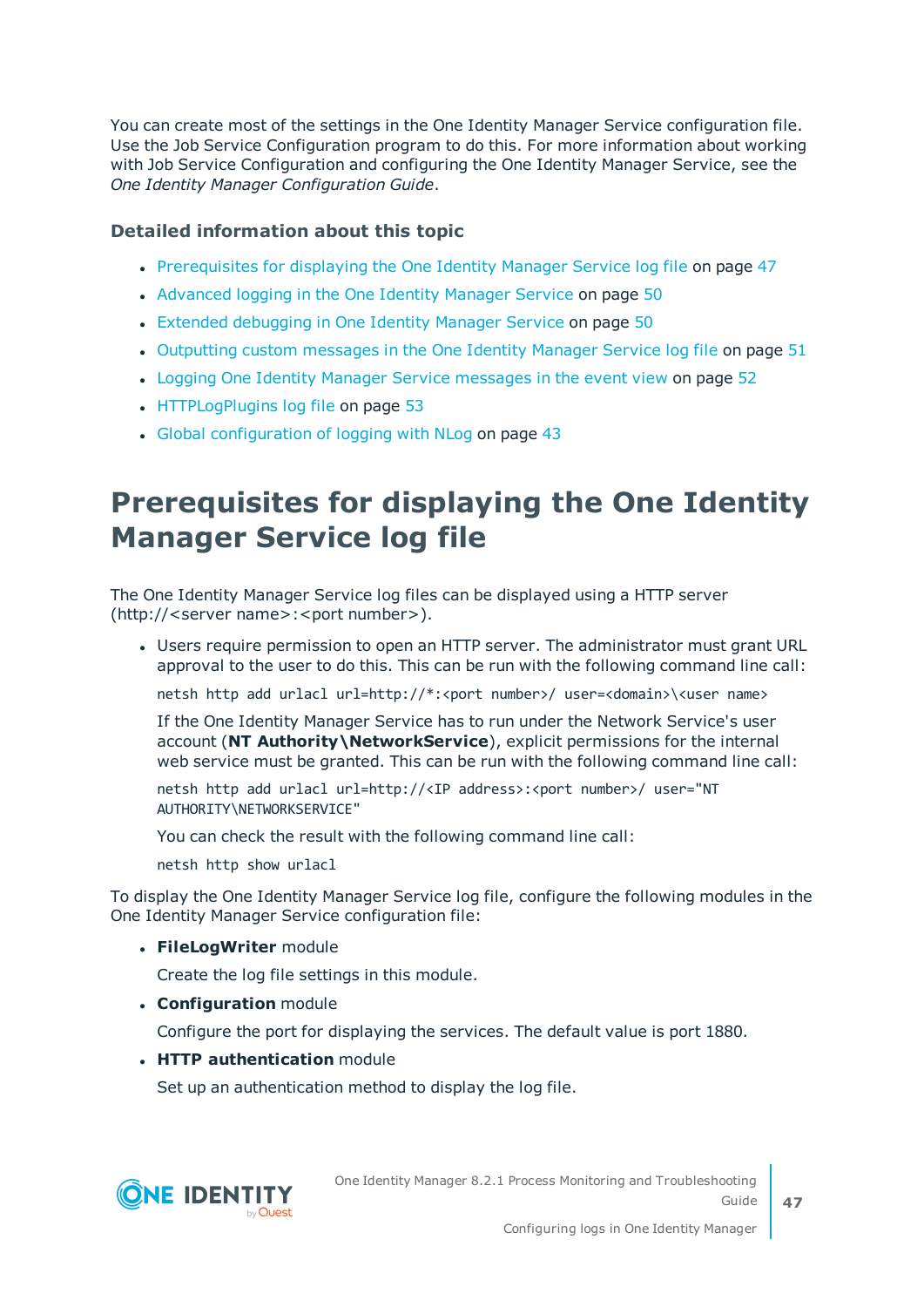You can create most of the settings in the One Identity Manager Service configuration file. Use the Job Service Configuration program to do this. For more information about working with Job Service Configuration and configuring the One Identity Manager Service, see the *One Identity Manager Configuration Guide*.

### Detailed information about this topic

- Prerequisites for displaying the One Identity Manager Service log file on page 47
- Advanced logging in the One Identity Manager Service on page 50
- Extended debugging in One Identity Manager Service on page 50
- Outputting custom messages in the One Identity Manager Service log file on page 51
- Logging One Identity Manager Service messages in the event view on page 52
- HTTPLogPlugins log file on page 53
- Global configuration of logging with NLog on page 43

# Prerequisites for displaying the One Identity Manager Service log file

The One Identity Manager Service log files can be displayed using a HTTP server (http://<server name>:<port number>).

- Users require permission to open an HTTP server. The administrator must grant URL approval to the user to do this. This can be run with the following command line call:

  ```
  netsh http add urlacl url=http://*:<port number>/ user=<domain>\<user name>
  ```

  If the One Identity Manager Service has to run under the Network Service's user account (**NT Authority\NetworkService**), explicit permissions for the internal web service must be granted. This can be run with the following command line call:

  ```
  netsh http add urlacl url=http://<IP address>:<port number>/ user="NT AUTHORITY\NETWORKSERVICE"
  ```

  You can check the result with the following command line call:

  ```
  netsh http show urlacl
  ```

To display the One Identity Manager Service log file, configure the following modules in the One Identity Manager Service configuration file:

- **FileLogWriter** module

  Create the log file settings in this module.

- **Configuration** module

  Configure the port for displaying the services. The default value is port 1880.

- **HTTP authentication** module

  Set up an authentication method to display the log file.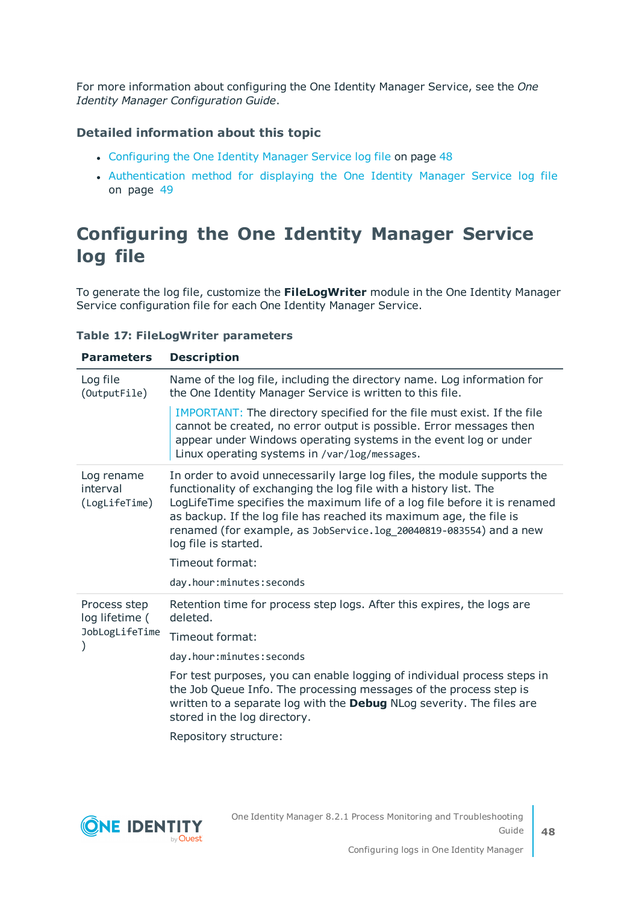For more information about configuring the One Identity Manager Service, see the *One Identity Manager Configuration Guide*.

### Detailed information about this topic

- Configuring the One Identity Manager Service log file on page 48
- Authentication method for displaying the One Identity Manager Service log file on page 49

## Configuring the One Identity Manager Service log file

To generate the log file, customize the **FileLogWriter** module in the One Identity Manager Service configuration file for each One Identity Manager Service.

**Table 17: FileLogWriter parameters**

| Parameters | Description |
|---|---|
| Log file (`OutputFile`) | Name of the log file, including the directory name. Log information for the One Identity Manager Service is written to this file.<br><br>IMPORTANT: The directory specified for the file must exist. If the file cannot be created, no error output is possible. Error messages then appear under Windows operating systems in the event log or under Linux operating systems in `/var/log/messages`. |
| Log rename interval (`LogLifeTime`) | In order to avoid unnecessarily large log files, the module supports the functionality of exchanging the log file with a history list. The LogLifeTime specifies the maximum life of a log file before it is renamed as backup. If the log file has reached its maximum age, the file is renamed (for example, as `JobService.log_20040819-083554`) and a new log file is started.<br><br>Timeout format:<br><br>`day.hour:minutes:seconds` |
| Process step log lifetime (`JobLogLifeTime`) | Retention time for process step logs. After this expires, the logs are deleted.<br><br>Timeout format:<br><br>`day.hour:minutes:seconds`<br><br>For test purposes, you can enable logging of individual process steps in the Job Queue Info. The processing messages of the process step is written to a separate log with the **Debug** NLog severity. The files are stored in the log directory.<br><br>Repository structure: |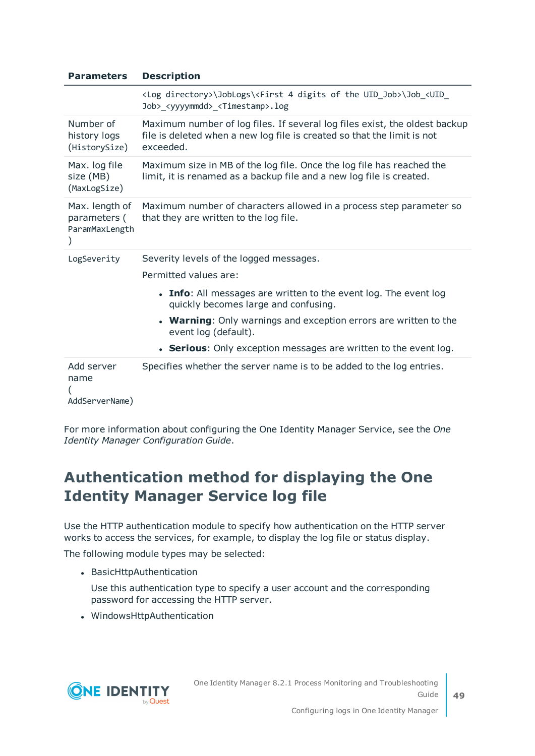| Parameters | Description |
|---|---|
| | `<Log directory>\JobLogs\<First 4 digits of the UID_Job>\Job_<UID_Job>_<yyyymmdd>_<Timestamp>.log` |
| Number of history logs (`HistorySize`) | Maximum number of log files. If several log files exist, the oldest backup file is deleted when a new log file is created so that the limit is not exceeded. |
| Max. log file size (MB) (`MaxLogSize`) | Maximum size in MB of the log file. Once the log file has reached the limit, it is renamed as a backup file and a new log file is created. |
| Max. length of parameters (`ParamMaxLength`) | Maximum number of characters allowed in a process step parameter so that they are written to the log file. |
| `LogSeverity` | Severity levels of the logged messages.<br>Permitted values are:<br>• **Info**: All messages are written to the event log. The event log quickly becomes large and confusing.<br>• **Warning**: Only warnings and exception errors are written to the event log (default).<br>• **Serious**: Only exception messages are written to the event log. |
| Add server name (`AddServerName`) | Specifies whether the server name is to be added to the log entries. |

For more information about configuring the One Identity Manager Service, see the *One Identity Manager Configuration Guide*.

## Authentication method for displaying the One Identity Manager Service log file

Use the HTTP authentication module to specify how authentication on the HTTP server works to access the services, for example, to display the log file or status display.

The following module types may be selected:

- BasicHttpAuthentication

  Use this authentication type to specify a user account and the corresponding password for accessing the HTTP server.

- WindowsHttpAuthentication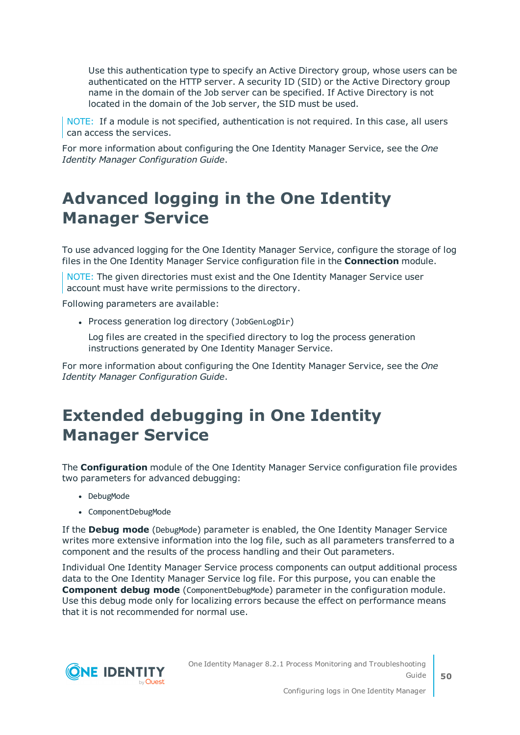Use this authentication type to specify an Active Directory group, whose users can be authenticated on the HTTP server. A security ID (SID) or the Active Directory group name in the domain of the Job server can be specified. If Active Directory is not located in the domain of the Job server, the SID must be used.

> NOTE: If a module is not specified, authentication is not required. In this case, all users can access the services.

For more information about configuring the One Identity Manager Service, see the *One Identity Manager Configuration Guide*.

# Advanced logging in the One Identity Manager Service

To use advanced logging for the One Identity Manager Service, configure the storage of log files in the One Identity Manager Service configuration file in the **Connection** module.

> NOTE: The given directories must exist and the One Identity Manager Service user account must have write permissions to the directory.

Following parameters are available:

- Process generation log directory (`JobGenLogDir`)

  Log files are created in the specified directory to log the process generation instructions generated by One Identity Manager Service.

For more information about configuring the One Identity Manager Service, see the *One Identity Manager Configuration Guide*.

# Extended debugging in One Identity Manager Service

The **Configuration** module of the One Identity Manager Service configuration file provides two parameters for advanced debugging:

- `DebugMode`
- `ComponentDebugMode`

If the **Debug mode** (`DebugMode`) parameter is enabled, the One Identity Manager Service writes more extensive information into the log file, such as all parameters transferred to a component and the results of the process handling and their Out parameters.

Individual One Identity Manager Service process components can output additional process data to the One Identity Manager Service log file. For this purpose, you can enable the **Component debug mode** (`ComponentDebugMode`) parameter in the configuration module. Use this debug mode only for localizing errors because the effect on performance means that it is not recommended for normal use.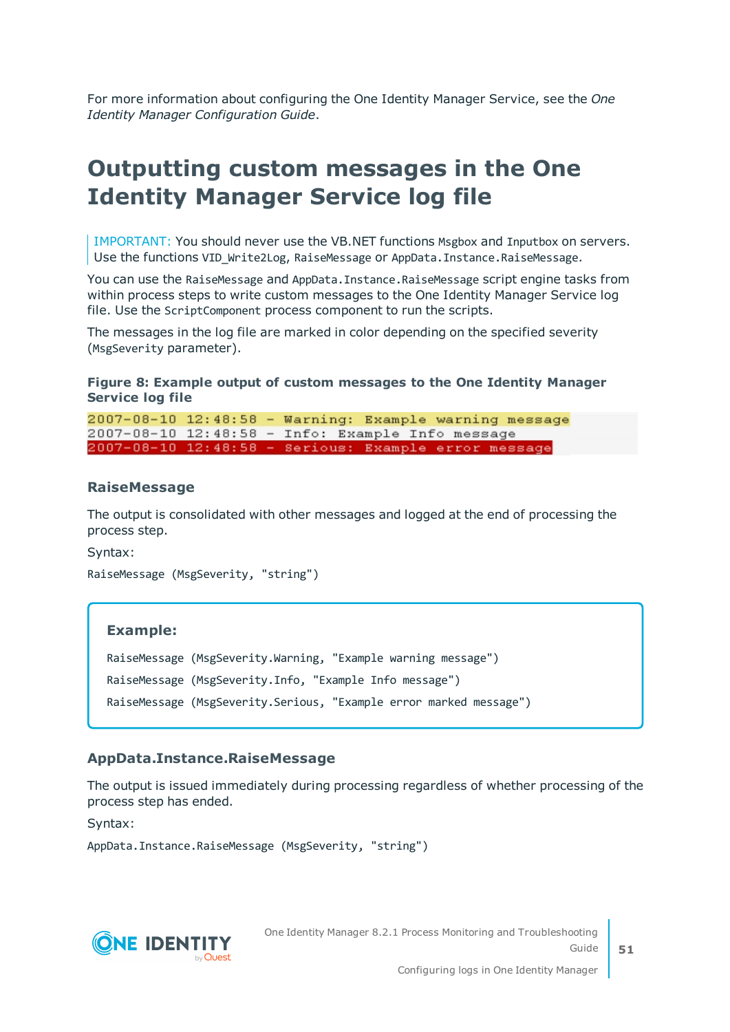For more information about configuring the One Identity Manager Service, see the *One Identity Manager Configuration Guide*.

# Outputting custom messages in the One Identity Manager Service log file

> IMPORTANT: You should never use the VB.NET functions `Msgbox` and `Inputbox` on servers. Use the functions `VID_Write2Log`, `RaiseMessage` or `AppData.Instance.RaiseMessage`.

You can use the `RaiseMessage` and `AppData.Instance.RaiseMessage` script engine tasks from within process steps to write custom messages to the One Identity Manager Service log file. Use the `ScriptComponent` process component to run the scripts.

The messages in the log file are marked in color depending on the specified severity (`MsgSeverity` parameter).

**Figure 8: Example output of custom messages to the One Identity Manager Service log file**

```
2007-08-10 12:48:58 - Warning: Example warning message
2007-08-10 12:48:58 - Info: Example Info message
2007-08-10 12:48:58 - Serious: Example error message
```

### RaiseMessage

The output is consolidated with other messages and logged at the end of processing the process step.

Syntax:

```
RaiseMessage (MsgSeverity, "string")
```

**Example:**

```
RaiseMessage (MsgSeverity.Warning, "Example warning message")
RaiseMessage (MsgSeverity.Info, "Example Info message")
RaiseMessage (MsgSeverity.Serious, "Example error marked message")
```

### AppData.Instance.RaiseMessage

The output is issued immediately during processing regardless of whether processing of the process step has ended.

Syntax:

```
AppData.Instance.RaiseMessage (MsgSeverity, "string")
```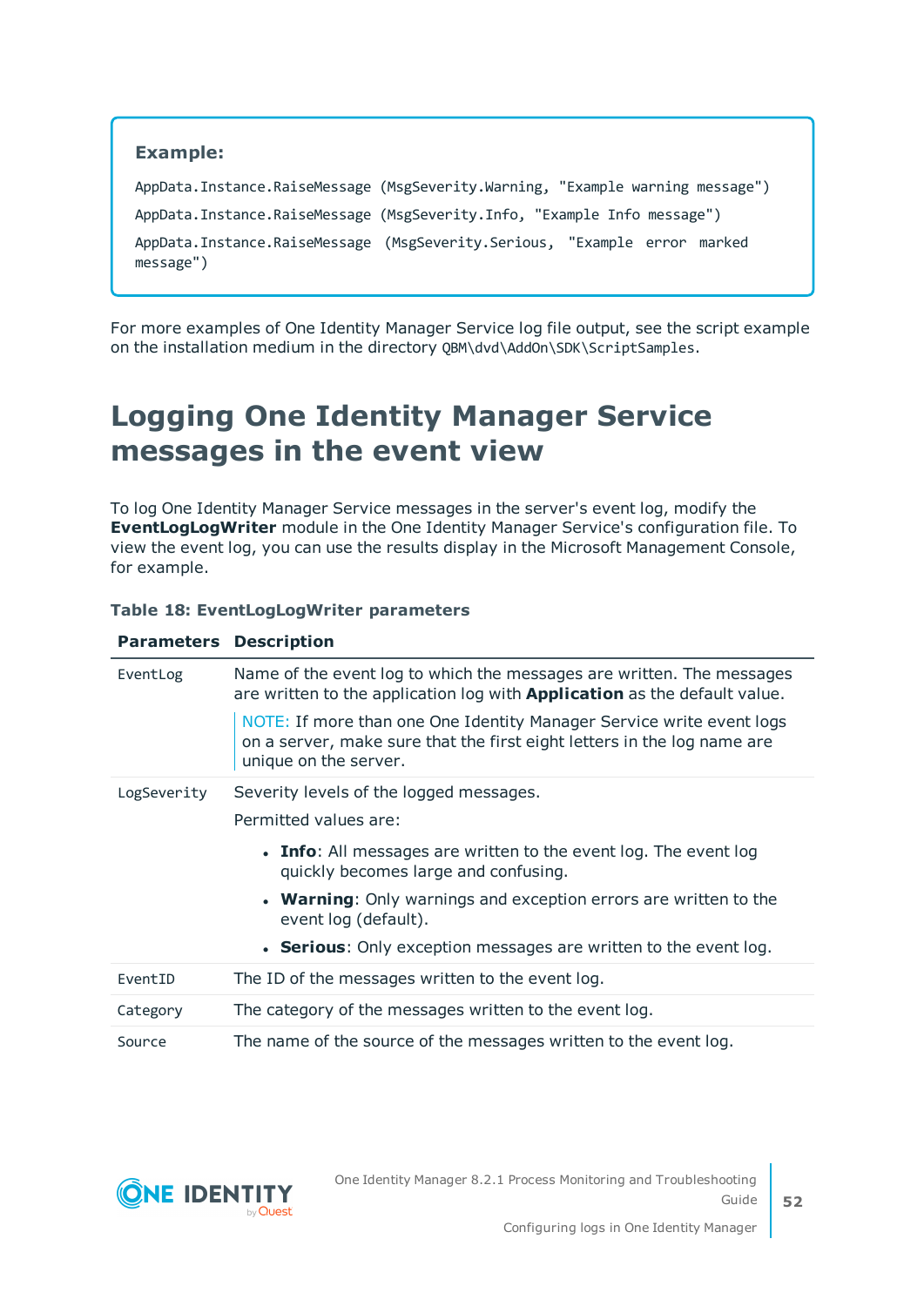**Example:**

```
AppData.Instance.RaiseMessage (MsgSeverity.Warning, "Example warning message")
AppData.Instance.RaiseMessage (MsgSeverity.Info, "Example Info message")
AppData.Instance.RaiseMessage (MsgSeverity.Serious, "Example error marked message")
```

For more examples of One Identity Manager Service log file output, see the script example on the installation medium in the directory `QBM\dvd\AddOn\SDK\ScriptSamples`.

# Logging One Identity Manager Service messages in the event view

To log One Identity Manager Service messages in the server's event log, modify the **EventLogLogWriter** module in the One Identity Manager Service's configuration file. To view the event log, you can use the results display in the Microsoft Management Console, for example.

**Table 18: EventLogLogWriter parameters**

| Parameters | Description |
| --- | --- |
| `EventLog` | Name of the event log to which the messages are written. The messages are written to the application log with **Application** as the default value.<br><br>NOTE: If more than one One Identity Manager Service write event logs on a server, make sure that the first eight letters in the log name are unique on the server. |
| `LogSeverity` | Severity levels of the logged messages.<br><br>Permitted values are:<br><br>• **Info**: All messages are written to the event log. The event log quickly becomes large and confusing.<br>• **Warning**: Only warnings and exception errors are written to the event log (default).<br>• **Serious**: Only exception messages are written to the event log. |
| `EventID` | The ID of the messages written to the event log. |
| `Category` | The category of the messages written to the event log. |
| `Source` | The name of the source of the messages written to the event log. |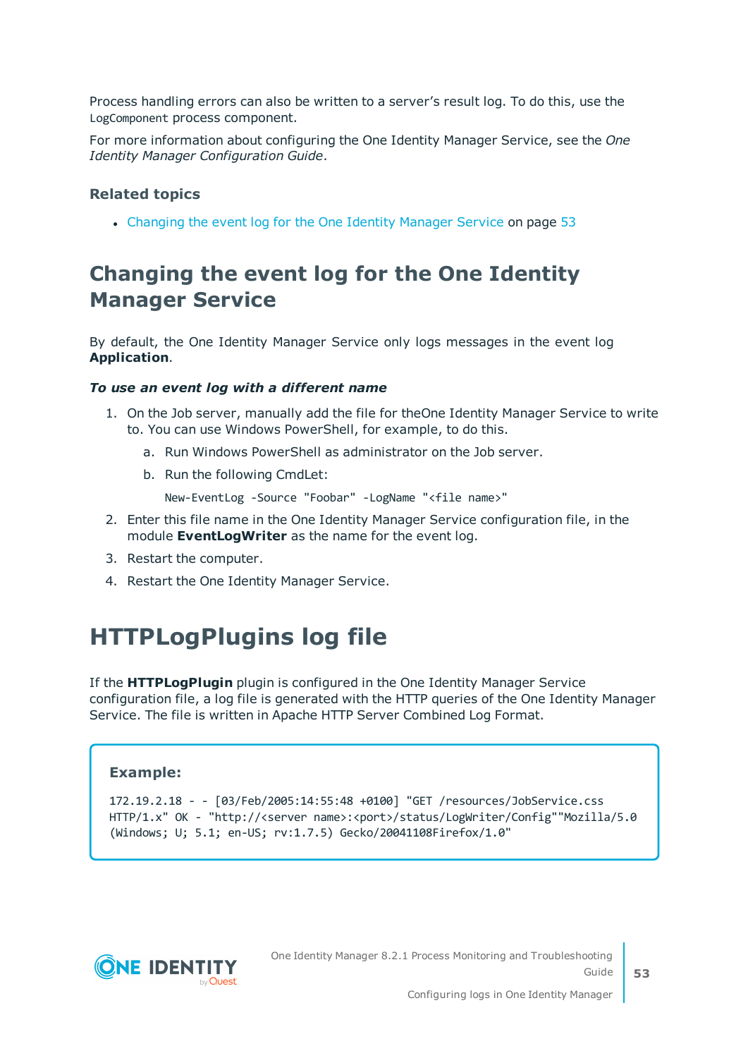Process handling errors can also be written to a server's result log. To do this, use the `LogComponent` process component.

For more information about configuring the One Identity Manager Service, see the *One Identity Manager Configuration Guide*.

### Related topics

- Changing the event log for the One Identity Manager Service on page 53

## Changing the event log for the One Identity Manager Service

By default, the One Identity Manager Service only logs messages in the event log **Application**.

***To use an event log with a different name***

1. On the Job server, manually add the file for theOne Identity Manager Service to write to. You can use Windows PowerShell, for example, to do this.
   a. Run Windows PowerShell as administrator on the Job server.
   b. Run the following CmdLet:

      ```
      New-EventLog -Source "Foobar" -LogName "<file name>"
      ```
2. Enter this file name in the One Identity Manager Service configuration file, in the module **EventLogWriter** as the name for the event log.
3. Restart the computer.
4. Restart the One Identity Manager Service.

# HTTPLogPlugins log file

If the **HTTPLogPlugin** plugin is configured in the One Identity Manager Service configuration file, a log file is generated with the HTTP queries of the One Identity Manager Service. The file is written in Apache HTTP Server Combined Log Format.

**Example:**

```
172.19.2.18 - - [03/Feb/2005:14:55:48 +0100] "GET /resources/JobService.css
HTTP/1.x" OK - "http://<server name>:<port>/status/LogWriter/Config""Mozilla/5.0
(Windows; U; 5.1; en-US; rv:1.7.5) Gecko/20041108Firefox/1.0"
```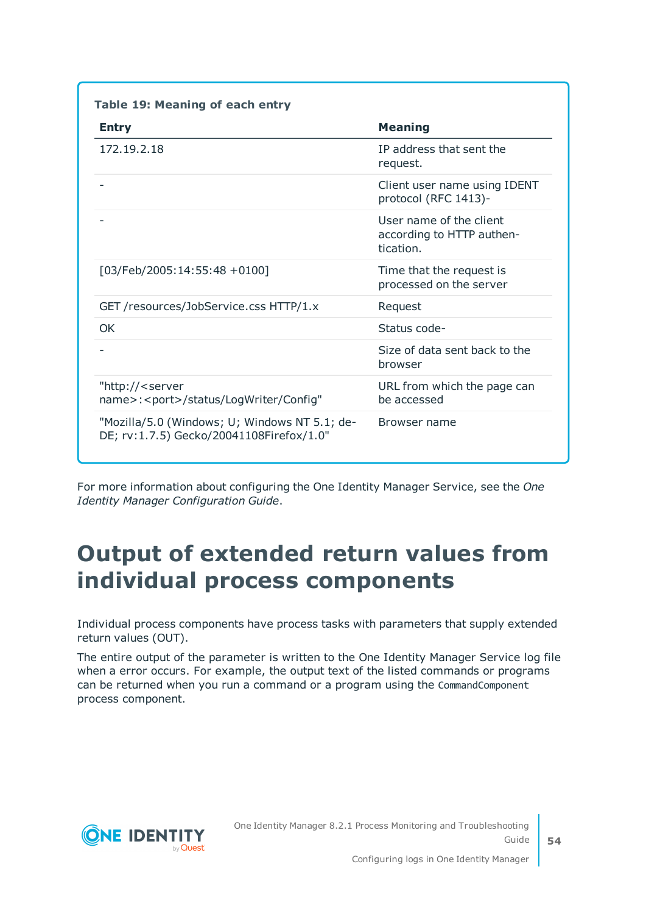**Table 19: Meaning of each entry**

| Entry | Meaning |
|---|---|
| 172.19.2.18 | IP address that sent the request. |
| - | Client user name using IDENT protocol (RFC 1413)- |
| - | User name of the client according to HTTP authentication. |
| [03/Feb/2005:14:55:48 +0100] | Time that the request is processed on the server |
| GET /resources/JobService.css HTTP/1.x | Request |
| OK | Status code- |
| - | Size of data sent back to the browser |
| "http://<server name>:<port>/status/LogWriter/Config" | URL from which the page can be accessed |
| "Mozilla/5.0 (Windows; U; Windows NT 5.1; de-DE; rv:1.7.5) Gecko/20041108Firefox/1.0" | Browser name |

For more information about configuring the One Identity Manager Service, see the *One Identity Manager Configuration Guide*.

# Output of extended return values from individual process components

Individual process components have process tasks with parameters that supply extended return values (OUT).

The entire output of the parameter is written to the One Identity Manager Service log file when a error occurs. For example, the output text of the listed commands or programs can be returned when you run a command or a program using the `CommandComponent` process component.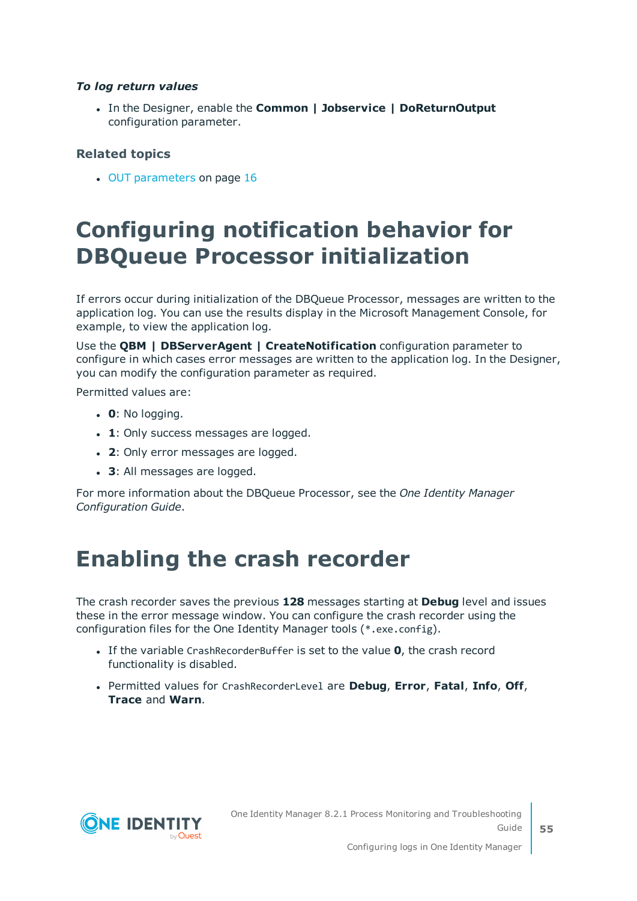***To log return values***

- In the Designer, enable the **Common | Jobservice | DoReturnOutput** configuration parameter.

### Related topics

- OUT parameters on page 16

# Configuring notification behavior for DBQueue Processor initialization

If errors occur during initialization of the DBQueue Processor, messages are written to the application log. You can use the results display in the Microsoft Management Console, for example, to view the application log.

Use the **QBM | DBServerAgent | CreateNotification** configuration parameter to configure in which cases error messages are written to the application log. In the Designer, you can modify the configuration parameter as required.

Permitted values are:

- **0**: No logging.
- **1**: Only success messages are logged.
- **2**: Only error messages are logged.
- **3**: All messages are logged.

For more information about the DBQueue Processor, see the *One Identity Manager Configuration Guide*.

# Enabling the crash recorder

The crash recorder saves the previous **128** messages starting at **Debug** level and issues these in the error message window. You can configure the crash recorder using the configuration files for the One Identity Manager tools (`*.exe.config`).

- If the variable `CrashRecorderBuffer` is set to the value **0**, the crash record functionality is disabled.
- Permitted values for `CrashRecorderLevel` are **Debug**, **Error**, **Fatal**, **Info**, **Off**, **Trace** and **Warn**.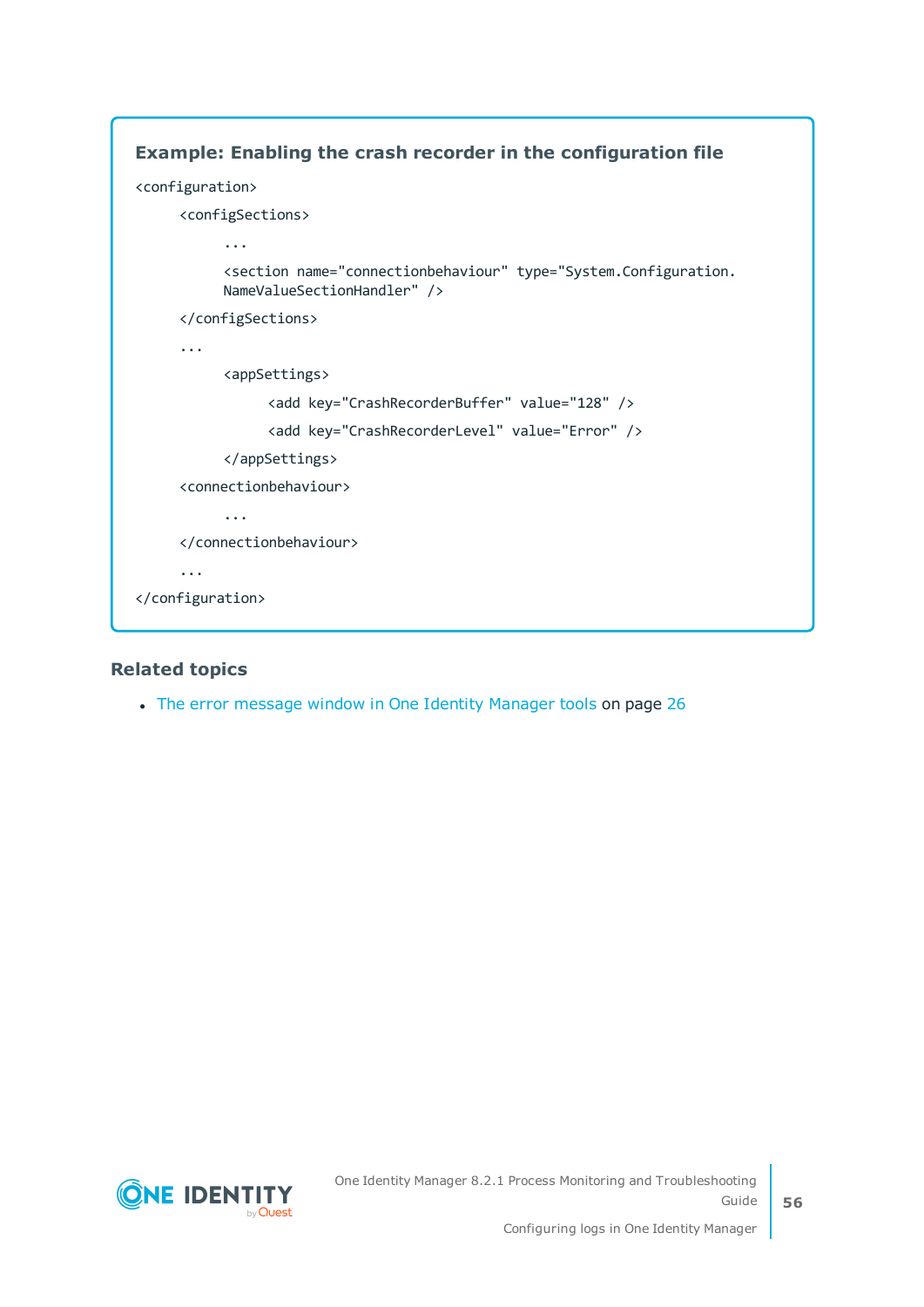**Example: Enabling the crash recorder in the configuration file**

```
<configuration>
    <configSections>
        ...
        <section name="connectionbehaviour" type="System.Configuration.
        NameValueSectionHandler" />
    </configSections>
    ...
        <appSettings>
            <add key="CrashRecorderBuffer" value="128" />
            <add key="CrashRecorderLevel" value="Error" />
        </appSettings>
    <connectionbehaviour>
        ...
    </connectionbehaviour>
    ...
</configuration>
```

### Related topics

- The error message window in One Identity Manager tools on page 26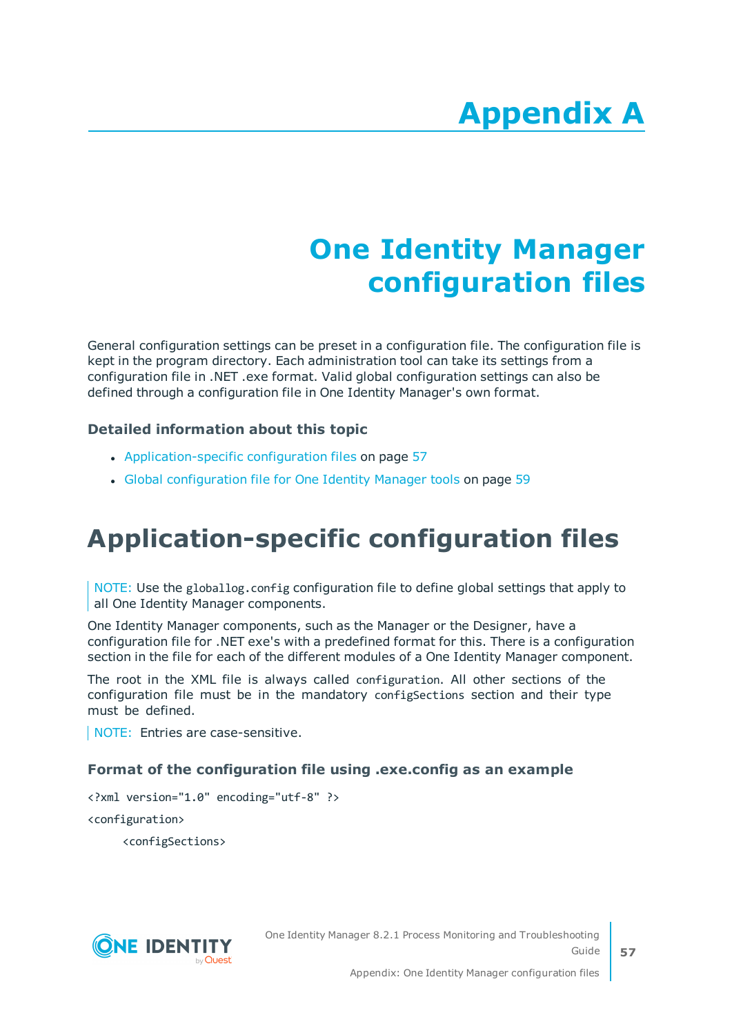# Appendix A

# One Identity Manager configuration files

General configuration settings can be preset in a configuration file. The configuration file is kept in the program directory. Each administration tool can take its settings from a configuration file in .NET .exe format. Valid global configuration settings can also be defined through a configuration file in One Identity Manager's own format.

### Detailed information about this topic

- Application-specific configuration files on page 57
- Global configuration file for One Identity Manager tools on page 59

## Application-specific configuration files

NOTE: Use the `globallog.config` configuration file to define global settings that apply to all One Identity Manager components.

One Identity Manager components, such as the Manager or the Designer, have a configuration file for .NET exe's with a predefined format for this. There is a configuration section in the file for each of the different modules of a One Identity Manager component.

The root in the XML file is always called `configuration`. All other sections of the configuration file must be in the mandatory `configSections` section and their type must be defined.

NOTE: Entries are case-sensitive.

### Format of the configuration file using .exe.config as an example

```
<?xml version="1.0" encoding="utf-8" ?>
<configuration>
    <configSections>
```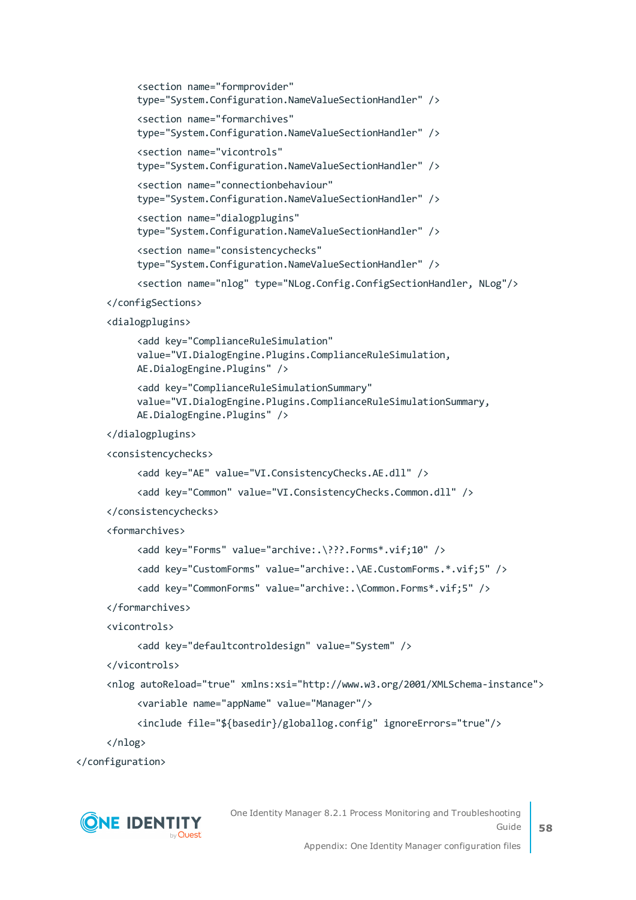```
        <section name="formprovider"
        type="System.Configuration.NameValueSectionHandler" />
        <section name="formarchives"
        type="System.Configuration.NameValueSectionHandler" />
        <section name="vicontrols"
        type="System.Configuration.NameValueSectionHandler" />
        <section name="connectionbehaviour"
        type="System.Configuration.NameValueSectionHandler" />
        <section name="dialogplugins"
        type="System.Configuration.NameValueSectionHandler" />
        <section name="consistencychecks"
        type="System.Configuration.NameValueSectionHandler" />
        <section name="nlog" type="NLog.Config.ConfigSectionHandler, NLog"/>
    </configSections>
    <dialogplugins>
        <add key="ComplianceRuleSimulation"
        value="VI.DialogEngine.Plugins.ComplianceRuleSimulation,
        AE.DialogEngine.Plugins" />
        <add key="ComplianceRuleSimulationSummary"
        value="VI.DialogEngine.Plugins.ComplianceRuleSimulationSummary,
        AE.DialogEngine.Plugins" />
    </dialogplugins>
    <consistencychecks>
        <add key="AE" value="VI.ConsistencyChecks.AE.dll" />
        <add key="Common" value="VI.ConsistencyChecks.Common.dll" />
    </consistencychecks>
    <formarchives>
        <add key="Forms" value="archive:.\???.Forms*.vif;10" />
        <add key="CustomForms" value="archive:.\AE.CustomForms.*.vif;5" />
        <add key="CommonForms" value="archive:.\Common.Forms*.vif;5" />
    </formarchives>
    <vicontrols>
        <add key="defaultcontroldesign" value="System" />
    </vicontrols>
    <nlog autoReload="true" xmlns:xsi="http://www.w3.org/2001/XMLSchema-instance">
        <variable name="appName" value="Manager"/>
        <include file="${basedir}/globallog.config" ignoreErrors="true"/>
    </nlog>
</configuration>
```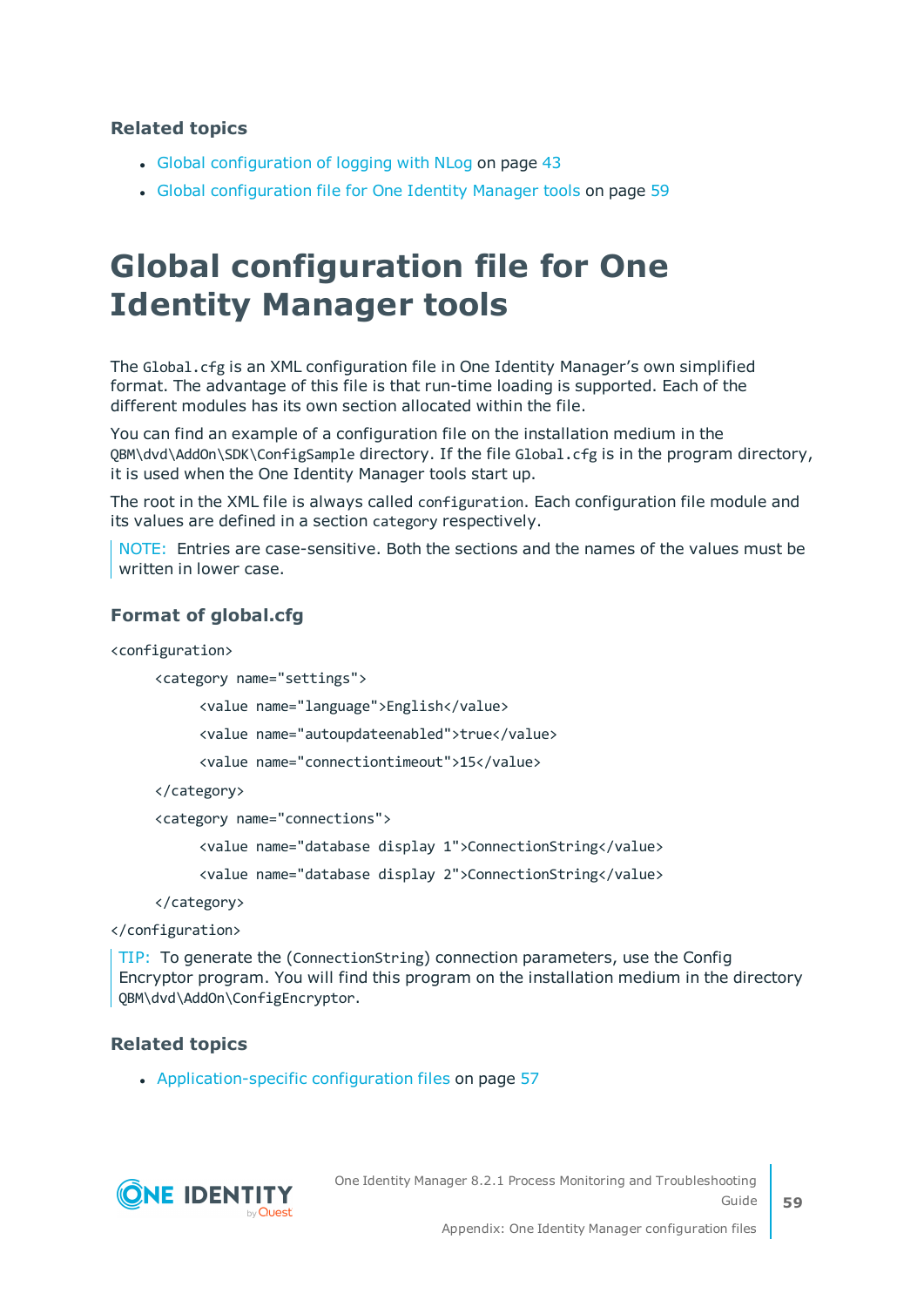### Related topics

- Global configuration of logging with NLog on page 43
- Global configuration file for One Identity Manager tools on page 59

# Global configuration file for One Identity Manager tools

The `Global.cfg` is an XML configuration file in One Identity Manager's own simplified format. The advantage of this file is that run-time loading is supported. Each of the different modules has its own section allocated within the file.

You can find an example of a configuration file on the installation medium in the `QBM\dvd\AddOn\SDK\ConfigSample` directory. If the file `Global.cfg` is in the program directory, it is used when the One Identity Manager tools start up.

The root in the XML file is always called `configuration`. Each configuration file module and its values are defined in a section `category` respectively.

NOTE: Entries are case-sensitive. Both the sections and the names of the values must be written in lower case.

### Format of global.cfg

```
<configuration>
    <category name="settings">
        <value name="language">English</value>
        <value name="autoupdateenabled">true</value>
        <value name="connectiontimeout">15</value>
    </category>
    <category name="connections">
        <value name="database display 1">ConnectionString</value>
        <value name="database display 2">ConnectionString</value>
    </category>
</configuration>
```

TIP: To generate the (`ConnectionString`) connection parameters, use the Config Encryptor program. You will find this program on the installation medium in the directory `QBM\dvd\AddOn\ConfigEncryptor`.

### Related topics

- Application-specific configuration files on page 57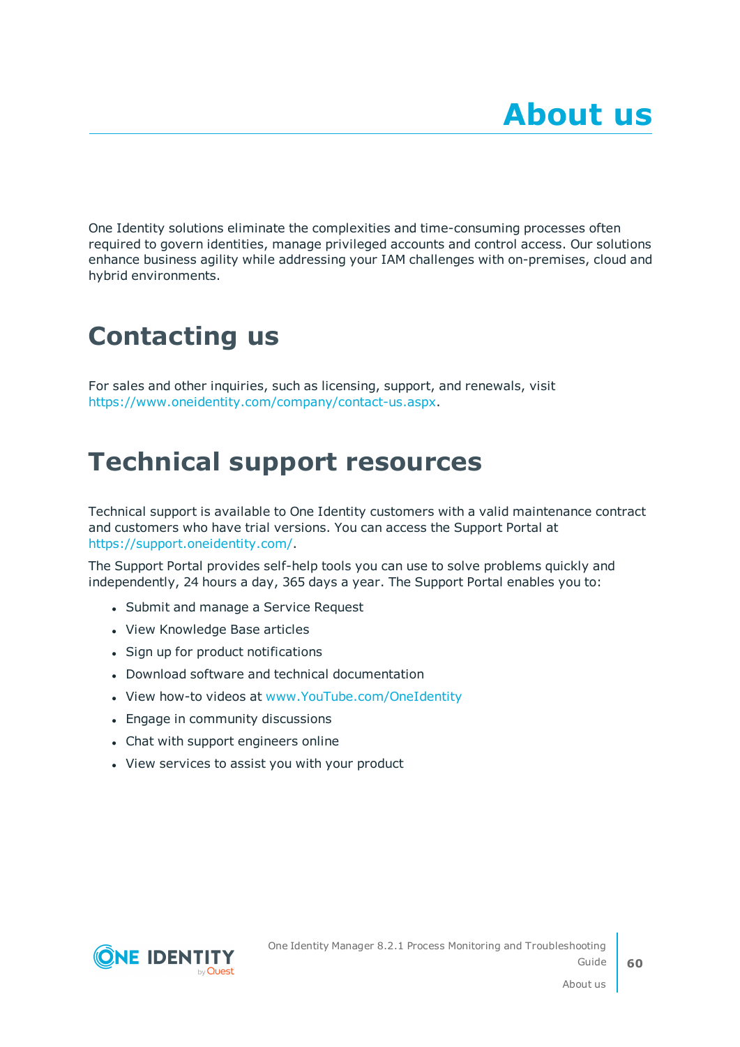# About us

One Identity solutions eliminate the complexities and time-consuming processes often required to govern identities, manage privileged accounts and control access. Our solutions enhance business agility while addressing your IAM challenges with on-premises, cloud and hybrid environments.

## Contacting us

For sales and other inquiries, such as licensing, support, and renewals, visit https://www.oneidentity.com/company/contact-us.aspx.

## Technical support resources

Technical support is available to One Identity customers with a valid maintenance contract and customers who have trial versions. You can access the Support Portal at https://support.oneidentity.com/.

The Support Portal provides self-help tools you can use to solve problems quickly and independently, 24 hours a day, 365 days a year. The Support Portal enables you to:

- Submit and manage a Service Request
- View Knowledge Base articles
- Sign up for product notifications
- Download software and technical documentation
- View how-to videos at www.YouTube.com/OneIdentity
- Engage in community discussions
- Chat with support engineers online
- View services to assist you with your product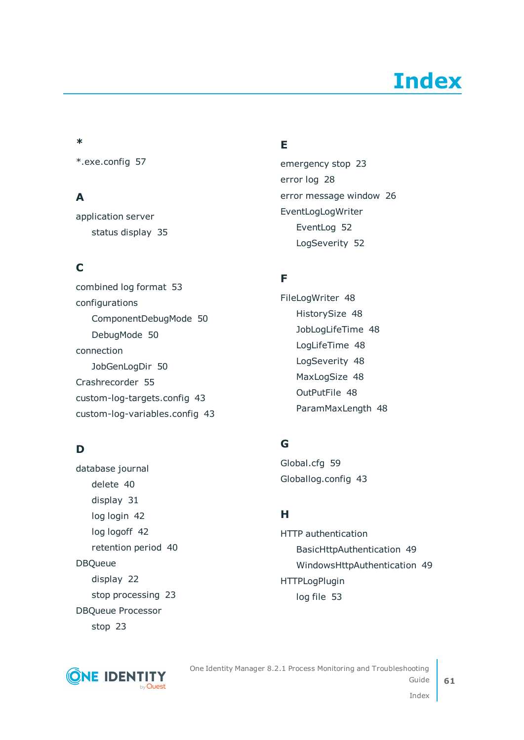# Index

## *

*.exe.config 57

## A

application server
- status display 35

## C

combined log format 53

configurations
- ComponentDebugMode 50
- DebugMode 50

connection
- JobGenLogDir 50

Crashrecorder 55

custom-log-targets.config 43

custom-log-variables.config 43

## D

database journal
- delete 40
- display 31
- log login 42
- log logoff 42
- retention period 40

DBQueue
- display 22
- stop processing 23

DBQueue Processor
- stop 23

## E

emergency stop 23

error log 28

error message window 26

EventLogLogWriter
- EventLog 52
- LogSeverity 52

## F

FileLogWriter 48
- HistorySize 48
- JobLogLifeTime 48
- LogLifeTime 48
- LogSeverity 48
- MaxLogSize 48
- OutPutFile 48
- ParamMaxLength 48

## G

Global.cfg 59

Globallog.config 43

## H

HTTP authentication
- BasicHttpAuthentication 49
- WindowsHttpAuthentication 49

HTTPLogPlugin
- log file 53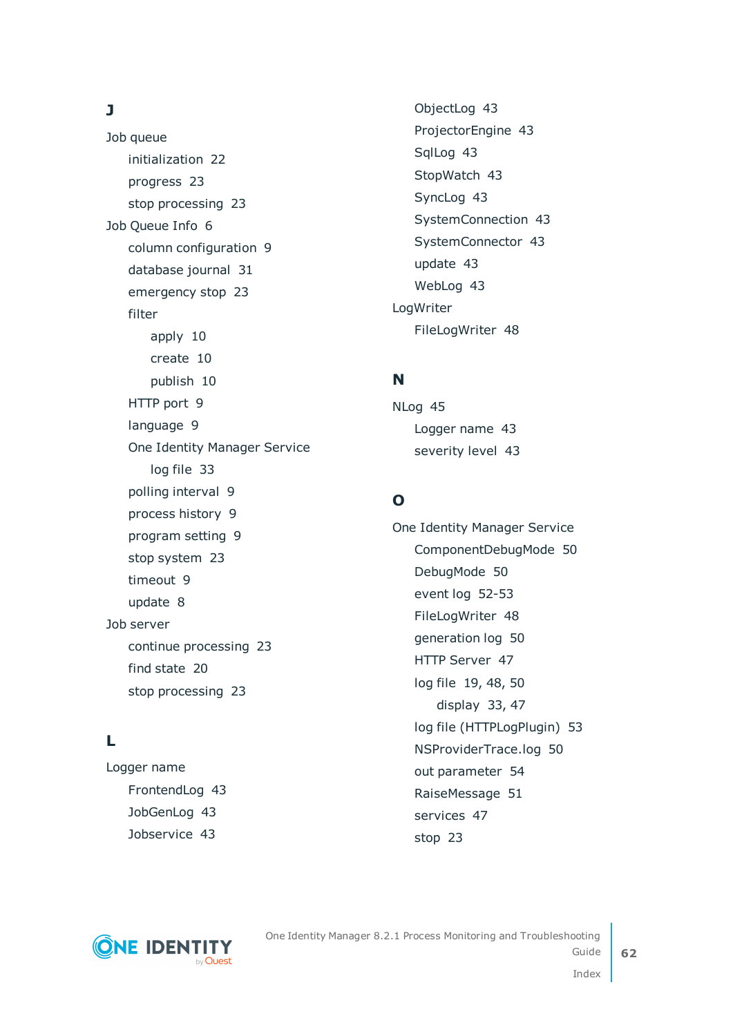## J

Job queue

- initialization 22
- progress 23
- stop processing 23

Job Queue Info 6

- column configuration 9
- database journal 31
- emergency stop 23
- filter
  - apply 10
  - create 10
  - publish 10
- HTTP port 9
- language 9
- One Identity Manager Service
  - log file 33
- polling interval 9
- process history 9
- program setting 9
- stop system 23
- timeout 9
- update 8

Job server

- continue processing 23
- find state 20
- stop processing 23

## L

Logger name

- FrontendLog 43
- JobGenLog 43
- Jobservice 43
- ObjectLog 43
- ProjectorEngine 43
- SqlLog 43
- StopWatch 43
- SyncLog 43
- SystemConnection 43
- SystemConnector 43
- update 43
- WebLog 43

LogWriter

- FileLogWriter 48

## N

NLog 45

- Logger name 43
- severity level 43

## O

One Identity Manager Service

- ComponentDebugMode 50
- DebugMode 50
- event log 52-53
- FileLogWriter 48
- generation log 50
- HTTP Server 47
- log file 19, 48, 50
  - display 33, 47
- log file (HTTPLogPlugin) 53
- NSProviderTrace.log 50
- out parameter 54
- RaiseMessage 51
- services 47
- stop 23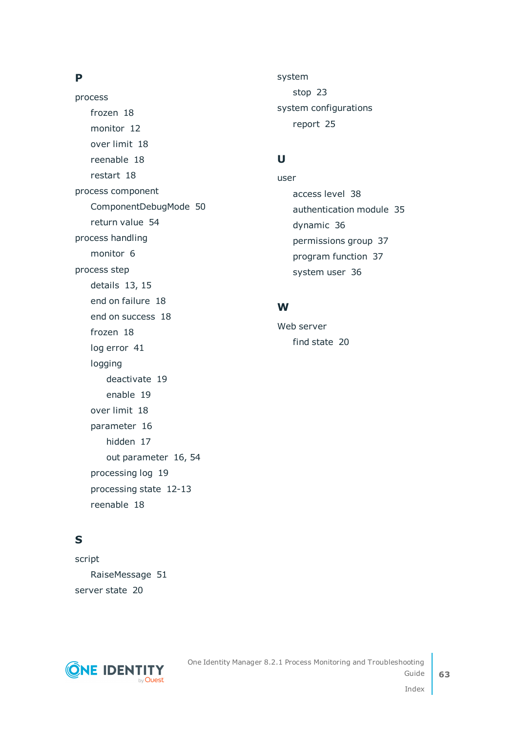## P

process
  - frozen 18
  - monitor 12
  - over limit 18
  - reenable 18
  - restart 18

process component
  - ComponentDebugMode 50
  - return value 54

process handling
  - monitor 6

process step
  - details 13, 15
  - end on failure 18
  - end on success 18
  - frozen 18
  - log error 41
  - logging
    - deactivate 19
    - enable 19
  - over limit 18
  - parameter 16
    - hidden 17
    - out parameter 16, 54
  - processing log 19
  - processing state 12-13
  - reenable 18

## S

script
  - RaiseMessage 51

server state 20

system
  - stop 23

system configurations
  - report 25

## U

user
  - access level 38
  - authentication module 35
  - dynamic 36
  - permissions group 37
  - program function 37
  - system user 36

## W

Web server
  - find state 20